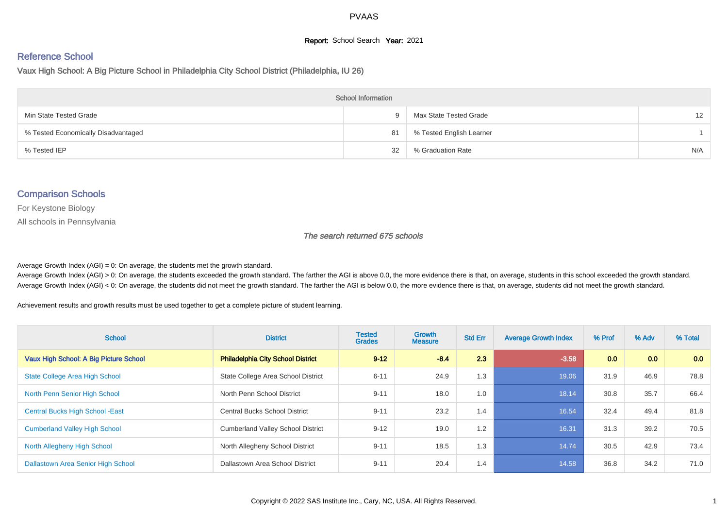# PVAAS

**Report:** School Search **Year:** 2021

## Reference School

### Vaux High School: A Big Picture School in Philadelphia City School District (Philadelphia, IU 26)

| School Information | | | |
|---|---|---|---|
| Min State Tested Grade | 9 | Max State Tested Grade | 12 |
| % Tested Economically Disadvantaged | 81 | % Tested English Learner | 1 |
| % Tested IEP | 32 | % Graduation Rate | N/A |

## Comparison Schools

For Keystone Biology

All schools in Pennsylvania

*The search returned 675 schools*

Average Growth Index (AGI) = 0: On average, the students met the growth standard.
Average Growth Index (AGI) > 0: On average, the students exceeded the growth standard. The farther the AGI is above 0.0, the more evidence there is that, on average, students in this school exceeded the growth standard.
Average Growth Index (AGI) < 0: On average, the students did not meet the growth standard. The farther the AGI is below 0.0, the more evidence there is that, on average, students did not meet the growth standard.

Achievement results and growth results must be used together to get a complete picture of student learning.

| School | District | Tested Grades | Growth Measure | Std Err | Average Growth Index | % Prof | % Adv | % Total |
|---|---|---|---|---|---|---|---|---|
| **Vaux High School: A Big Picture School** | **Philadelphia City School District** | **9-12** | **-8.4** | **2.3** | **-3.58** | **0.0** | **0.0** | **0.0** |
| State College Area High School | State College Area School District | 6-11 | 24.9 | 1.3 | 19.06 | 31.9 | 46.9 | 78.8 |
| North Penn Senior High School | North Penn School District | 9-11 | 18.0 | 1.0 | 18.14 | 30.8 | 35.7 | 66.4 |
| Central Bucks High School -East | Central Bucks School District | 9-11 | 23.2 | 1.4 | 16.54 | 32.4 | 49.4 | 81.8 |
| Cumberland Valley High School | Cumberland Valley School District | 9-12 | 19.0 | 1.2 | 16.31 | 31.3 | 39.2 | 70.5 |
| North Allegheny High School | North Allegheny School District | 9-11 | 18.5 | 1.3 | 14.74 | 30.5 | 42.9 | 73.4 |
| Dallastown Area Senior High School | Dallastown Area School District | 9-11 | 20.4 | 1.4 | 14.58 | 36.8 | 34.2 | 71.0 |

Copyright © 2022 SAS Institute Inc., Cary, NC, USA. All Rights Reserved.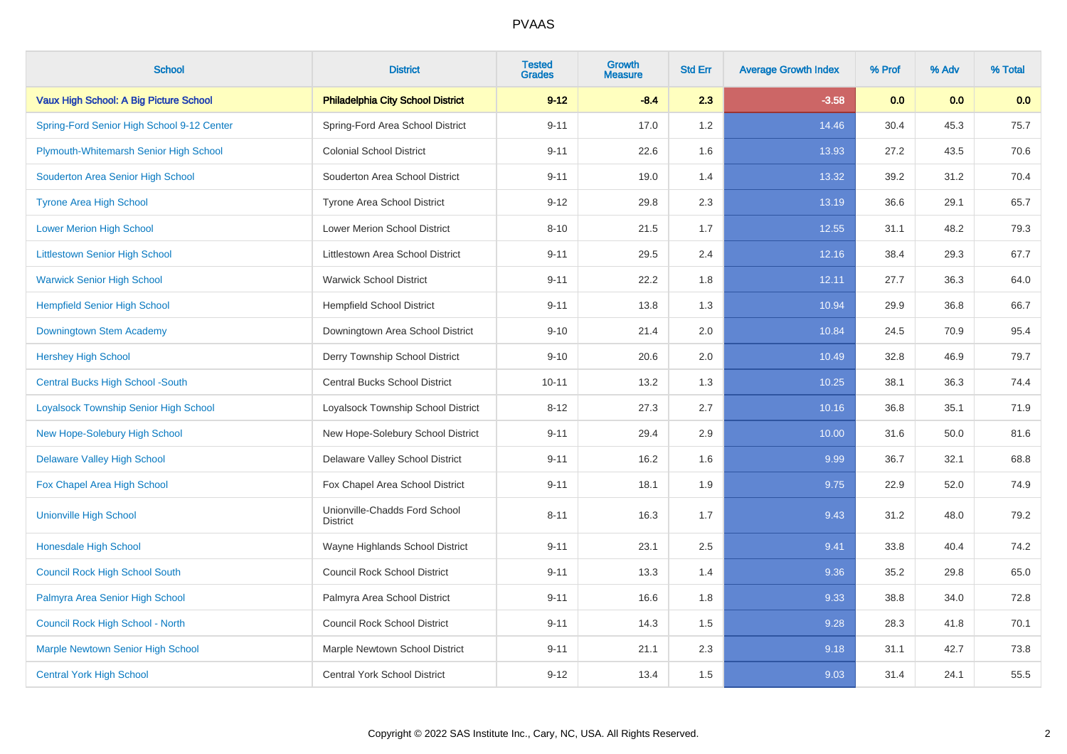| School | District | Tested Grades | Growth Measure | Std Err | Average Growth Index | % Prof | % Adv | % Total |
|---|---|---|---|---|---|---|---|---|
| **Vaux High School: A Big Picture School** | **Philadelphia City School District** | **9-12** | **-8.4** | **2.3** | **-3.58** | **0.0** | **0.0** | **0.0** |
| Spring-Ford Senior High School 9-12 Center | Spring-Ford Area School District | 9-11 | 17.0 | 1.2 | 14.46 | 30.4 | 45.3 | 75.7 |
| Plymouth-Whitemarsh Senior High School | Colonial School District | 9-11 | 22.6 | 1.6 | 13.93 | 27.2 | 43.5 | 70.6 |
| Souderton Area Senior High School | Souderton Area School District | 9-11 | 19.0 | 1.4 | 13.32 | 39.2 | 31.2 | 70.4 |
| Tyrone Area High School | Tyrone Area School District | 9-12 | 29.8 | 2.3 | 13.19 | 36.6 | 29.1 | 65.7 |
| Lower Merion High School | Lower Merion School District | 8-10 | 21.5 | 1.7 | 12.55 | 31.1 | 48.2 | 79.3 |
| Littlestown Senior High School | Littlestown Area School District | 9-11 | 29.5 | 2.4 | 12.16 | 38.4 | 29.3 | 67.7 |
| Warwick Senior High School | Warwick School District | 9-11 | 22.2 | 1.8 | 12.11 | 27.7 | 36.3 | 64.0 |
| Hempfield Senior High School | Hempfield School District | 9-11 | 13.8 | 1.3 | 10.94 | 29.9 | 36.8 | 66.7 |
| Downingtown Stem Academy | Downingtown Area School District | 9-10 | 21.4 | 2.0 | 10.84 | 24.5 | 70.9 | 95.4 |
| Hershey High School | Derry Township School District | 9-10 | 20.6 | 2.0 | 10.49 | 32.8 | 46.9 | 79.7 |
| Central Bucks High School -South | Central Bucks School District | 10-11 | 13.2 | 1.3 | 10.25 | 38.1 | 36.3 | 74.4 |
| Loyalsock Township Senior High School | Loyalsock Township School District | 8-12 | 27.3 | 2.7 | 10.16 | 36.8 | 35.1 | 71.9 |
| New Hope-Solebury High School | New Hope-Solebury School District | 9-11 | 29.4 | 2.9 | 10.00 | 31.6 | 50.0 | 81.6 |
| Delaware Valley High School | Delaware Valley School District | 9-11 | 16.2 | 1.6 | 9.99 | 36.7 | 32.1 | 68.8 |
| Fox Chapel Area High School | Fox Chapel Area School District | 9-11 | 18.1 | 1.9 | 9.75 | 22.9 | 52.0 | 74.9 |
| Unionville High School | Unionville-Chadds Ford School District | 8-11 | 16.3 | 1.7 | 9.43 | 31.2 | 48.0 | 79.2 |
| Honesdale High School | Wayne Highlands School District | 9-11 | 23.1 | 2.5 | 9.41 | 33.8 | 40.4 | 74.2 |
| Council Rock High School South | Council Rock School District | 9-11 | 13.3 | 1.4 | 9.36 | 35.2 | 29.8 | 65.0 |
| Palmyra Area Senior High School | Palmyra Area School District | 9-11 | 16.6 | 1.8 | 9.33 | 38.8 | 34.0 | 72.8 |
| Council Rock High School - North | Council Rock School District | 9-11 | 14.3 | 1.5 | 9.28 | 28.3 | 41.8 | 70.1 |
| Marple Newtown Senior High School | Marple Newtown School District | 9-11 | 21.1 | 2.3 | 9.18 | 31.1 | 42.7 | 73.8 |
| Central York High School | Central York School District | 9-12 | 13.4 | 1.5 | 9.03 | 31.4 | 24.1 | 55.5 |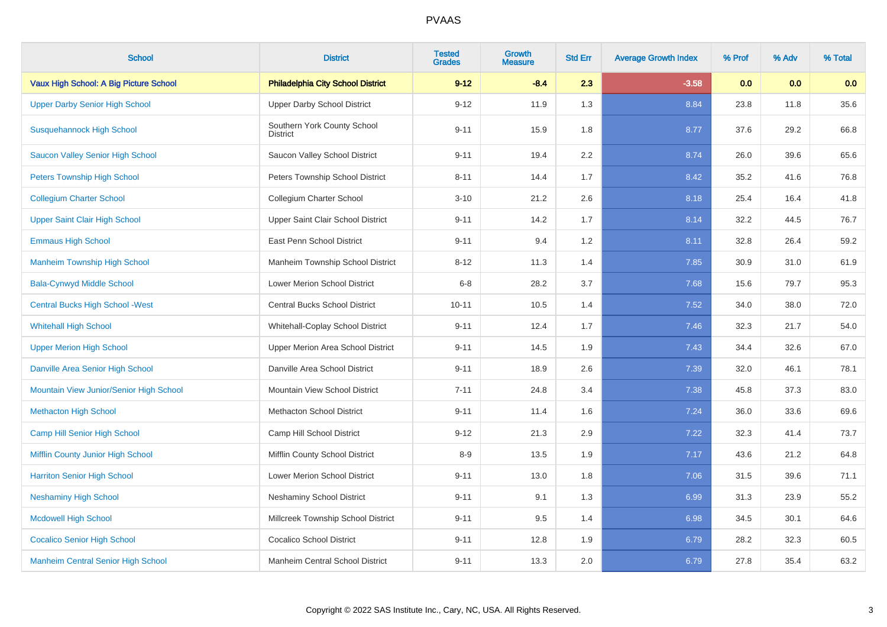# PVAAS

| School | District | Tested Grades | Growth Measure | Std Err | Average Growth Index | % Prof | % Adv | % Total |
|---|---|---|---|---|---|---|---|---|
| **Vaux High School: A Big Picture School** | **Philadelphia City School District** | **9-12** | **-8.4** | **2.3** | **-3.58** | **0.0** | **0.0** | **0.0** |
| Upper Darby Senior High School | Upper Darby School District | 9-12 | 11.9 | 1.3 | 8.84 | 23.8 | 11.8 | 35.6 |
| Susquehannock High School | Southern York County School District | 9-11 | 15.9 | 1.8 | 8.77 | 37.6 | 29.2 | 66.8 |
| Saucon Valley Senior High School | Saucon Valley School District | 9-11 | 19.4 | 2.2 | 8.74 | 26.0 | 39.6 | 65.6 |
| Peters Township High School | Peters Township School District | 8-11 | 14.4 | 1.7 | 8.42 | 35.2 | 41.6 | 76.8 |
| Collegium Charter School | Collegium Charter School | 3-10 | 21.2 | 2.6 | 8.18 | 25.4 | 16.4 | 41.8 |
| Upper Saint Clair High School | Upper Saint Clair School District | 9-11 | 14.2 | 1.7 | 8.14 | 32.2 | 44.5 | 76.7 |
| Emmaus High School | East Penn School District | 9-11 | 9.4 | 1.2 | 8.11 | 32.8 | 26.4 | 59.2 |
| Manheim Township High School | Manheim Township School District | 8-12 | 11.3 | 1.4 | 7.85 | 30.9 | 31.0 | 61.9 |
| Bala-Cynwyd Middle School | Lower Merion School District | 6-8 | 28.2 | 3.7 | 7.68 | 15.6 | 79.7 | 95.3 |
| Central Bucks High School -West | Central Bucks School District | 10-11 | 10.5 | 1.4 | 7.52 | 34.0 | 38.0 | 72.0 |
| Whitehall High School | Whitehall-Coplay School District | 9-11 | 12.4 | 1.7 | 7.46 | 32.3 | 21.7 | 54.0 |
| Upper Merion High School | Upper Merion Area School District | 9-11 | 14.5 | 1.9 | 7.43 | 34.4 | 32.6 | 67.0 |
| Danville Area Senior High School | Danville Area School District | 9-11 | 18.9 | 2.6 | 7.39 | 32.0 | 46.1 | 78.1 |
| Mountain View Junior/Senior High School | Mountain View School District | 7-11 | 24.8 | 3.4 | 7.38 | 45.8 | 37.3 | 83.0 |
| Methacton High School | Methacton School District | 9-11 | 11.4 | 1.6 | 7.24 | 36.0 | 33.6 | 69.6 |
| Camp Hill Senior High School | Camp Hill School District | 9-12 | 21.3 | 2.9 | 7.22 | 32.3 | 41.4 | 73.7 |
| Mifflin County Junior High School | Mifflin County School District | 8-9 | 13.5 | 1.9 | 7.17 | 43.6 | 21.2 | 64.8 |
| Harriton Senior High School | Lower Merion School District | 9-11 | 13.0 | 1.8 | 7.06 | 31.5 | 39.6 | 71.1 |
| Neshaminy High School | Neshaminy School District | 9-11 | 9.1 | 1.3 | 6.99 | 31.3 | 23.9 | 55.2 |
| Mcdowell High School | Millcreek Township School District | 9-11 | 9.5 | 1.4 | 6.98 | 34.5 | 30.1 | 64.6 |
| Cocalico Senior High School | Cocalico School District | 9-11 | 12.8 | 1.9 | 6.79 | 28.2 | 32.3 | 60.5 |
| Manheim Central Senior High School | Manheim Central School District | 9-11 | 13.3 | 2.0 | 6.79 | 27.8 | 35.4 | 63.2 |

Copyright © 2022 SAS Institute Inc., Cary, NC, USA. All Rights Reserved.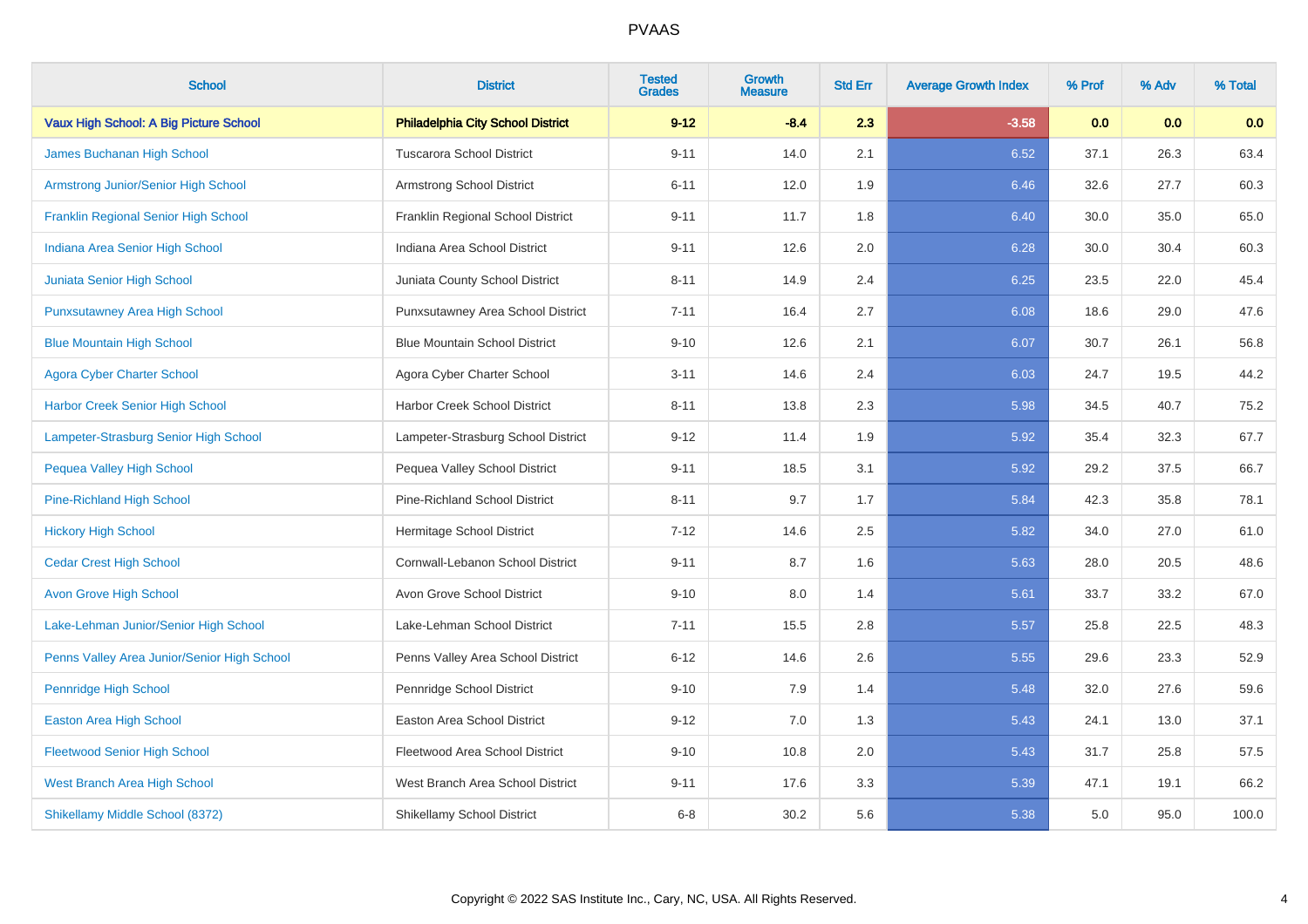# PVAAS

| School | District | Tested Grades | Growth Measure | Std Err | Average Growth Index | % Prof | % Adv | % Total |
|---|---|---|---|---|---|---|---|---|
| **Vaux High School: A Big Picture School** | **Philadelphia City School District** | **9-12** | **-8.4** | **2.3** | **-3.58** | **0.0** | **0.0** | **0.0** |
| James Buchanan High School | Tuscarora School District | 9-11 | 14.0 | 2.1 | 6.52 | 37.1 | 26.3 | 63.4 |
| Armstrong Junior/Senior High School | Armstrong School District | 6-11 | 12.0 | 1.9 | 6.46 | 32.6 | 27.7 | 60.3 |
| Franklin Regional Senior High School | Franklin Regional School District | 9-11 | 11.7 | 1.8 | 6.40 | 30.0 | 35.0 | 65.0 |
| Indiana Area Senior High School | Indiana Area School District | 9-11 | 12.6 | 2.0 | 6.28 | 30.0 | 30.4 | 60.3 |
| Juniata Senior High School | Juniata County School District | 8-11 | 14.9 | 2.4 | 6.25 | 23.5 | 22.0 | 45.4 |
| Punxsutawney Area High School | Punxsutawney Area School District | 7-11 | 16.4 | 2.7 | 6.08 | 18.6 | 29.0 | 47.6 |
| Blue Mountain High School | Blue Mountain School District | 9-10 | 12.6 | 2.1 | 6.07 | 30.7 | 26.1 | 56.8 |
| Agora Cyber Charter School | Agora Cyber Charter School | 3-11 | 14.6 | 2.4 | 6.03 | 24.7 | 19.5 | 44.2 |
| Harbor Creek Senior High School | Harbor Creek School District | 8-11 | 13.8 | 2.3 | 5.98 | 34.5 | 40.7 | 75.2 |
| Lampeter-Strasburg Senior High School | Lampeter-Strasburg School District | 9-12 | 11.4 | 1.9 | 5.92 | 35.4 | 32.3 | 67.7 |
| Pequea Valley High School | Pequea Valley School District | 9-11 | 18.5 | 3.1 | 5.92 | 29.2 | 37.5 | 66.7 |
| Pine-Richland High School | Pine-Richland School District | 8-11 | 9.7 | 1.7 | 5.84 | 42.3 | 35.8 | 78.1 |
| Hickory High School | Hermitage School District | 7-12 | 14.6 | 2.5 | 5.82 | 34.0 | 27.0 | 61.0 |
| Cedar Crest High School | Cornwall-Lebanon School District | 9-11 | 8.7 | 1.6 | 5.63 | 28.0 | 20.5 | 48.6 |
| Avon Grove High School | Avon Grove School District | 9-10 | 8.0 | 1.4 | 5.61 | 33.7 | 33.2 | 67.0 |
| Lake-Lehman Junior/Senior High School | Lake-Lehman School District | 7-11 | 15.5 | 2.8 | 5.57 | 25.8 | 22.5 | 48.3 |
| Penns Valley Area Junior/Senior High School | Penns Valley Area School District | 6-12 | 14.6 | 2.6 | 5.55 | 29.6 | 23.3 | 52.9 |
| Pennridge High School | Pennridge School District | 9-10 | 7.9 | 1.4 | 5.48 | 32.0 | 27.6 | 59.6 |
| Easton Area High School | Easton Area School District | 9-12 | 7.0 | 1.3 | 5.43 | 24.1 | 13.0 | 37.1 |
| Fleetwood Senior High School | Fleetwood Area School District | 9-10 | 10.8 | 2.0 | 5.43 | 31.7 | 25.8 | 57.5 |
| West Branch Area High School | West Branch Area School District | 9-11 | 17.6 | 3.3 | 5.39 | 47.1 | 19.1 | 66.2 |
| Shikellamy Middle School (8372) | Shikellamy School District | 6-8 | 30.2 | 5.6 | 5.38 | 5.0 | 95.0 | 100.0 |

Copyright © 2022 SAS Institute Inc., Cary, NC, USA. All Rights Reserved.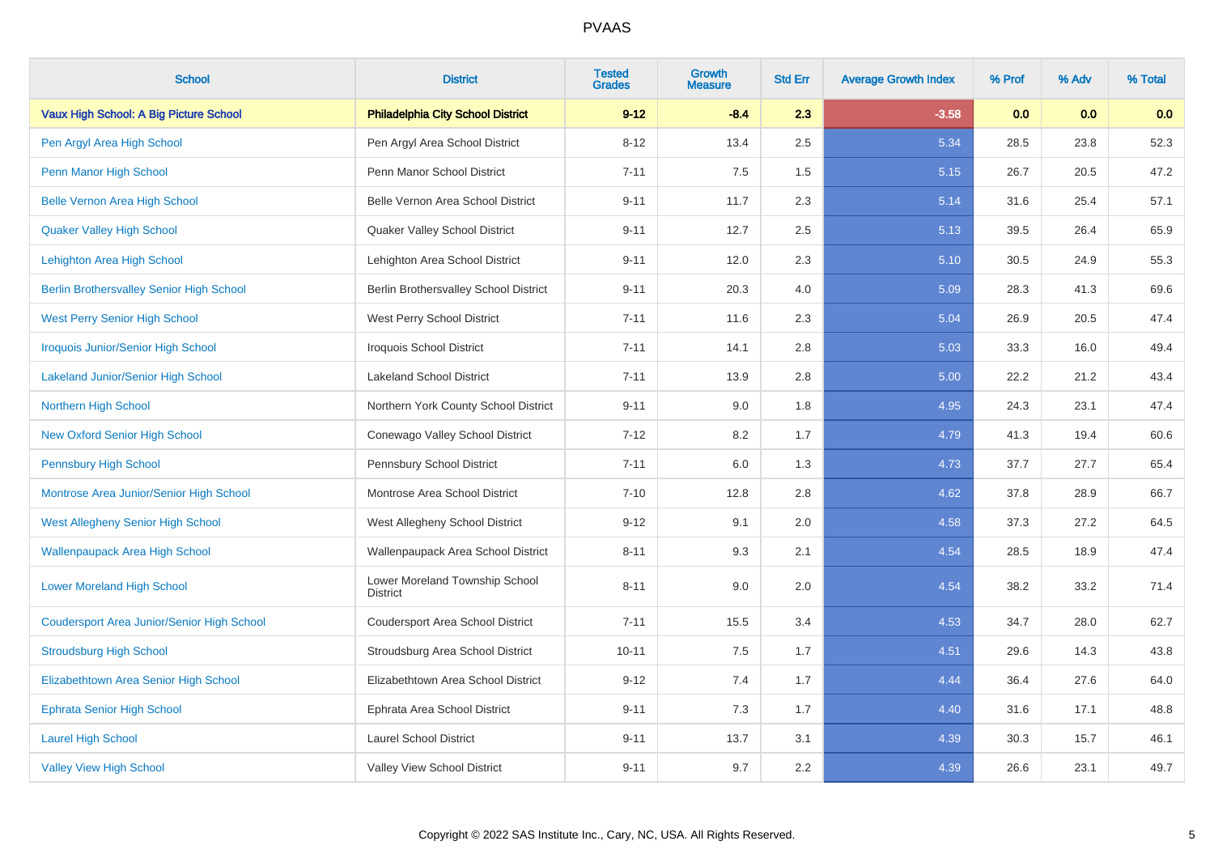# PVAAS

| School | District | Tested Grades | Growth Measure | Std Err | Average Growth Index | % Prof | % Adv | % Total |
|---|---|---|---|---|---|---|---|---|
| **Vaux High School: A Big Picture School** | **Philadelphia City School District** | **9-12** | **-8.4** | **2.3** | **-3.58** | **0.0** | **0.0** | **0.0** |
| Pen Argyl Area High School | Pen Argyl Area School District | 8-12 | 13.4 | 2.5 | 5.34 | 28.5 | 23.8 | 52.3 |
| Penn Manor High School | Penn Manor School District | 7-11 | 7.5 | 1.5 | 5.15 | 26.7 | 20.5 | 47.2 |
| Belle Vernon Area High School | Belle Vernon Area School District | 9-11 | 11.7 | 2.3 | 5.14 | 31.6 | 25.4 | 57.1 |
| Quaker Valley High School | Quaker Valley School District | 9-11 | 12.7 | 2.5 | 5.13 | 39.5 | 26.4 | 65.9 |
| Lehighton Area High School | Lehighton Area School District | 9-11 | 12.0 | 2.3 | 5.10 | 30.5 | 24.9 | 55.3 |
| Berlin Brothersvalley Senior High School | Berlin Brothersvalley School District | 9-11 | 20.3 | 4.0 | 5.09 | 28.3 | 41.3 | 69.6 |
| West Perry Senior High School | West Perry School District | 7-11 | 11.6 | 2.3 | 5.04 | 26.9 | 20.5 | 47.4 |
| Iroquois Junior/Senior High School | Iroquois School District | 7-11 | 14.1 | 2.8 | 5.03 | 33.3 | 16.0 | 49.4 |
| Lakeland Junior/Senior High School | Lakeland School District | 7-11 | 13.9 | 2.8 | 5.00 | 22.2 | 21.2 | 43.4 |
| Northern High School | Northern York County School District | 9-11 | 9.0 | 1.8 | 4.95 | 24.3 | 23.1 | 47.4 |
| New Oxford Senior High School | Conewago Valley School District | 7-12 | 8.2 | 1.7 | 4.79 | 41.3 | 19.4 | 60.6 |
| Pennsbury High School | Pennsbury School District | 7-11 | 6.0 | 1.3 | 4.73 | 37.7 | 27.7 | 65.4 |
| Montrose Area Junior/Senior High School | Montrose Area School District | 7-10 | 12.8 | 2.8 | 4.62 | 37.8 | 28.9 | 66.7 |
| West Allegheny Senior High School | West Allegheny School District | 9-12 | 9.1 | 2.0 | 4.58 | 37.3 | 27.2 | 64.5 |
| Wallenpaupack Area High School | Wallenpaupack Area School District | 8-11 | 9.3 | 2.1 | 4.54 | 28.5 | 18.9 | 47.4 |
| Lower Moreland High School | Lower Moreland Township School District | 8-11 | 9.0 | 2.0 | 4.54 | 38.2 | 33.2 | 71.4 |
| Coudersport Area Junior/Senior High School | Coudersport Area School District | 7-11 | 15.5 | 3.4 | 4.53 | 34.7 | 28.0 | 62.7 |
| Stroudsburg High School | Stroudsburg Area School District | 10-11 | 7.5 | 1.7 | 4.51 | 29.6 | 14.3 | 43.8 |
| Elizabethtown Area Senior High School | Elizabethtown Area School District | 9-12 | 7.4 | 1.7 | 4.44 | 36.4 | 27.6 | 64.0 |
| Ephrata Senior High School | Ephrata Area School District | 9-11 | 7.3 | 1.7 | 4.40 | 31.6 | 17.1 | 48.8 |
| Laurel High School | Laurel School District | 9-11 | 13.7 | 3.1 | 4.39 | 30.3 | 15.7 | 46.1 |
| Valley View High School | Valley View School District | 9-11 | 9.7 | 2.2 | 4.39 | 26.6 | 23.1 | 49.7 |

Copyright © 2022 SAS Institute Inc., Cary, NC, USA. All Rights Reserved.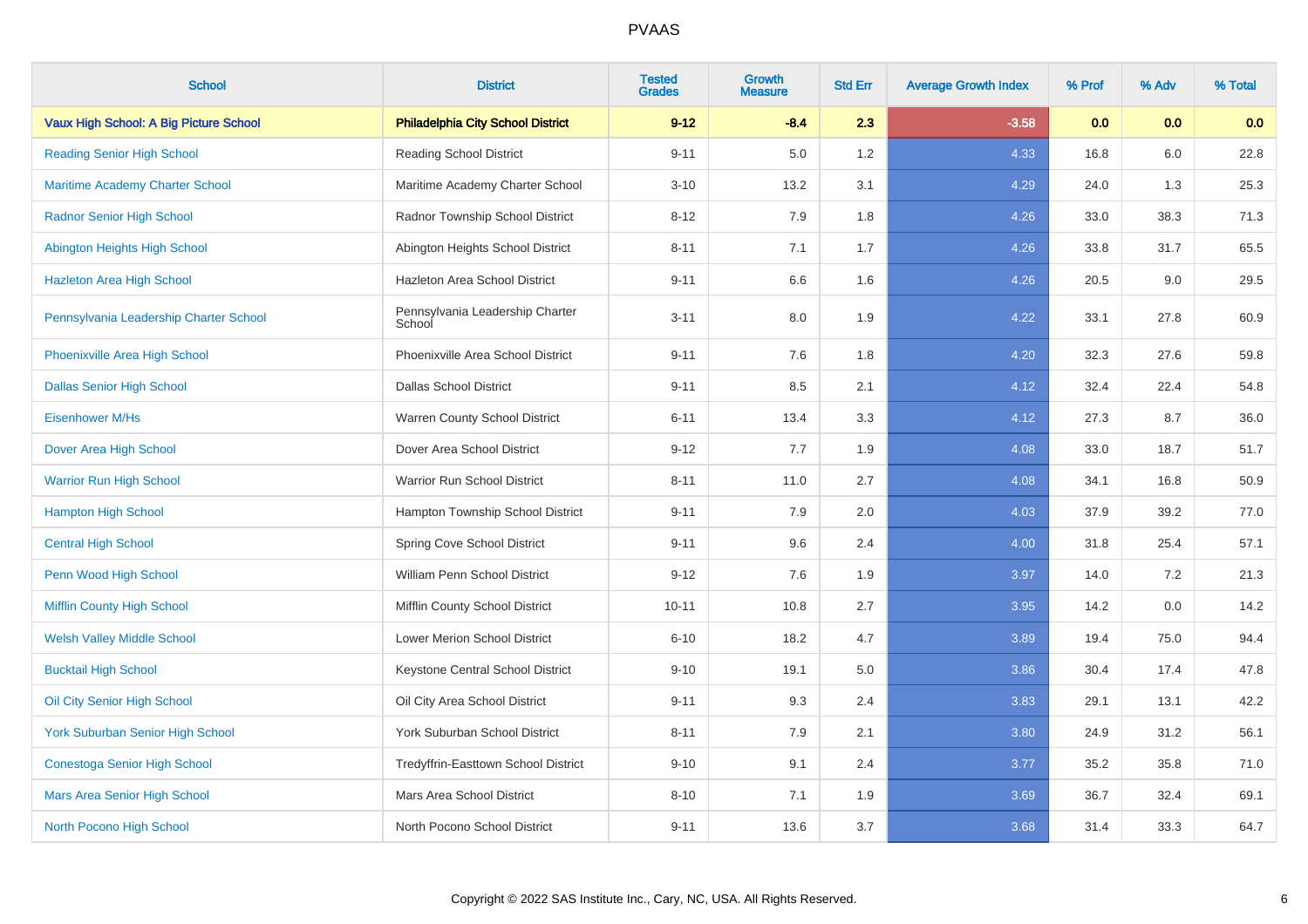# PVAAS

| School | District | Tested Grades | Growth Measure | Std Err | Average Growth Index | % Prof | % Adv | % Total |
|---|---|---|---|---|---|---|---|---|
| **Vaux High School: A Big Picture School** | **Philadelphia City School District** | **9-12** | **-8.4** | **2.3** | **-3.58** | **0.0** | **0.0** | **0.0** |
| Reading Senior High School | Reading School District | 9-11 | 5.0 | 1.2 | 4.33 | 16.8 | 6.0 | 22.8 |
| Maritime Academy Charter School | Maritime Academy Charter School | 3-10 | 13.2 | 3.1 | 4.29 | 24.0 | 1.3 | 25.3 |
| Radnor Senior High School | Radnor Township School District | 8-12 | 7.9 | 1.8 | 4.26 | 33.0 | 38.3 | 71.3 |
| Abington Heights High School | Abington Heights School District | 8-11 | 7.1 | 1.7 | 4.26 | 33.8 | 31.7 | 65.5 |
| Hazleton Area High School | Hazleton Area School District | 9-11 | 6.6 | 1.6 | 4.26 | 20.5 | 9.0 | 29.5 |
| Pennsylvania Leadership Charter School | Pennsylvania Leadership Charter School | 3-11 | 8.0 | 1.9 | 4.22 | 33.1 | 27.8 | 60.9 |
| Phoenixville Area High School | Phoenixville Area School District | 9-11 | 7.6 | 1.8 | 4.20 | 32.3 | 27.6 | 59.8 |
| Dallas Senior High School | Dallas School District | 9-11 | 8.5 | 2.1 | 4.12 | 32.4 | 22.4 | 54.8 |
| Eisenhower M/Hs | Warren County School District | 6-11 | 13.4 | 3.3 | 4.12 | 27.3 | 8.7 | 36.0 |
| Dover Area High School | Dover Area School District | 9-12 | 7.7 | 1.9 | 4.08 | 33.0 | 18.7 | 51.7 |
| Warrior Run High School | Warrior Run School District | 8-11 | 11.0 | 2.7 | 4.08 | 34.1 | 16.8 | 50.9 |
| Hampton High School | Hampton Township School District | 9-11 | 7.9 | 2.0 | 4.03 | 37.9 | 39.2 | 77.0 |
| Central High School | Spring Cove School District | 9-11 | 9.6 | 2.4 | 4.00 | 31.8 | 25.4 | 57.1 |
| Penn Wood High School | William Penn School District | 9-12 | 7.6 | 1.9 | 3.97 | 14.0 | 7.2 | 21.3 |
| Mifflin County High School | Mifflin County School District | 10-11 | 10.8 | 2.7 | 3.95 | 14.2 | 0.0 | 14.2 |
| Welsh Valley Middle School | Lower Merion School District | 6-10 | 18.2 | 4.7 | 3.89 | 19.4 | 75.0 | 94.4 |
| Bucktail High School | Keystone Central School District | 9-10 | 19.1 | 5.0 | 3.86 | 30.4 | 17.4 | 47.8 |
| Oil City Senior High School | Oil City Area School District | 9-11 | 9.3 | 2.4 | 3.83 | 29.1 | 13.1 | 42.2 |
| York Suburban Senior High School | York Suburban School District | 8-11 | 7.9 | 2.1 | 3.80 | 24.9 | 31.2 | 56.1 |
| Conestoga Senior High School | Tredyffrin-Easttown School District | 9-10 | 9.1 | 2.4 | 3.77 | 35.2 | 35.8 | 71.0 |
| Mars Area Senior High School | Mars Area School District | 8-10 | 7.1 | 1.9 | 3.69 | 36.7 | 32.4 | 69.1 |
| North Pocono High School | North Pocono School District | 9-11 | 13.6 | 3.7 | 3.68 | 31.4 | 33.3 | 64.7 |

Copyright © 2022 SAS Institute Inc., Cary, NC, USA. All Rights Reserved.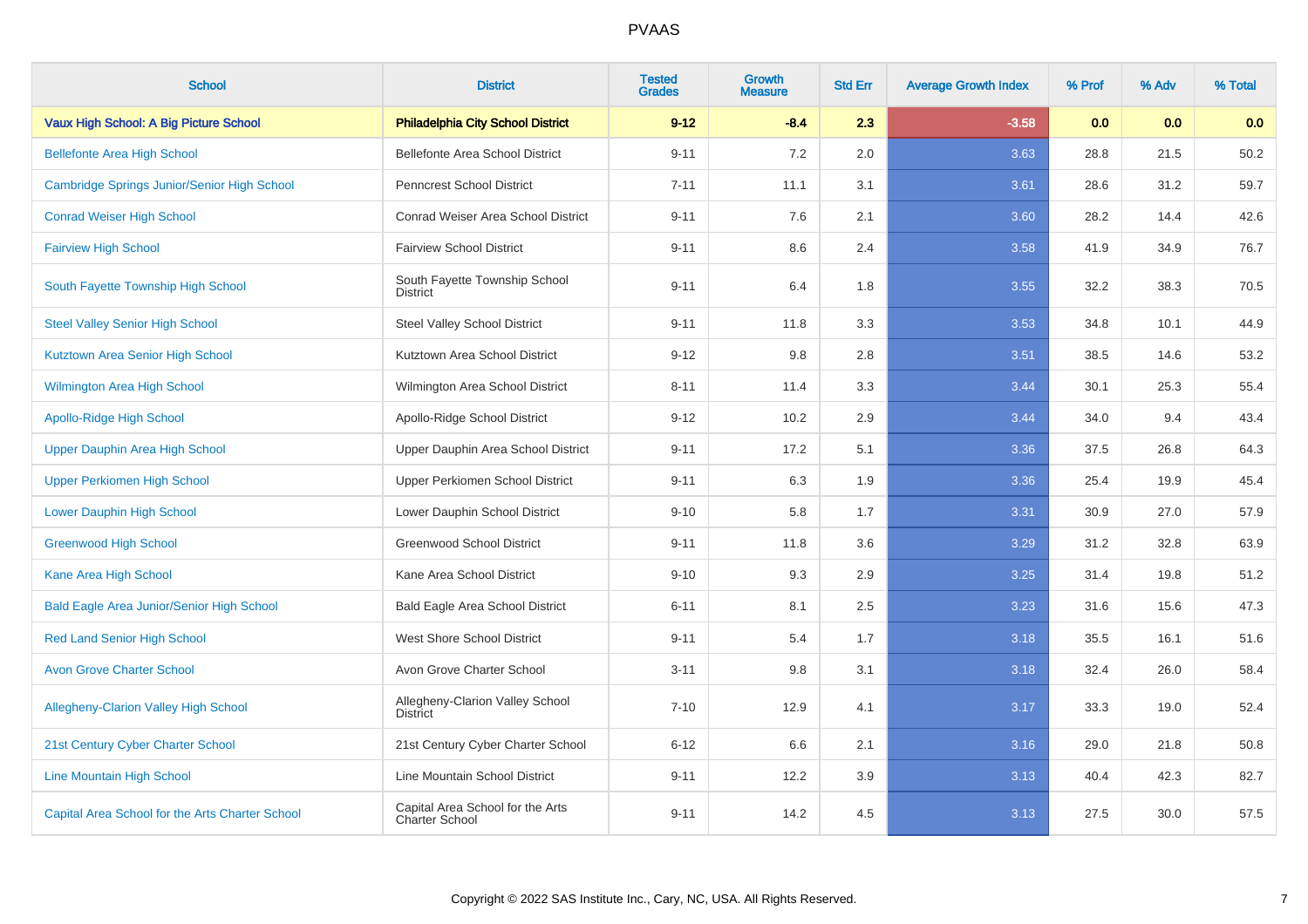# PVAAS

| School | District | Tested Grades | Growth Measure | Std Err | Average Growth Index | % Prof | % Adv | % Total |
|---|---|---|---|---|---|---|---|---|
| **Vaux High School: A Big Picture School** | **Philadelphia City School District** | **9-12** | **-8.4** | **2.3** | **-3.58** | **0.0** | **0.0** | **0.0** |
| Bellefonte Area High School | Bellefonte Area School District | 9-11 | 7.2 | 2.0 | 3.63 | 28.8 | 21.5 | 50.2 |
| Cambridge Springs Junior/Senior High School | Penncrest School District | 7-11 | 11.1 | 3.1 | 3.61 | 28.6 | 31.2 | 59.7 |
| Conrad Weiser High School | Conrad Weiser Area School District | 9-11 | 7.6 | 2.1 | 3.60 | 28.2 | 14.4 | 42.6 |
| Fairview High School | Fairview School District | 9-11 | 8.6 | 2.4 | 3.58 | 41.9 | 34.9 | 76.7 |
| South Fayette Township High School | South Fayette Township School District | 9-11 | 6.4 | 1.8 | 3.55 | 32.2 | 38.3 | 70.5 |
| Steel Valley Senior High School | Steel Valley School District | 9-11 | 11.8 | 3.3 | 3.53 | 34.8 | 10.1 | 44.9 |
| Kutztown Area Senior High School | Kutztown Area School District | 9-12 | 9.8 | 2.8 | 3.51 | 38.5 | 14.6 | 53.2 |
| Wilmington Area High School | Wilmington Area School District | 8-11 | 11.4 | 3.3 | 3.44 | 30.1 | 25.3 | 55.4 |
| Apollo-Ridge High School | Apollo-Ridge School District | 9-12 | 10.2 | 2.9 | 3.44 | 34.0 | 9.4 | 43.4 |
| Upper Dauphin Area High School | Upper Dauphin Area School District | 9-11 | 17.2 | 5.1 | 3.36 | 37.5 | 26.8 | 64.3 |
| Upper Perkiomen High School | Upper Perkiomen School District | 9-11 | 6.3 | 1.9 | 3.36 | 25.4 | 19.9 | 45.4 |
| Lower Dauphin High School | Lower Dauphin School District | 9-10 | 5.8 | 1.7 | 3.31 | 30.9 | 27.0 | 57.9 |
| Greenwood High School | Greenwood School District | 9-11 | 11.8 | 3.6 | 3.29 | 31.2 | 32.8 | 63.9 |
| Kane Area High School | Kane Area School District | 9-10 | 9.3 | 2.9 | 3.25 | 31.4 | 19.8 | 51.2 |
| Bald Eagle Area Junior/Senior High School | Bald Eagle Area School District | 6-11 | 8.1 | 2.5 | 3.23 | 31.6 | 15.6 | 47.3 |
| Red Land Senior High School | West Shore School District | 9-11 | 5.4 | 1.7 | 3.18 | 35.5 | 16.1 | 51.6 |
| Avon Grove Charter School | Avon Grove Charter School | 3-11 | 9.8 | 3.1 | 3.18 | 32.4 | 26.0 | 58.4 |
| Allegheny-Clarion Valley High School | Allegheny-Clarion Valley School District | 7-10 | 12.9 | 4.1 | 3.17 | 33.3 | 19.0 | 52.4 |
| 21st Century Cyber Charter School | 21st Century Cyber Charter School | 6-12 | 6.6 | 2.1 | 3.16 | 29.0 | 21.8 | 50.8 |
| Line Mountain High School | Line Mountain School District | 9-11 | 12.2 | 3.9 | 3.13 | 40.4 | 42.3 | 82.7 |
| Capital Area School for the Arts Charter School | Capital Area School for the Arts Charter School | 9-11 | 14.2 | 4.5 | 3.13 | 27.5 | 30.0 | 57.5 |

Copyright © 2022 SAS Institute Inc., Cary, NC, USA. All Rights Reserved.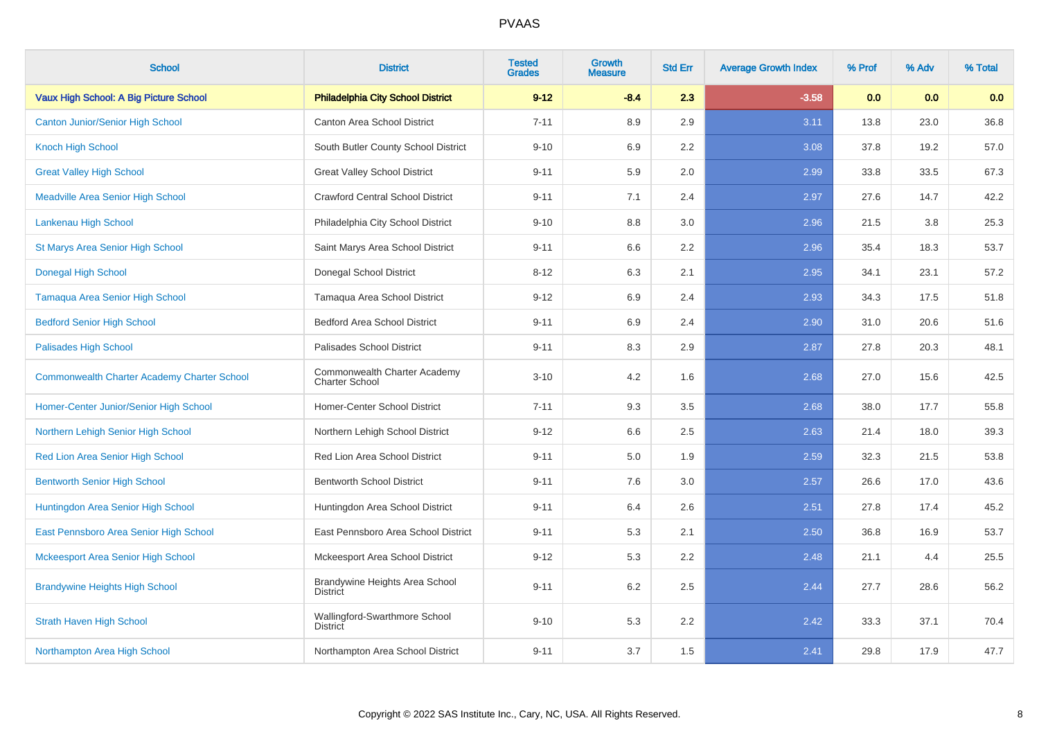# PVAAS

| School | District | Tested Grades | Growth Measure | Std Err | Average Growth Index | % Prof | % Adv | % Total |
|---|---|---|---|---|---|---|---|---|
| **Vaux High School: A Big Picture School** | **Philadelphia City School District** | **9-12** | **-8.4** | **2.3** | **-3.58** | **0.0** | **0.0** | **0.0** |
| Canton Junior/Senior High School | Canton Area School District | 7-11 | 8.9 | 2.9 | 3.11 | 13.8 | 23.0 | 36.8 |
| Knoch High School | South Butler County School District | 9-10 | 6.9 | 2.2 | 3.08 | 37.8 | 19.2 | 57.0 |
| Great Valley High School | Great Valley School District | 9-11 | 5.9 | 2.0 | 2.99 | 33.8 | 33.5 | 67.3 |
| Meadville Area Senior High School | Crawford Central School District | 9-11 | 7.1 | 2.4 | 2.97 | 27.6 | 14.7 | 42.2 |
| Lankenau High School | Philadelphia City School District | 9-10 | 8.8 | 3.0 | 2.96 | 21.5 | 3.8 | 25.3 |
| St Marys Area Senior High School | Saint Marys Area School District | 9-11 | 6.6 | 2.2 | 2.96 | 35.4 | 18.3 | 53.7 |
| Donegal High School | Donegal School District | 8-12 | 6.3 | 2.1 | 2.95 | 34.1 | 23.1 | 57.2 |
| Tamaqua Area Senior High School | Tamaqua Area School District | 9-12 | 6.9 | 2.4 | 2.93 | 34.3 | 17.5 | 51.8 |
| Bedford Senior High School | Bedford Area School District | 9-11 | 6.9 | 2.4 | 2.90 | 31.0 | 20.6 | 51.6 |
| Palisades High School | Palisades School District | 9-11 | 8.3 | 2.9 | 2.87 | 27.8 | 20.3 | 48.1 |
| Commonwealth Charter Academy Charter School | Commonwealth Charter Academy Charter School | 3-10 | 4.2 | 1.6 | 2.68 | 27.0 | 15.6 | 42.5 |
| Homer-Center Junior/Senior High School | Homer-Center School District | 7-11 | 9.3 | 3.5 | 2.68 | 38.0 | 17.7 | 55.8 |
| Northern Lehigh Senior High School | Northern Lehigh School District | 9-12 | 6.6 | 2.5 | 2.63 | 21.4 | 18.0 | 39.3 |
| Red Lion Area Senior High School | Red Lion Area School District | 9-11 | 5.0 | 1.9 | 2.59 | 32.3 | 21.5 | 53.8 |
| Bentworth Senior High School | Bentworth School District | 9-11 | 7.6 | 3.0 | 2.57 | 26.6 | 17.0 | 43.6 |
| Huntingdon Area Senior High School | Huntingdon Area School District | 9-11 | 6.4 | 2.6 | 2.51 | 27.8 | 17.4 | 45.2 |
| East Pennsboro Area Senior High School | East Pennsboro Area School District | 9-11 | 5.3 | 2.1 | 2.50 | 36.8 | 16.9 | 53.7 |
| Mckeesport Area Senior High School | Mckeesport Area School District | 9-12 | 5.3 | 2.2 | 2.48 | 21.1 | 4.4 | 25.5 |
| Brandywine Heights High School | Brandywine Heights Area School District | 9-11 | 6.2 | 2.5 | 2.44 | 27.7 | 28.6 | 56.2 |
| Strath Haven High School | Wallingford-Swarthmore School District | 9-10 | 5.3 | 2.2 | 2.42 | 33.3 | 37.1 | 70.4 |
| Northampton Area High School | Northampton Area School District | 9-11 | 3.7 | 1.5 | 2.41 | 29.8 | 17.9 | 47.7 |

Copyright © 2022 SAS Institute Inc., Cary, NC, USA. All Rights Reserved.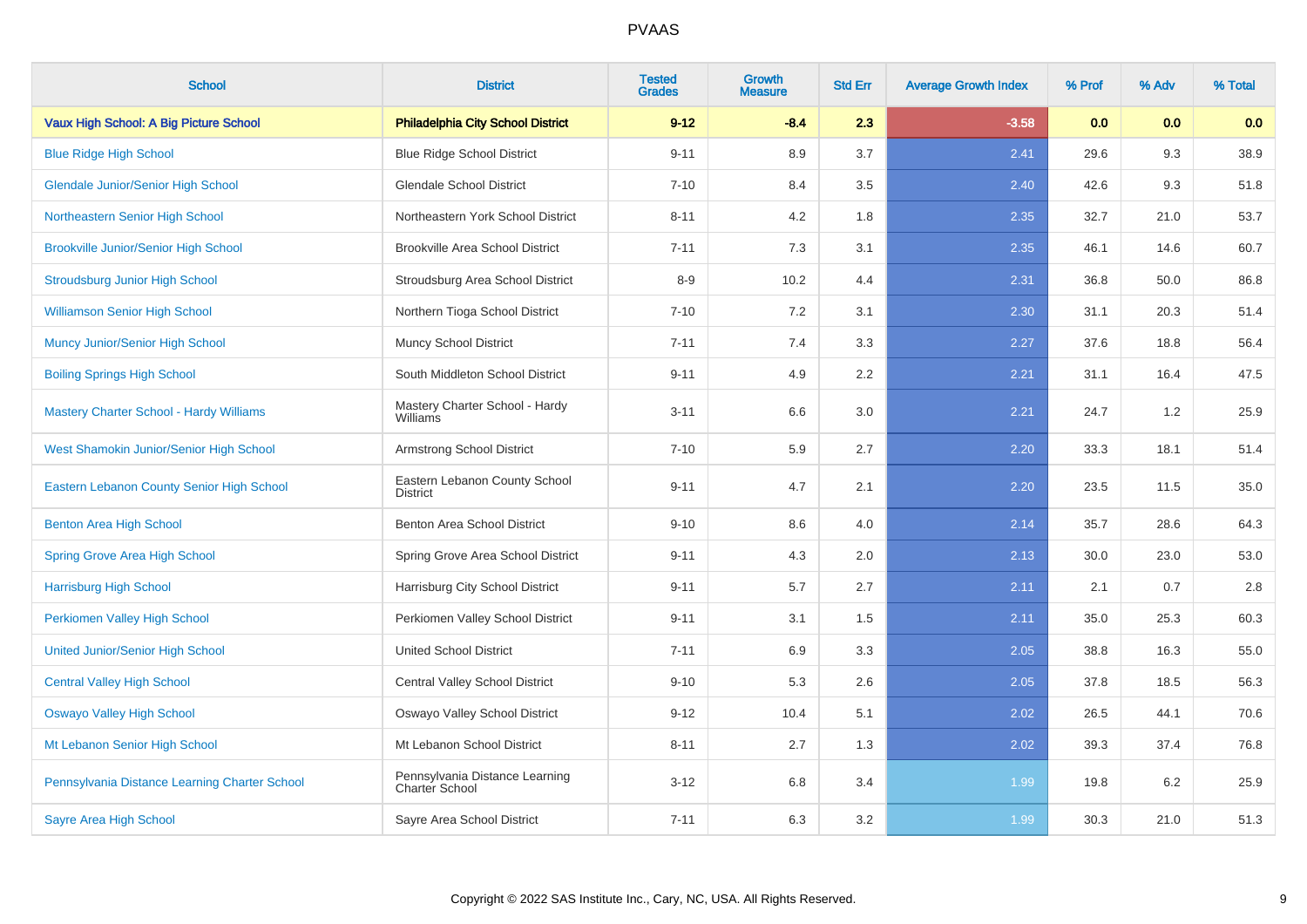# PVAAS

| School | District | Tested Grades | Growth Measure | Std Err | Average Growth Index | % Prof | % Adv | % Total |
|---|---|---|---|---|---|---|---|---|
| **Vaux High School: A Big Picture School** | **Philadelphia City School District** | **9-12** | **-8.4** | **2.3** | **-3.58** | **0.0** | **0.0** | **0.0** |
| Blue Ridge High School | Blue Ridge School District | 9-11 | 8.9 | 3.7 | 2.41 | 29.6 | 9.3 | 38.9 |
| Glendale Junior/Senior High School | Glendale School District | 7-10 | 8.4 | 3.5 | 2.40 | 42.6 | 9.3 | 51.8 |
| Northeastern Senior High School | Northeastern York School District | 8-11 | 4.2 | 1.8 | 2.35 | 32.7 | 21.0 | 53.7 |
| Brookville Junior/Senior High School | Brookville Area School District | 7-11 | 7.3 | 3.1 | 2.35 | 46.1 | 14.6 | 60.7 |
| Stroudsburg Junior High School | Stroudsburg Area School District | 8-9 | 10.2 | 4.4 | 2.31 | 36.8 | 50.0 | 86.8 |
| Williamson Senior High School | Northern Tioga School District | 7-10 | 7.2 | 3.1 | 2.30 | 31.1 | 20.3 | 51.4 |
| Muncy Junior/Senior High School | Muncy School District | 7-11 | 7.4 | 3.3 | 2.27 | 37.6 | 18.8 | 56.4 |
| Boiling Springs High School | South Middleton School District | 9-11 | 4.9 | 2.2 | 2.21 | 31.1 | 16.4 | 47.5 |
| Mastery Charter School - Hardy Williams | Mastery Charter School - Hardy Williams | 3-11 | 6.6 | 3.0 | 2.21 | 24.7 | 1.2 | 25.9 |
| West Shamokin Junior/Senior High School | Armstrong School District | 7-10 | 5.9 | 2.7 | 2.20 | 33.3 | 18.1 | 51.4 |
| Eastern Lebanon County Senior High School | Eastern Lebanon County School District | 9-11 | 4.7 | 2.1 | 2.20 | 23.5 | 11.5 | 35.0 |
| Benton Area High School | Benton Area School District | 9-10 | 8.6 | 4.0 | 2.14 | 35.7 | 28.6 | 64.3 |
| Spring Grove Area High School | Spring Grove Area School District | 9-11 | 4.3 | 2.0 | 2.13 | 30.0 | 23.0 | 53.0 |
| Harrisburg High School | Harrisburg City School District | 9-11 | 5.7 | 2.7 | 2.11 | 2.1 | 0.7 | 2.8 |
| Perkiomen Valley High School | Perkiomen Valley School District | 9-11 | 3.1 | 1.5 | 2.11 | 35.0 | 25.3 | 60.3 |
| United Junior/Senior High School | United School District | 7-11 | 6.9 | 3.3 | 2.05 | 38.8 | 16.3 | 55.0 |
| Central Valley High School | Central Valley School District | 9-10 | 5.3 | 2.6 | 2.05 | 37.8 | 18.5 | 56.3 |
| Oswayo Valley High School | Oswayo Valley School District | 9-12 | 10.4 | 5.1 | 2.02 | 26.5 | 44.1 | 70.6 |
| Mt Lebanon Senior High School | Mt Lebanon School District | 8-11 | 2.7 | 1.3 | 2.02 | 39.3 | 37.4 | 76.8 |
| Pennsylvania Distance Learning Charter School | Pennsylvania Distance Learning Charter School | 3-12 | 6.8 | 3.4 | 1.99 | 19.8 | 6.2 | 25.9 |
| Sayre Area High School | Sayre Area School District | 7-11 | 6.3 | 3.2 | 1.99 | 30.3 | 21.0 | 51.3 |

Copyright © 2022 SAS Institute Inc., Cary, NC, USA. All Rights Reserved.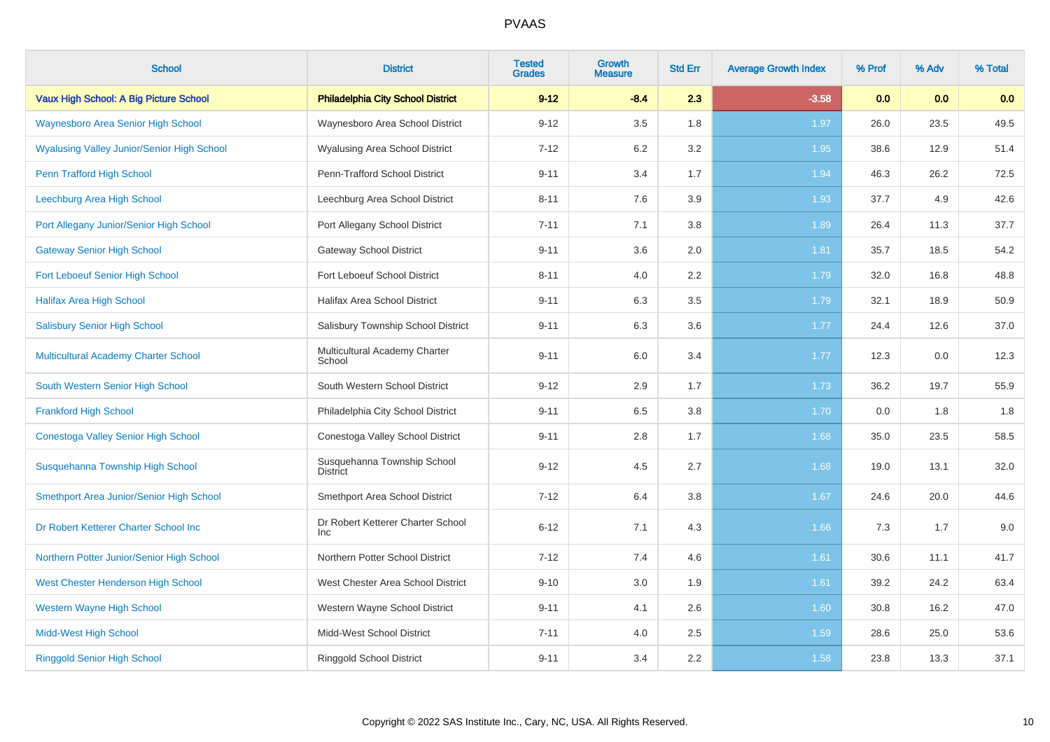# PVAAS

| School | District | Tested Grades | Growth Measure | Std Err | Average Growth Index | % Prof | % Adv | % Total |
|---|---|---|---|---|---|---|---|---|
| **Vaux High School: A Big Picture School** | **Philadelphia City School District** | **9-12** | **-8.4** | **2.3** | **-3.58** | **0.0** | **0.0** | **0.0** |
| Waynesboro Area Senior High School | Waynesboro Area School District | 9-12 | 3.5 | 1.8 | 1.97 | 26.0 | 23.5 | 49.5 |
| Wyalusing Valley Junior/Senior High School | Wyalusing Area School District | 7-12 | 6.2 | 3.2 | 1.95 | 38.6 | 12.9 | 51.4 |
| Penn Trafford High School | Penn-Trafford School District | 9-11 | 3.4 | 1.7 | 1.94 | 46.3 | 26.2 | 72.5 |
| Leechburg Area High School | Leechburg Area School District | 8-11 | 7.6 | 3.9 | 1.93 | 37.7 | 4.9 | 42.6 |
| Port Allegany Junior/Senior High School | Port Allegany School District | 7-11 | 7.1 | 3.8 | 1.89 | 26.4 | 11.3 | 37.7 |
| Gateway Senior High School | Gateway School District | 9-11 | 3.6 | 2.0 | 1.81 | 35.7 | 18.5 | 54.2 |
| Fort Leboeuf Senior High School | Fort Leboeuf School District | 8-11 | 4.0 | 2.2 | 1.79 | 32.0 | 16.8 | 48.8 |
| Halifax Area High School | Halifax Area School District | 9-11 | 6.3 | 3.5 | 1.79 | 32.1 | 18.9 | 50.9 |
| Salisbury Senior High School | Salisbury Township School District | 9-11 | 6.3 | 3.6 | 1.77 | 24.4 | 12.6 | 37.0 |
| Multicultural Academy Charter School | Multicultural Academy Charter School | 9-11 | 6.0 | 3.4 | 1.77 | 12.3 | 0.0 | 12.3 |
| South Western Senior High School | South Western School District | 9-12 | 2.9 | 1.7 | 1.73 | 36.2 | 19.7 | 55.9 |
| Frankford High School | Philadelphia City School District | 9-11 | 6.5 | 3.8 | 1.70 | 0.0 | 1.8 | 1.8 |
| Conestoga Valley Senior High School | Conestoga Valley School District | 9-11 | 2.8 | 1.7 | 1.68 | 35.0 | 23.5 | 58.5 |
| Susquehanna Township High School | Susquehanna Township School District | 9-12 | 4.5 | 2.7 | 1.68 | 19.0 | 13.1 | 32.0 |
| Smethport Area Junior/Senior High School | Smethport Area School District | 7-12 | 6.4 | 3.8 | 1.67 | 24.6 | 20.0 | 44.6 |
| Dr Robert Ketterer Charter School Inc | Dr Robert Ketterer Charter School Inc | 6-12 | 7.1 | 4.3 | 1.66 | 7.3 | 1.7 | 9.0 |
| Northern Potter Junior/Senior High School | Northern Potter School District | 7-12 | 7.4 | 4.6 | 1.61 | 30.6 | 11.1 | 41.7 |
| West Chester Henderson High School | West Chester Area School District | 9-10 | 3.0 | 1.9 | 1.61 | 39.2 | 24.2 | 63.4 |
| Western Wayne High School | Western Wayne School District | 9-11 | 4.1 | 2.6 | 1.60 | 30.8 | 16.2 | 47.0 |
| Midd-West High School | Midd-West School District | 7-11 | 4.0 | 2.5 | 1.59 | 28.6 | 25.0 | 53.6 |
| Ringgold Senior High School | Ringgold School District | 9-11 | 3.4 | 2.2 | 1.58 | 23.8 | 13.3 | 37.1 |

Copyright © 2022 SAS Institute Inc., Cary, NC, USA. All Rights Reserved.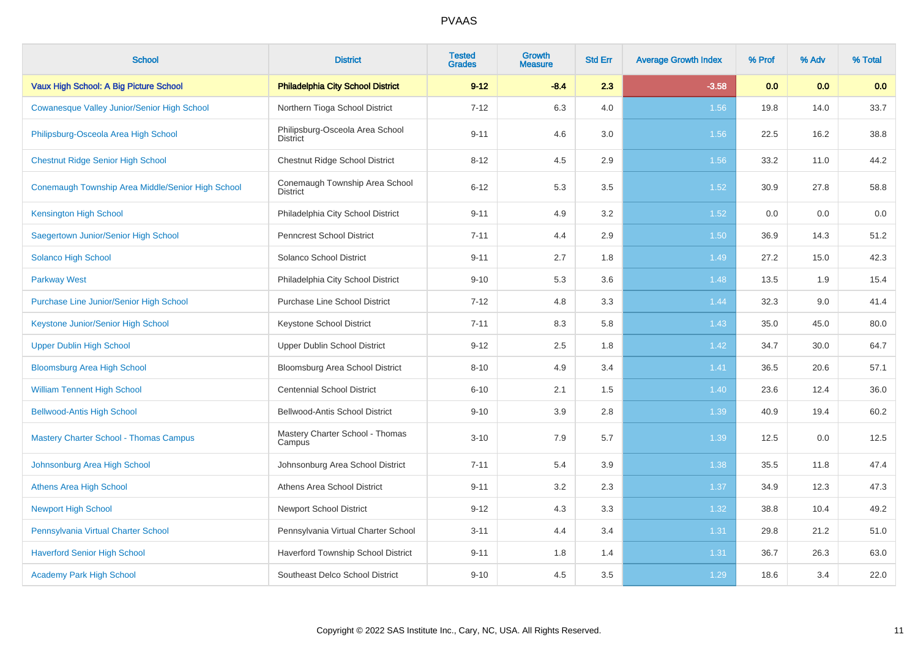PVAAS

| School | District | Tested Grades | Growth Measure | Std Err | Average Growth Index | % Prof | % Adv | % Total |
|---|---|---|---|---|---|---|---|---|
| **Vaux High School: A Big Picture School** | **Philadelphia City School District** | **9-12** | **-8.4** | **2.3** | **-3.58** | **0.0** | **0.0** | **0.0** |
| Cowanesque Valley Junior/Senior High School | Northern Tioga School District | 7-12 | 6.3 | 4.0 | 1.56 | 19.8 | 14.0 | 33.7 |
| Philipsburg-Osceola Area High School | Philipsburg-Osceola Area School District | 9-11 | 4.6 | 3.0 | 1.56 | 22.5 | 16.2 | 38.8 |
| Chestnut Ridge Senior High School | Chestnut Ridge School District | 8-12 | 4.5 | 2.9 | 1.56 | 33.2 | 11.0 | 44.2 |
| Conemaugh Township Area Middle/Senior High School | Conemaugh Township Area School District | 6-12 | 5.3 | 3.5 | 1.52 | 30.9 | 27.8 | 58.8 |
| Kensington High School | Philadelphia City School District | 9-11 | 4.9 | 3.2 | 1.52 | 0.0 | 0.0 | 0.0 |
| Saegertown Junior/Senior High School | Penncrest School District | 7-11 | 4.4 | 2.9 | 1.50 | 36.9 | 14.3 | 51.2 |
| Solanco High School | Solanco School District | 9-11 | 2.7 | 1.8 | 1.49 | 27.2 | 15.0 | 42.3 |
| Parkway West | Philadelphia City School District | 9-10 | 5.3 | 3.6 | 1.48 | 13.5 | 1.9 | 15.4 |
| Purchase Line Junior/Senior High School | Purchase Line School District | 7-12 | 4.8 | 3.3 | 1.44 | 32.3 | 9.0 | 41.4 |
| Keystone Junior/Senior High School | Keystone School District | 7-11 | 8.3 | 5.8 | 1.43 | 35.0 | 45.0 | 80.0 |
| Upper Dublin High School | Upper Dublin School District | 9-12 | 2.5 | 1.8 | 1.42 | 34.7 | 30.0 | 64.7 |
| Bloomsburg Area High School | Bloomsburg Area School District | 8-10 | 4.9 | 3.4 | 1.41 | 36.5 | 20.6 | 57.1 |
| William Tennent High School | Centennial School District | 6-10 | 2.1 | 1.5 | 1.40 | 23.6 | 12.4 | 36.0 |
| Bellwood-Antis High School | Bellwood-Antis School District | 9-10 | 3.9 | 2.8 | 1.39 | 40.9 | 19.4 | 60.2 |
| Mastery Charter School - Thomas Campus | Mastery Charter School - Thomas Campus | 3-10 | 7.9 | 5.7 | 1.39 | 12.5 | 0.0 | 12.5 |
| Johnsonburg Area High School | Johnsonburg Area School District | 7-11 | 5.4 | 3.9 | 1.38 | 35.5 | 11.8 | 47.4 |
| Athens Area High School | Athens Area School District | 9-11 | 3.2 | 2.3 | 1.37 | 34.9 | 12.3 | 47.3 |
| Newport High School | Newport School District | 9-12 | 4.3 | 3.3 | 1.32 | 38.8 | 10.4 | 49.2 |
| Pennsylvania Virtual Charter School | Pennsylvania Virtual Charter School | 3-11 | 4.4 | 3.4 | 1.31 | 29.8 | 21.2 | 51.0 |
| Haverford Senior High School | Haverford Township School District | 9-11 | 1.8 | 1.4 | 1.31 | 36.7 | 26.3 | 63.0 |
| Academy Park High School | Southeast Delco School District | 9-10 | 4.5 | 3.5 | 1.29 | 18.6 | 3.4 | 22.0 |

Copyright © 2022 SAS Institute Inc., Cary, NC, USA. All Rights Reserved.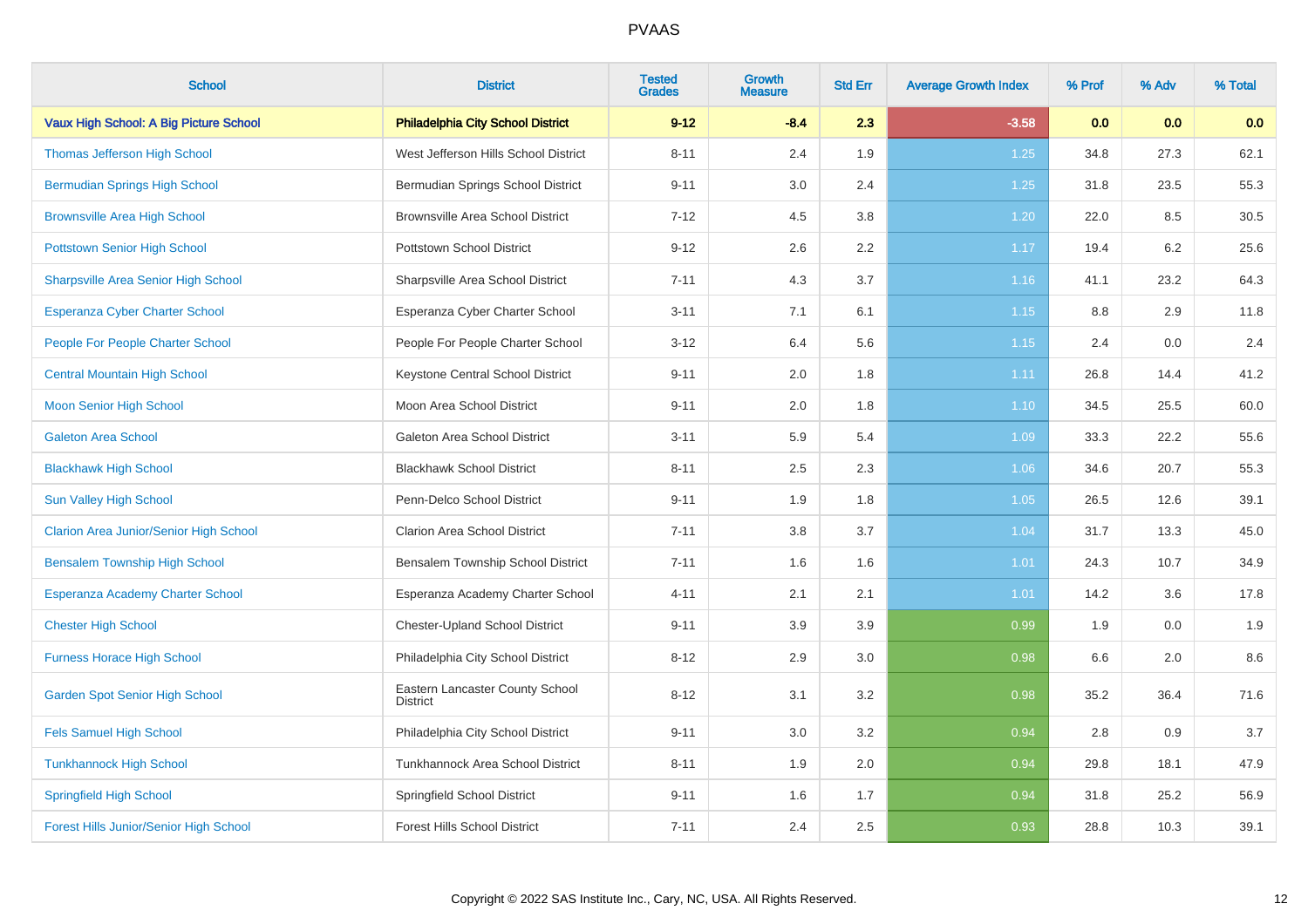# PVAAS

| School | District | Tested Grades | Growth Measure | Std Err | Average Growth Index | % Prof | % Adv | % Total |
|---|---|---|---|---|---|---|---|---|
| **Vaux High School: A Big Picture School** | **Philadelphia City School District** | **9-12** | **-8.4** | **2.3** | **-3.58** | **0.0** | **0.0** | **0.0** |
| Thomas Jefferson High School | West Jefferson Hills School District | 8-11 | 2.4 | 1.9 | 1.25 | 34.8 | 27.3 | 62.1 |
| Bermudian Springs High School | Bermudian Springs School District | 9-11 | 3.0 | 2.4 | 1.25 | 31.8 | 23.5 | 55.3 |
| Brownsville Area High School | Brownsville Area School District | 7-12 | 4.5 | 3.8 | 1.20 | 22.0 | 8.5 | 30.5 |
| Pottstown Senior High School | Pottstown School District | 9-12 | 2.6 | 2.2 | 1.17 | 19.4 | 6.2 | 25.6 |
| Sharpsville Area Senior High School | Sharpsville Area School District | 7-11 | 4.3 | 3.7 | 1.16 | 41.1 | 23.2 | 64.3 |
| Esperanza Cyber Charter School | Esperanza Cyber Charter School | 3-11 | 7.1 | 6.1 | 1.15 | 8.8 | 2.9 | 11.8 |
| People For People Charter School | People For People Charter School | 3-12 | 6.4 | 5.6 | 1.15 | 2.4 | 0.0 | 2.4 |
| Central Mountain High School | Keystone Central School District | 9-11 | 2.0 | 1.8 | 1.11 | 26.8 | 14.4 | 41.2 |
| Moon Senior High School | Moon Area School District | 9-11 | 2.0 | 1.8 | 1.10 | 34.5 | 25.5 | 60.0 |
| Galeton Area School | Galeton Area School District | 3-11 | 5.9 | 5.4 | 1.09 | 33.3 | 22.2 | 55.6 |
| Blackhawk High School | Blackhawk School District | 8-11 | 2.5 | 2.3 | 1.06 | 34.6 | 20.7 | 55.3 |
| Sun Valley High School | Penn-Delco School District | 9-11 | 1.9 | 1.8 | 1.05 | 26.5 | 12.6 | 39.1 |
| Clarion Area Junior/Senior High School | Clarion Area School District | 7-11 | 3.8 | 3.7 | 1.04 | 31.7 | 13.3 | 45.0 |
| Bensalem Township High School | Bensalem Township School District | 7-11 | 1.6 | 1.6 | 1.01 | 24.3 | 10.7 | 34.9 |
| Esperanza Academy Charter School | Esperanza Academy Charter School | 4-11 | 2.1 | 2.1 | 1.01 | 14.2 | 3.6 | 17.8 |
| Chester High School | Chester-Upland School District | 9-11 | 3.9 | 3.9 | 0.99 | 1.9 | 0.0 | 1.9 |
| Furness Horace High School | Philadelphia City School District | 8-12 | 2.9 | 3.0 | 0.98 | 6.6 | 2.0 | 8.6 |
| Garden Spot Senior High School | Eastern Lancaster County School District | 8-12 | 3.1 | 3.2 | 0.98 | 35.2 | 36.4 | 71.6 |
| Fels Samuel High School | Philadelphia City School District | 9-11 | 3.0 | 3.2 | 0.94 | 2.8 | 0.9 | 3.7 |
| Tunkhannock High School | Tunkhannock Area School District | 8-11 | 1.9 | 2.0 | 0.94 | 29.8 | 18.1 | 47.9 |
| Springfield High School | Springfield School District | 9-11 | 1.6 | 1.7 | 0.94 | 31.8 | 25.2 | 56.9 |
| Forest Hills Junior/Senior High School | Forest Hills School District | 7-11 | 2.4 | 2.5 | 0.93 | 28.8 | 10.3 | 39.1 |

Copyright © 2022 SAS Institute Inc., Cary, NC, USA. All Rights Reserved.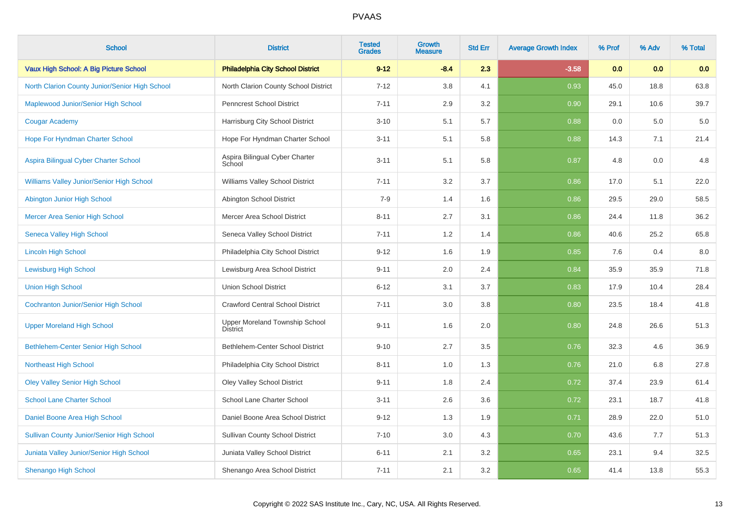# PVAAS

| School | District | Tested Grades | Growth Measure | Std Err | Average Growth Index | % Prof | % Adv | % Total |
|---|---|---|---|---|---|---|---|---|
| **Vaux High School: A Big Picture School** | **Philadelphia City School District** | **9-12** | **-8.4** | **2.3** | **-3.58** | **0.0** | **0.0** | **0.0** |
| North Clarion County Junior/Senior High School | North Clarion County School District | 7-12 | 3.8 | 4.1 | 0.93 | 45.0 | 18.8 | 63.8 |
| Maplewood Junior/Senior High School | Penncrest School District | 7-11 | 2.9 | 3.2 | 0.90 | 29.1 | 10.6 | 39.7 |
| Cougar Academy | Harrisburg City School District | 3-10 | 5.1 | 5.7 | 0.88 | 0.0 | 5.0 | 5.0 |
| Hope For Hyndman Charter School | Hope For Hyndman Charter School | 3-11 | 5.1 | 5.8 | 0.88 | 14.3 | 7.1 | 21.4 |
| Aspira Bilingual Cyber Charter School | Aspira Bilingual Cyber Charter School | 3-11 | 5.1 | 5.8 | 0.87 | 4.8 | 0.0 | 4.8 |
| Williams Valley Junior/Senior High School | Williams Valley School District | 7-11 | 3.2 | 3.7 | 0.86 | 17.0 | 5.1 | 22.0 |
| Abington Junior High School | Abington School District | 7-9 | 1.4 | 1.6 | 0.86 | 29.5 | 29.0 | 58.5 |
| Mercer Area Senior High School | Mercer Area School District | 8-11 | 2.7 | 3.1 | 0.86 | 24.4 | 11.8 | 36.2 |
| Seneca Valley High School | Seneca Valley School District | 7-11 | 1.2 | 1.4 | 0.86 | 40.6 | 25.2 | 65.8 |
| Lincoln High School | Philadelphia City School District | 9-12 | 1.6 | 1.9 | 0.85 | 7.6 | 0.4 | 8.0 |
| Lewisburg High School | Lewisburg Area School District | 9-11 | 2.0 | 2.4 | 0.84 | 35.9 | 35.9 | 71.8 |
| Union High School | Union School District | 6-12 | 3.1 | 3.7 | 0.83 | 17.9 | 10.4 | 28.4 |
| Cochranton Junior/Senior High School | Crawford Central School District | 7-11 | 3.0 | 3.8 | 0.80 | 23.5 | 18.4 | 41.8 |
| Upper Moreland High School | Upper Moreland Township School District | 9-11 | 1.6 | 2.0 | 0.80 | 24.8 | 26.6 | 51.3 |
| Bethlehem-Center Senior High School | Bethlehem-Center School District | 9-10 | 2.7 | 3.5 | 0.76 | 32.3 | 4.6 | 36.9 |
| Northeast High School | Philadelphia City School District | 8-11 | 1.0 | 1.3 | 0.76 | 21.0 | 6.8 | 27.8 |
| Oley Valley Senior High School | Oley Valley School District | 9-11 | 1.8 | 2.4 | 0.72 | 37.4 | 23.9 | 61.4 |
| School Lane Charter School | School Lane Charter School | 3-11 | 2.6 | 3.6 | 0.72 | 23.1 | 18.7 | 41.8 |
| Daniel Boone Area High School | Daniel Boone Area School District | 9-12 | 1.3 | 1.9 | 0.71 | 28.9 | 22.0 | 51.0 |
| Sullivan County Junior/Senior High School | Sullivan County School District | 7-10 | 3.0 | 4.3 | 0.70 | 43.6 | 7.7 | 51.3 |
| Juniata Valley Junior/Senior High School | Juniata Valley School District | 6-11 | 2.1 | 3.2 | 0.65 | 23.1 | 9.4 | 32.5 |
| Shenango High School | Shenango Area School District | 7-11 | 2.1 | 3.2 | 0.65 | 41.4 | 13.8 | 55.3 |

Copyright © 2022 SAS Institute Inc., Cary, NC, USA. All Rights Reserved.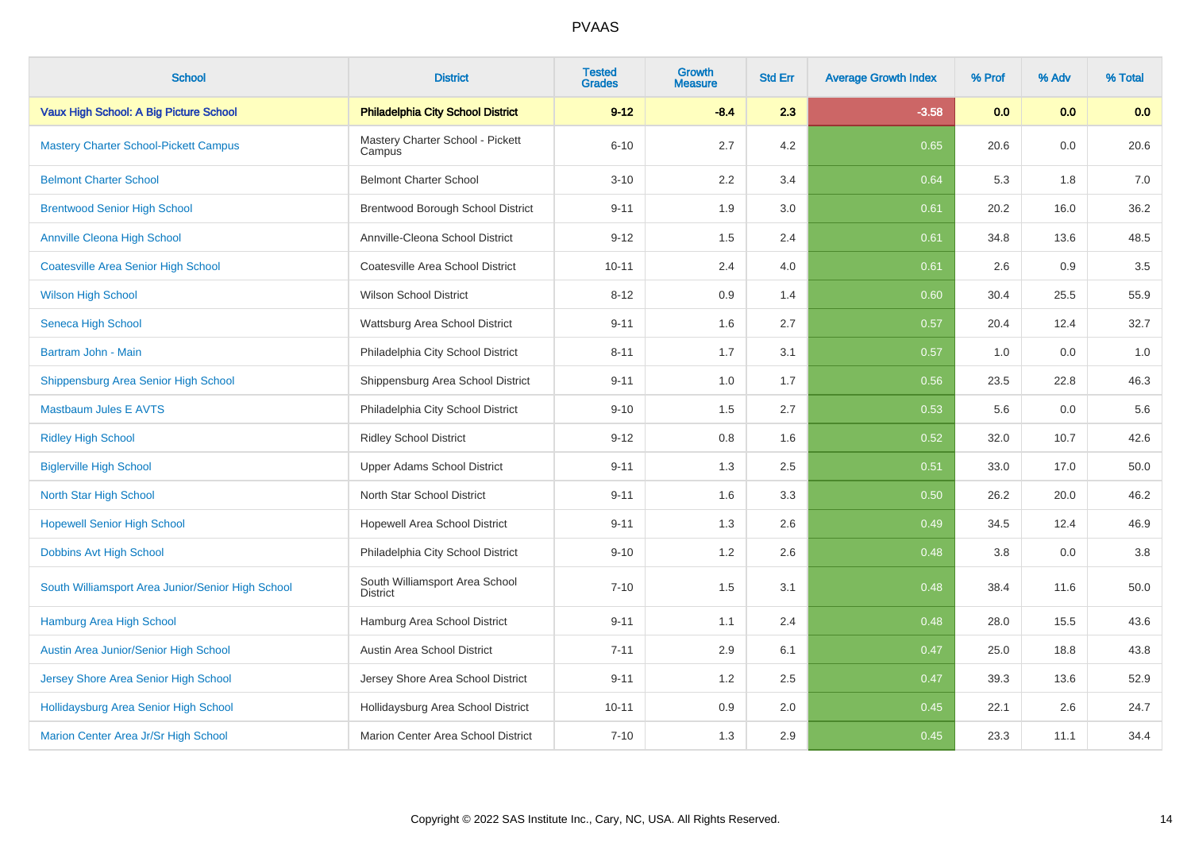# PVAAS

| School | District | Tested Grades | Growth Measure | Std Err | Average Growth Index | % Prof | % Adv | % Total |
|---|---|---|---|---|---|---|---|---|
| **Vaux High School: A Big Picture School** | **Philadelphia City School District** | **9-12** | **-8.4** | **2.3** | **-3.58** | **0.0** | **0.0** | **0.0** |
| Mastery Charter School-Pickett Campus | Mastery Charter School - Pickett Campus | 6-10 | 2.7 | 4.2 | 0.65 | 20.6 | 0.0 | 20.6 |
| Belmont Charter School | Belmont Charter School | 3-10 | 2.2 | 3.4 | 0.64 | 5.3 | 1.8 | 7.0 |
| Brentwood Senior High School | Brentwood Borough School District | 9-11 | 1.9 | 3.0 | 0.61 | 20.2 | 16.0 | 36.2 |
| Annville Cleona High School | Annville-Cleona School District | 9-12 | 1.5 | 2.4 | 0.61 | 34.8 | 13.6 | 48.5 |
| Coatesville Area Senior High School | Coatesville Area School District | 10-11 | 2.4 | 4.0 | 0.61 | 2.6 | 0.9 | 3.5 |
| Wilson High School | Wilson School District | 8-12 | 0.9 | 1.4 | 0.60 | 30.4 | 25.5 | 55.9 |
| Seneca High School | Wattsburg Area School District | 9-11 | 1.6 | 2.7 | 0.57 | 20.4 | 12.4 | 32.7 |
| Bartram John - Main | Philadelphia City School District | 8-11 | 1.7 | 3.1 | 0.57 | 1.0 | 0.0 | 1.0 |
| Shippensburg Area Senior High School | Shippensburg Area School District | 9-11 | 1.0 | 1.7 | 0.56 | 23.5 | 22.8 | 46.3 |
| Mastbaum Jules E AVTS | Philadelphia City School District | 9-10 | 1.5 | 2.7 | 0.53 | 5.6 | 0.0 | 5.6 |
| Ridley High School | Ridley School District | 9-12 | 0.8 | 1.6 | 0.52 | 32.0 | 10.7 | 42.6 |
| Biglerville High School | Upper Adams School District | 9-11 | 1.3 | 2.5 | 0.51 | 33.0 | 17.0 | 50.0 |
| North Star High School | North Star School District | 9-11 | 1.6 | 3.3 | 0.50 | 26.2 | 20.0 | 46.2 |
| Hopewell Senior High School | Hopewell Area School District | 9-11 | 1.3 | 2.6 | 0.49 | 34.5 | 12.4 | 46.9 |
| Dobbins Avt High School | Philadelphia City School District | 9-10 | 1.2 | 2.6 | 0.48 | 3.8 | 0.0 | 3.8 |
| South Williamsport Area Junior/Senior High School | South Williamsport Area School District | 7-10 | 1.5 | 3.1 | 0.48 | 38.4 | 11.6 | 50.0 |
| Hamburg Area High School | Hamburg Area School District | 9-11 | 1.1 | 2.4 | 0.48 | 28.0 | 15.5 | 43.6 |
| Austin Area Junior/Senior High School | Austin Area School District | 7-11 | 2.9 | 6.1 | 0.47 | 25.0 | 18.8 | 43.8 |
| Jersey Shore Area Senior High School | Jersey Shore Area School District | 9-11 | 1.2 | 2.5 | 0.47 | 39.3 | 13.6 | 52.9 |
| Hollidaysburg Area Senior High School | Hollidaysburg Area School District | 10-11 | 0.9 | 2.0 | 0.45 | 22.1 | 2.6 | 24.7 |
| Marion Center Area Jr/Sr High School | Marion Center Area School District | 7-10 | 1.3 | 2.9 | 0.45 | 23.3 | 11.1 | 34.4 |

Copyright © 2022 SAS Institute Inc., Cary, NC, USA. All Rights Reserved.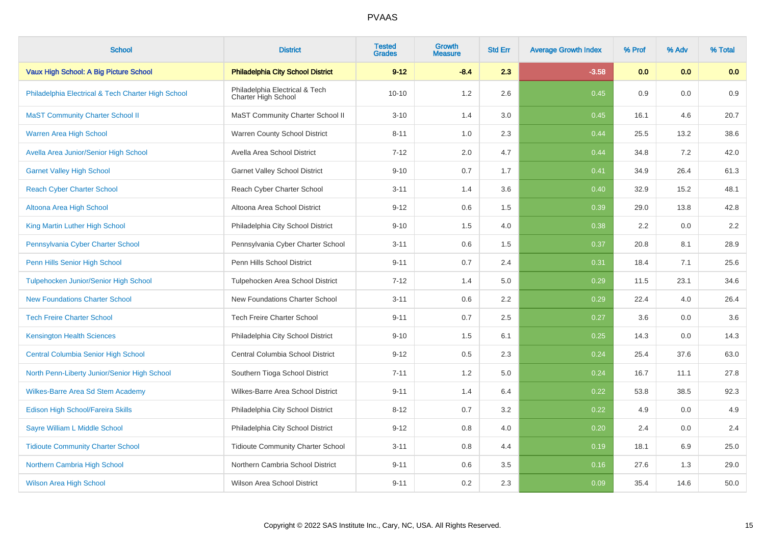# PVAAS

| School | District | Tested Grades | Growth Measure | Std Err | Average Growth Index | % Prof | % Adv | % Total |
|---|---|---|---|---|---|---|---|---|
| **Vaux High School: A Big Picture School** | **Philadelphia City School District** | **9-12** | **-8.4** | **2.3** | **-3.58** | **0.0** | **0.0** | **0.0** |
| Philadelphia Electrical & Tech Charter High School | Philadelphia Electrical & Tech Charter High School | 10-10 | 1.2 | 2.6 | 0.45 | 0.9 | 0.0 | 0.9 |
| MaST Community Charter School II | MaST Community Charter School II | 3-10 | 1.4 | 3.0 | 0.45 | 16.1 | 4.6 | 20.7 |
| Warren Area High School | Warren County School District | 8-11 | 1.0 | 2.3 | 0.44 | 25.5 | 13.2 | 38.6 |
| Avella Area Junior/Senior High School | Avella Area School District | 7-12 | 2.0 | 4.7 | 0.44 | 34.8 | 7.2 | 42.0 |
| Garnet Valley High School | Garnet Valley School District | 9-10 | 0.7 | 1.7 | 0.41 | 34.9 | 26.4 | 61.3 |
| Reach Cyber Charter School | Reach Cyber Charter School | 3-11 | 1.4 | 3.6 | 0.40 | 32.9 | 15.2 | 48.1 |
| Altoona Area High School | Altoona Area School District | 9-12 | 0.6 | 1.5 | 0.39 | 29.0 | 13.8 | 42.8 |
| King Martin Luther High School | Philadelphia City School District | 9-10 | 1.5 | 4.0 | 0.38 | 2.2 | 0.0 | 2.2 |
| Pennsylvania Cyber Charter School | Pennsylvania Cyber Charter School | 3-11 | 0.6 | 1.5 | 0.37 | 20.8 | 8.1 | 28.9 |
| Penn Hills Senior High School | Penn Hills School District | 9-11 | 0.7 | 2.4 | 0.31 | 18.4 | 7.1 | 25.6 |
| Tulpehocken Junior/Senior High School | Tulpehocken Area School District | 7-12 | 1.4 | 5.0 | 0.29 | 11.5 | 23.1 | 34.6 |
| New Foundations Charter School | New Foundations Charter School | 3-11 | 0.6 | 2.2 | 0.29 | 22.4 | 4.0 | 26.4 |
| Tech Freire Charter School | Tech Freire Charter School | 9-11 | 0.7 | 2.5 | 0.27 | 3.6 | 0.0 | 3.6 |
| Kensington Health Sciences | Philadelphia City School District | 9-10 | 1.5 | 6.1 | 0.25 | 14.3 | 0.0 | 14.3 |
| Central Columbia Senior High School | Central Columbia School District | 9-12 | 0.5 | 2.3 | 0.24 | 25.4 | 37.6 | 63.0 |
| North Penn-Liberty Junior/Senior High School | Southern Tioga School District | 7-11 | 1.2 | 5.0 | 0.24 | 16.7 | 11.1 | 27.8 |
| Wilkes-Barre Area Sd Stem Academy | Wilkes-Barre Area School District | 9-11 | 1.4 | 6.4 | 0.22 | 53.8 | 38.5 | 92.3 |
| Edison High School/Fareira Skills | Philadelphia City School District | 8-12 | 0.7 | 3.2 | 0.22 | 4.9 | 0.0 | 4.9 |
| Sayre William L Middle School | Philadelphia City School District | 9-12 | 0.8 | 4.0 | 0.20 | 2.4 | 0.0 | 2.4 |
| Tidioute Community Charter School | Tidioute Community Charter School | 3-11 | 0.8 | 4.4 | 0.19 | 18.1 | 6.9 | 25.0 |
| Northern Cambria High School | Northern Cambria School District | 9-11 | 0.6 | 3.5 | 0.16 | 27.6 | 1.3 | 29.0 |
| Wilson Area High School | Wilson Area School District | 9-11 | 0.2 | 2.3 | 0.09 | 35.4 | 14.6 | 50.0 |

Copyright © 2022 SAS Institute Inc., Cary, NC, USA. All Rights Reserved.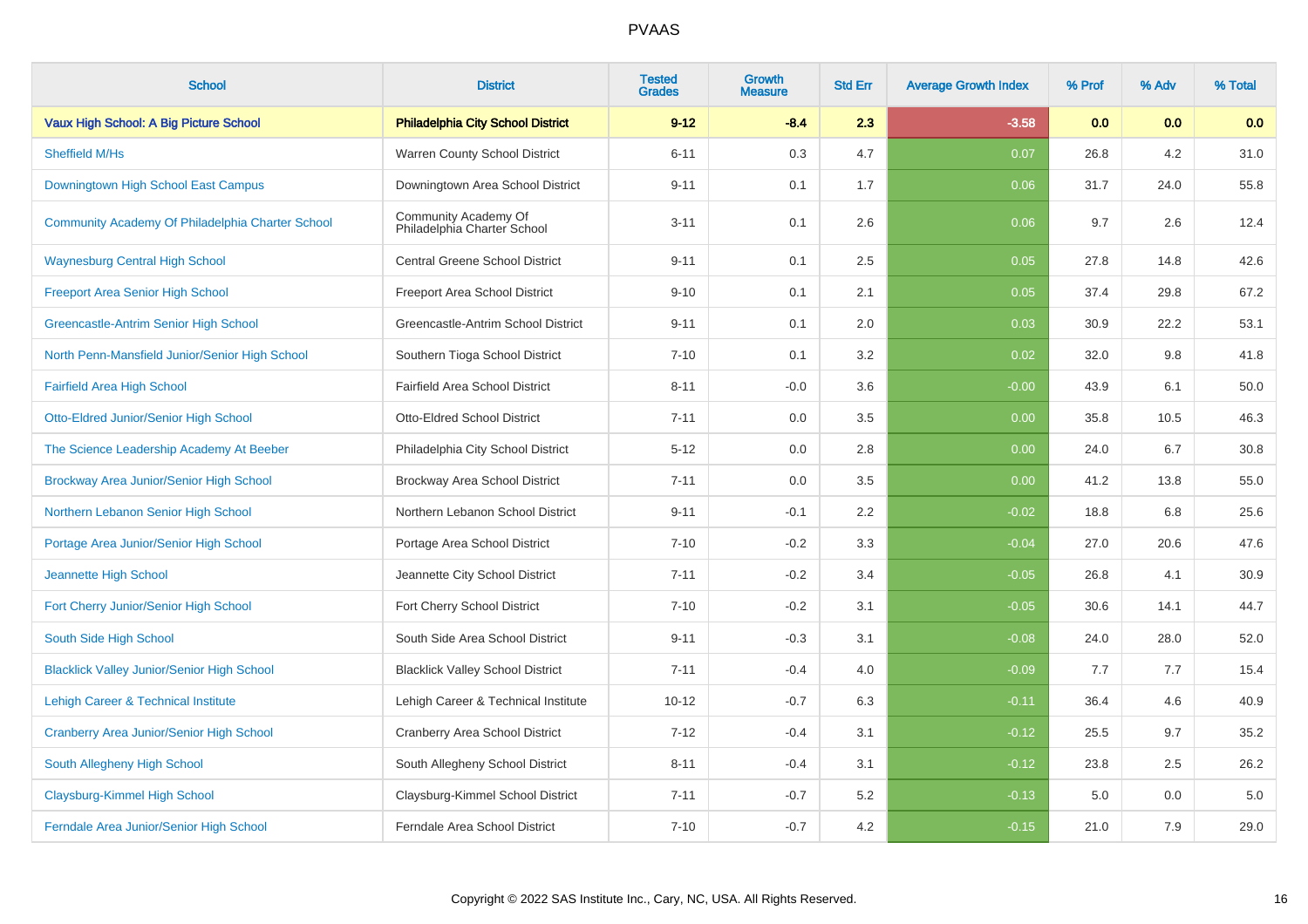# PVAAS

| School | District | Tested Grades | Growth Measure | Std Err | Average Growth Index | % Prof | % Adv | % Total |
|---|---|---|---|---|---|---|---|---|
| **Vaux High School: A Big Picture School** | **Philadelphia City School District** | **9-12** | **-8.4** | **2.3** | **-3.58** | **0.0** | **0.0** | **0.0** |
| Sheffield M/Hs | Warren County School District | 6-11 | 0.3 | 4.7 | 0.07 | 26.8 | 4.2 | 31.0 |
| Downingtown High School East Campus | Downingtown Area School District | 9-11 | 0.1 | 1.7 | 0.06 | 31.7 | 24.0 | 55.8 |
| Community Academy Of Philadelphia Charter School | Community Academy Of Philadelphia Charter School | 3-11 | 0.1 | 2.6 | 0.06 | 9.7 | 2.6 | 12.4 |
| Waynesburg Central High School | Central Greene School District | 9-11 | 0.1 | 2.5 | 0.05 | 27.8 | 14.8 | 42.6 |
| Freeport Area Senior High School | Freeport Area School District | 9-10 | 0.1 | 2.1 | 0.05 | 37.4 | 29.8 | 67.2 |
| Greencastle-Antrim Senior High School | Greencastle-Antrim School District | 9-11 | 0.1 | 2.0 | 0.03 | 30.9 | 22.2 | 53.1 |
| North Penn-Mansfield Junior/Senior High School | Southern Tioga School District | 7-10 | 0.1 | 3.2 | 0.02 | 32.0 | 9.8 | 41.8 |
| Fairfield Area High School | Fairfield Area School District | 8-11 | -0.0 | 3.6 | -0.00 | 43.9 | 6.1 | 50.0 |
| Otto-Eldred Junior/Senior High School | Otto-Eldred School District | 7-11 | 0.0 | 3.5 | 0.00 | 35.8 | 10.5 | 46.3 |
| The Science Leadership Academy At Beeber | Philadelphia City School District | 5-12 | 0.0 | 2.8 | 0.00 | 24.0 | 6.7 | 30.8 |
| Brockway Area Junior/Senior High School | Brockway Area School District | 7-11 | 0.0 | 3.5 | 0.00 | 41.2 | 13.8 | 55.0 |
| Northern Lebanon Senior High School | Northern Lebanon School District | 9-11 | -0.1 | 2.2 | -0.02 | 18.8 | 6.8 | 25.6 |
| Portage Area Junior/Senior High School | Portage Area School District | 7-10 | -0.2 | 3.3 | -0.04 | 27.0 | 20.6 | 47.6 |
| Jeannette High School | Jeannette City School District | 7-11 | -0.2 | 3.4 | -0.05 | 26.8 | 4.1 | 30.9 |
| Fort Cherry Junior/Senior High School | Fort Cherry School District | 7-10 | -0.2 | 3.1 | -0.05 | 30.6 | 14.1 | 44.7 |
| South Side High School | South Side Area School District | 9-11 | -0.3 | 3.1 | -0.08 | 24.0 | 28.0 | 52.0 |
| Blacklick Valley Junior/Senior High School | Blacklick Valley School District | 7-11 | -0.4 | 4.0 | -0.09 | 7.7 | 7.7 | 15.4 |
| Lehigh Career & Technical Institute | Lehigh Career & Technical Institute | 10-12 | -0.7 | 6.3 | -0.11 | 36.4 | 4.6 | 40.9 |
| Cranberry Area Junior/Senior High School | Cranberry Area School District | 7-12 | -0.4 | 3.1 | -0.12 | 25.5 | 9.7 | 35.2 |
| South Allegheny High School | South Allegheny School District | 8-11 | -0.4 | 3.1 | -0.12 | 23.8 | 2.5 | 26.2 |
| Claysburg-Kimmel High School | Claysburg-Kimmel School District | 7-11 | -0.7 | 5.2 | -0.13 | 5.0 | 0.0 | 5.0 |
| Ferndale Area Junior/Senior High School | Ferndale Area School District | 7-10 | -0.7 | 4.2 | -0.15 | 21.0 | 7.9 | 29.0 |

Copyright © 2022 SAS Institute Inc., Cary, NC, USA. All Rights Reserved.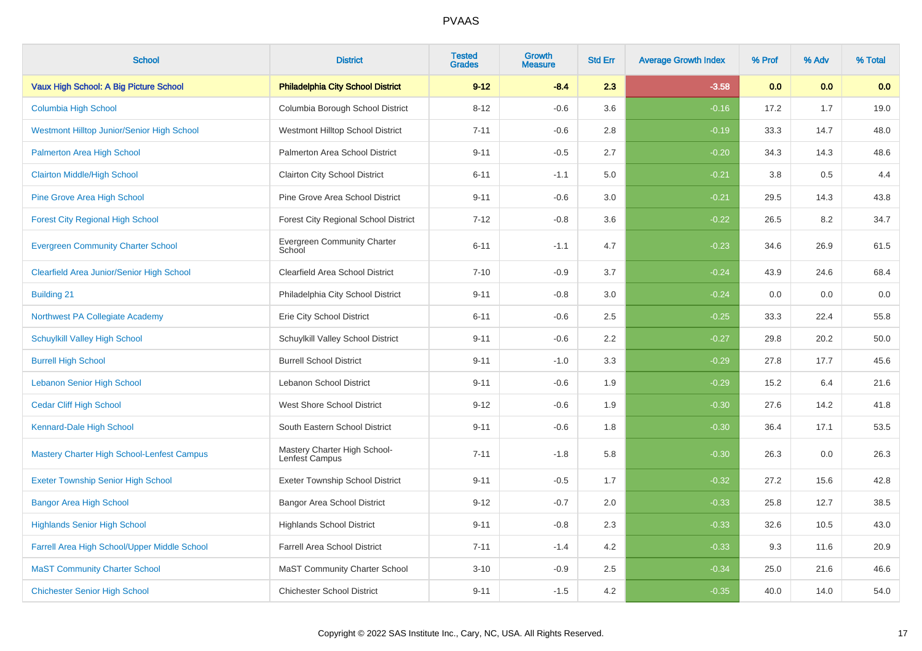# PVAAS

| School | District | Tested Grades | Growth Measure | Std Err | Average Growth Index | % Prof | % Adv | % Total |
|---|---|---|---|---|---|---|---|---|
| **Vaux High School: A Big Picture School** | **Philadelphia City School District** | **9-12** | **-8.4** | **2.3** | **-3.58** | **0.0** | **0.0** | **0.0** |
| Columbia High School | Columbia Borough School District | 8-12 | -0.6 | 3.6 | -0.16 | 17.2 | 1.7 | 19.0 |
| Westmont Hilltop Junior/Senior High School | Westmont Hilltop School District | 7-11 | -0.6 | 2.8 | -0.19 | 33.3 | 14.7 | 48.0 |
| Palmerton Area High School | Palmerton Area School District | 9-11 | -0.5 | 2.7 | -0.20 | 34.3 | 14.3 | 48.6 |
| Clairton Middle/High School | Clairton City School District | 6-11 | -1.1 | 5.0 | -0.21 | 3.8 | 0.5 | 4.4 |
| Pine Grove Area High School | Pine Grove Area School District | 9-11 | -0.6 | 3.0 | -0.21 | 29.5 | 14.3 | 43.8 |
| Forest City Regional High School | Forest City Regional School District | 7-12 | -0.8 | 3.6 | -0.22 | 26.5 | 8.2 | 34.7 |
| Evergreen Community Charter School | Evergreen Community Charter School | 6-11 | -1.1 | 4.7 | -0.23 | 34.6 | 26.9 | 61.5 |
| Clearfield Area Junior/Senior High School | Clearfield Area School District | 7-10 | -0.9 | 3.7 | -0.24 | 43.9 | 24.6 | 68.4 |
| Building 21 | Philadelphia City School District | 9-11 | -0.8 | 3.0 | -0.24 | 0.0 | 0.0 | 0.0 |
| Northwest PA Collegiate Academy | Erie City School District | 6-11 | -0.6 | 2.5 | -0.25 | 33.3 | 22.4 | 55.8 |
| Schuylkill Valley High School | Schuylkill Valley School District | 9-11 | -0.6 | 2.2 | -0.27 | 29.8 | 20.2 | 50.0 |
| Burrell High School | Burrell School District | 9-11 | -1.0 | 3.3 | -0.29 | 27.8 | 17.7 | 45.6 |
| Lebanon Senior High School | Lebanon School District | 9-11 | -0.6 | 1.9 | -0.29 | 15.2 | 6.4 | 21.6 |
| Cedar Cliff High School | West Shore School District | 9-12 | -0.6 | 1.9 | -0.30 | 27.6 | 14.2 | 41.8 |
| Kennard-Dale High School | South Eastern School District | 9-11 | -0.6 | 1.8 | -0.30 | 36.4 | 17.1 | 53.5 |
| Mastery Charter High School-Lenfest Campus | Mastery Charter High School-Lenfest Campus | 7-11 | -1.8 | 5.8 | -0.30 | 26.3 | 0.0 | 26.3 |
| Exeter Township Senior High School | Exeter Township School District | 9-11 | -0.5 | 1.7 | -0.32 | 27.2 | 15.6 | 42.8 |
| Bangor Area High School | Bangor Area School District | 9-12 | -0.7 | 2.0 | -0.33 | 25.8 | 12.7 | 38.5 |
| Highlands Senior High School | Highlands School District | 9-11 | -0.8 | 2.3 | -0.33 | 32.6 | 10.5 | 43.0 |
| Farrell Area High School/Upper Middle School | Farrell Area School District | 7-11 | -1.4 | 4.2 | -0.33 | 9.3 | 11.6 | 20.9 |
| MaST Community Charter School | MaST Community Charter School | 3-10 | -0.9 | 2.5 | -0.34 | 25.0 | 21.6 | 46.6 |
| Chichester Senior High School | Chichester School District | 9-11 | -1.5 | 4.2 | -0.35 | 40.0 | 14.0 | 54.0 |

Copyright © 2022 SAS Institute Inc., Cary, NC, USA. All Rights Reserved.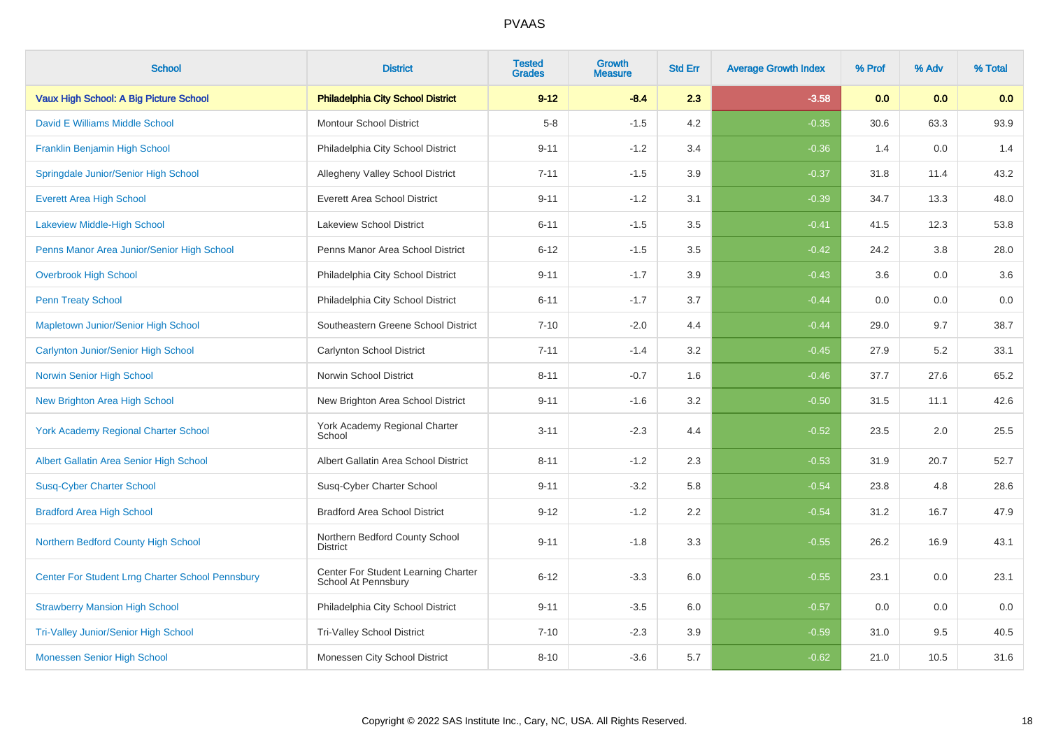# PVAAS

| School | District | Tested Grades | Growth Measure | Std Err | Average Growth Index | % Prof | % Adv | % Total |
|---|---|---|---|---|---|---|---|---|
| **Vaux High School: A Big Picture School** | **Philadelphia City School District** | **9-12** | **-8.4** | **2.3** | **-3.58** | **0.0** | **0.0** | **0.0** |
| David E Williams Middle School | Montour School District | 5-8 | -1.5 | 4.2 | -0.35 | 30.6 | 63.3 | 93.9 |
| Franklin Benjamin High School | Philadelphia City School District | 9-11 | -1.2 | 3.4 | -0.36 | 1.4 | 0.0 | 1.4 |
| Springdale Junior/Senior High School | Allegheny Valley School District | 7-11 | -1.5 | 3.9 | -0.37 | 31.8 | 11.4 | 43.2 |
| Everett Area High School | Everett Area School District | 9-11 | -1.2 | 3.1 | -0.39 | 34.7 | 13.3 | 48.0 |
| Lakeview Middle-High School | Lakeview School District | 6-11 | -1.5 | 3.5 | -0.41 | 41.5 | 12.3 | 53.8 |
| Penns Manor Area Junior/Senior High School | Penns Manor Area School District | 6-12 | -1.5 | 3.5 | -0.42 | 24.2 | 3.8 | 28.0 |
| Overbrook High School | Philadelphia City School District | 9-11 | -1.7 | 3.9 | -0.43 | 3.6 | 0.0 | 3.6 |
| Penn Treaty School | Philadelphia City School District | 6-11 | -1.7 | 3.7 | -0.44 | 0.0 | 0.0 | 0.0 |
| Mapletown Junior/Senior High School | Southeastern Greene School District | 7-10 | -2.0 | 4.4 | -0.44 | 29.0 | 9.7 | 38.7 |
| Carlynton Junior/Senior High School | Carlynton School District | 7-11 | -1.4 | 3.2 | -0.45 | 27.9 | 5.2 | 33.1 |
| Norwin Senior High School | Norwin School District | 8-11 | -0.7 | 1.6 | -0.46 | 37.7 | 27.6 | 65.2 |
| New Brighton Area High School | New Brighton Area School District | 9-11 | -1.6 | 3.2 | -0.50 | 31.5 | 11.1 | 42.6 |
| York Academy Regional Charter School | York Academy Regional Charter School | 3-11 | -2.3 | 4.4 | -0.52 | 23.5 | 2.0 | 25.5 |
| Albert Gallatin Area Senior High School | Albert Gallatin Area School District | 8-11 | -1.2 | 2.3 | -0.53 | 31.9 | 20.7 | 52.7 |
| Susq-Cyber Charter School | Susq-Cyber Charter School | 9-11 | -3.2 | 5.8 | -0.54 | 23.8 | 4.8 | 28.6 |
| Bradford Area High School | Bradford Area School District | 9-12 | -1.2 | 2.2 | -0.54 | 31.2 | 16.7 | 47.9 |
| Northern Bedford County High School | Northern Bedford County School District | 9-11 | -1.8 | 3.3 | -0.55 | 26.2 | 16.9 | 43.1 |
| Center For Student Lrng Charter School Pennsbury | Center For Student Learning Charter School At Pennsbury | 6-12 | -3.3 | 6.0 | -0.55 | 23.1 | 0.0 | 23.1 |
| Strawberry Mansion High School | Philadelphia City School District | 9-11 | -3.5 | 6.0 | -0.57 | 0.0 | 0.0 | 0.0 |
| Tri-Valley Junior/Senior High School | Tri-Valley School District | 7-10 | -2.3 | 3.9 | -0.59 | 31.0 | 9.5 | 40.5 |
| Monessen Senior High School | Monessen City School District | 8-10 | -3.6 | 5.7 | -0.62 | 21.0 | 10.5 | 31.6 |

Copyright © 2022 SAS Institute Inc., Cary, NC, USA. All Rights Reserved.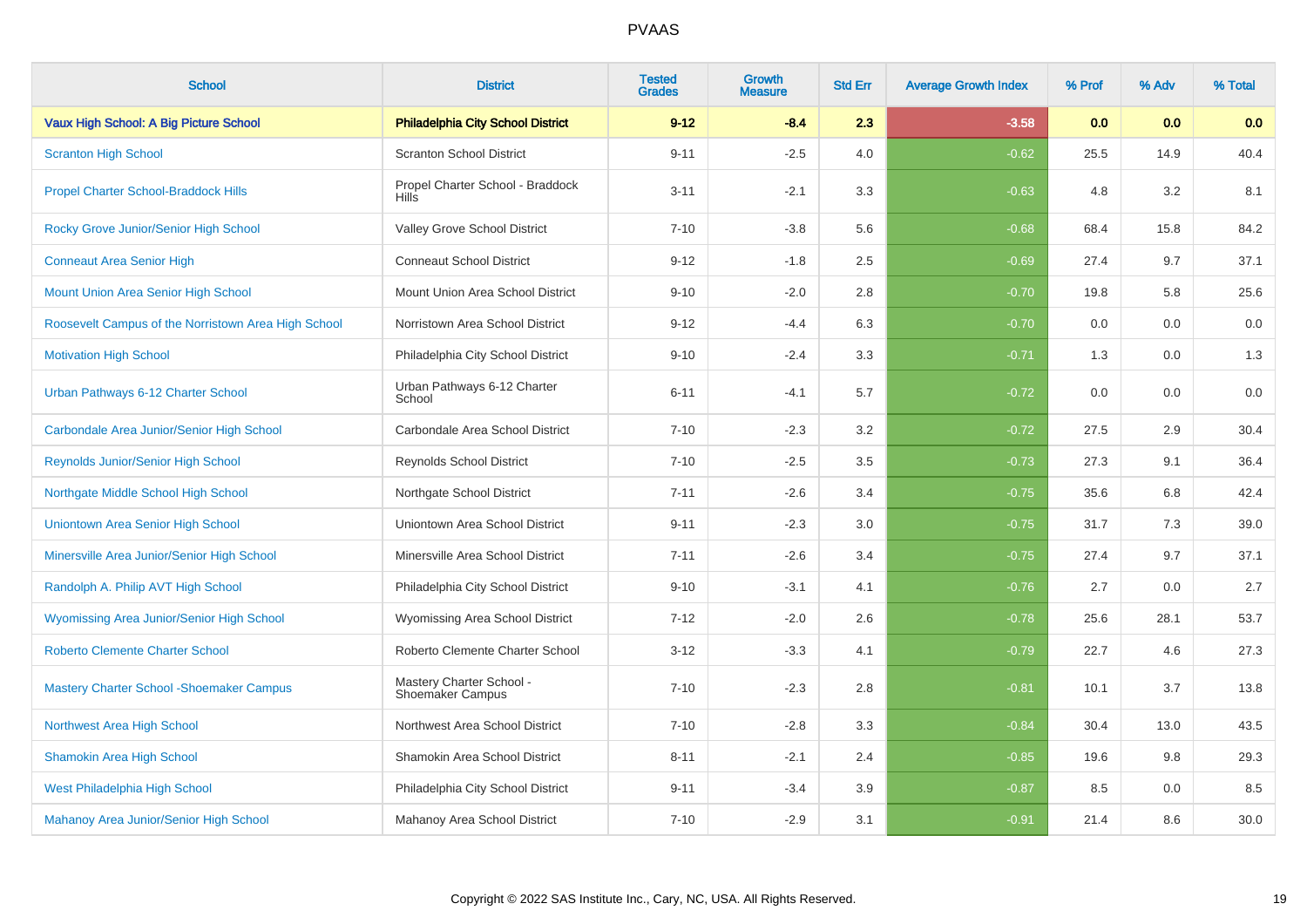# PVAAS

| School | District | Tested Grades | Growth Measure | Std Err | Average Growth Index | % Prof | % Adv | % Total |
|---|---|---|---|---|---|---|---|---|
| **Vaux High School: A Big Picture School** | **Philadelphia City School District** | **9-12** | **-8.4** | **2.3** | **-3.58** | **0.0** | **0.0** | **0.0** |
| Scranton High School | Scranton School District | 9-11 | -2.5 | 4.0 | -0.62 | 25.5 | 14.9 | 40.4 |
| Propel Charter School-Braddock Hills | Propel Charter School - Braddock Hills | 3-11 | -2.1 | 3.3 | -0.63 | 4.8 | 3.2 | 8.1 |
| Rocky Grove Junior/Senior High School | Valley Grove School District | 7-10 | -3.8 | 5.6 | -0.68 | 68.4 | 15.8 | 84.2 |
| Conneaut Area Senior High | Conneaut School District | 9-12 | -1.8 | 2.5 | -0.69 | 27.4 | 9.7 | 37.1 |
| Mount Union Area Senior High School | Mount Union Area School District | 9-10 | -2.0 | 2.8 | -0.70 | 19.8 | 5.8 | 25.6 |
| Roosevelt Campus of the Norristown Area High School | Norristown Area School District | 9-12 | -4.4 | 6.3 | -0.70 | 0.0 | 0.0 | 0.0 |
| Motivation High School | Philadelphia City School District | 9-10 | -2.4 | 3.3 | -0.71 | 1.3 | 0.0 | 1.3 |
| Urban Pathways 6-12 Charter School | Urban Pathways 6-12 Charter School | 6-11 | -4.1 | 5.7 | -0.72 | 0.0 | 0.0 | 0.0 |
| Carbondale Area Junior/Senior High School | Carbondale Area School District | 7-10 | -2.3 | 3.2 | -0.72 | 27.5 | 2.9 | 30.4 |
| Reynolds Junior/Senior High School | Reynolds School District | 7-10 | -2.5 | 3.5 | -0.73 | 27.3 | 9.1 | 36.4 |
| Northgate Middle School High School | Northgate School District | 7-11 | -2.6 | 3.4 | -0.75 | 35.6 | 6.8 | 42.4 |
| Uniontown Area Senior High School | Uniontown Area School District | 9-11 | -2.3 | 3.0 | -0.75 | 31.7 | 7.3 | 39.0 |
| Minersville Area Junior/Senior High School | Minersville Area School District | 7-11 | -2.6 | 3.4 | -0.75 | 27.4 | 9.7 | 37.1 |
| Randolph A. Philip AVT High School | Philadelphia City School District | 9-10 | -3.1 | 4.1 | -0.76 | 2.7 | 0.0 | 2.7 |
| Wyomissing Area Junior/Senior High School | Wyomissing Area School District | 7-12 | -2.0 | 2.6 | -0.78 | 25.6 | 28.1 | 53.7 |
| Roberto Clemente Charter School | Roberto Clemente Charter School | 3-12 | -3.3 | 4.1 | -0.79 | 22.7 | 4.6 | 27.3 |
| Mastery Charter School -Shoemaker Campus | Mastery Charter School - Shoemaker Campus | 7-10 | -2.3 | 2.8 | -0.81 | 10.1 | 3.7 | 13.8 |
| Northwest Area High School | Northwest Area School District | 7-10 | -2.8 | 3.3 | -0.84 | 30.4 | 13.0 | 43.5 |
| Shamokin Area High School | Shamokin Area School District | 8-11 | -2.1 | 2.4 | -0.85 | 19.6 | 9.8 | 29.3 |
| West Philadelphia High School | Philadelphia City School District | 9-11 | -3.4 | 3.9 | -0.87 | 8.5 | 0.0 | 8.5 |
| Mahanoy Area Junior/Senior High School | Mahanoy Area School District | 7-10 | -2.9 | 3.1 | -0.91 | 21.4 | 8.6 | 30.0 |

Copyright © 2022 SAS Institute Inc., Cary, NC, USA. All Rights Reserved.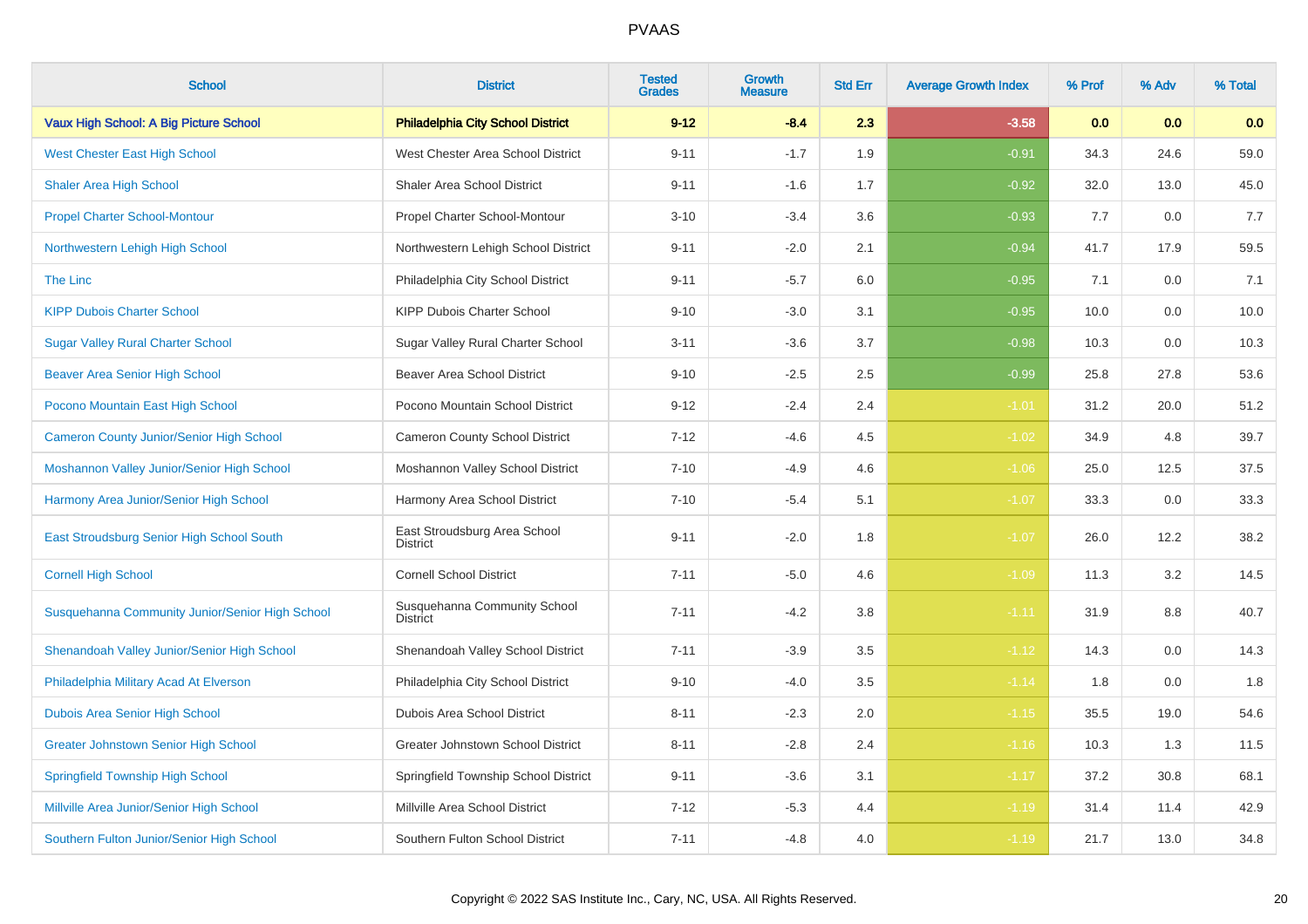# PVAAS

| School | District | Tested Grades | Growth Measure | Std Err | Average Growth Index | % Prof | % Adv | % Total |
|---|---|---|---|---|---|---|---|---|
| **Vaux High School: A Big Picture School** | **Philadelphia City School District** | **9-12** | **-8.4** | **2.3** | **-3.58** | **0.0** | **0.0** | **0.0** |
| West Chester East High School | West Chester Area School District | 9-11 | -1.7 | 1.9 | -0.91 | 34.3 | 24.6 | 59.0 |
| Shaler Area High School | Shaler Area School District | 9-11 | -1.6 | 1.7 | -0.92 | 32.0 | 13.0 | 45.0 |
| Propel Charter School-Montour | Propel Charter School-Montour | 3-10 | -3.4 | 3.6 | -0.93 | 7.7 | 0.0 | 7.7 |
| Northwestern Lehigh High School | Northwestern Lehigh School District | 9-11 | -2.0 | 2.1 | -0.94 | 41.7 | 17.9 | 59.5 |
| The Linc | Philadelphia City School District | 9-11 | -5.7 | 6.0 | -0.95 | 7.1 | 0.0 | 7.1 |
| KIPP Dubois Charter School | KIPP Dubois Charter School | 9-10 | -3.0 | 3.1 | -0.95 | 10.0 | 0.0 | 10.0 |
| Sugar Valley Rural Charter School | Sugar Valley Rural Charter School | 3-11 | -3.6 | 3.7 | -0.98 | 10.3 | 0.0 | 10.3 |
| Beaver Area Senior High School | Beaver Area School District | 9-10 | -2.5 | 2.5 | -0.99 | 25.8 | 27.8 | 53.6 |
| Pocono Mountain East High School | Pocono Mountain School District | 9-12 | -2.4 | 2.4 | -1.01 | 31.2 | 20.0 | 51.2 |
| Cameron County Junior/Senior High School | Cameron County School District | 7-12 | -4.6 | 4.5 | -1.02 | 34.9 | 4.8 | 39.7 |
| Moshannon Valley Junior/Senior High School | Moshannon Valley School District | 7-10 | -4.9 | 4.6 | -1.06 | 25.0 | 12.5 | 37.5 |
| Harmony Area Junior/Senior High School | Harmony Area School District | 7-10 | -5.4 | 5.1 | -1.07 | 33.3 | 0.0 | 33.3 |
| East Stroudsburg Senior High School South | East Stroudsburg Area School District | 9-11 | -2.0 | 1.8 | -1.07 | 26.0 | 12.2 | 38.2 |
| Cornell High School | Cornell School District | 7-11 | -5.0 | 4.6 | -1.09 | 11.3 | 3.2 | 14.5 |
| Susquehanna Community Junior/Senior High School | Susquehanna Community School District | 7-11 | -4.2 | 3.8 | -1.11 | 31.9 | 8.8 | 40.7 |
| Shenandoah Valley Junior/Senior High School | Shenandoah Valley School District | 7-11 | -3.9 | 3.5 | -1.12 | 14.3 | 0.0 | 14.3 |
| Philadelphia Military Acad At Elverson | Philadelphia City School District | 9-10 | -4.0 | 3.5 | -1.14 | 1.8 | 0.0 | 1.8 |
| Dubois Area Senior High School | Dubois Area School District | 8-11 | -2.3 | 2.0 | -1.15 | 35.5 | 19.0 | 54.6 |
| Greater Johnstown Senior High School | Greater Johnstown School District | 8-11 | -2.8 | 2.4 | -1.16 | 10.3 | 1.3 | 11.5 |
| Springfield Township High School | Springfield Township School District | 9-11 | -3.6 | 3.1 | -1.17 | 37.2 | 30.8 | 68.1 |
| Millville Area Junior/Senior High School | Millville Area School District | 7-12 | -5.3 | 4.4 | -1.19 | 31.4 | 11.4 | 42.9 |
| Southern Fulton Junior/Senior High School | Southern Fulton School District | 7-11 | -4.8 | 4.0 | -1.19 | 21.7 | 13.0 | 34.8 |

Copyright © 2022 SAS Institute Inc., Cary, NC, USA. All Rights Reserved.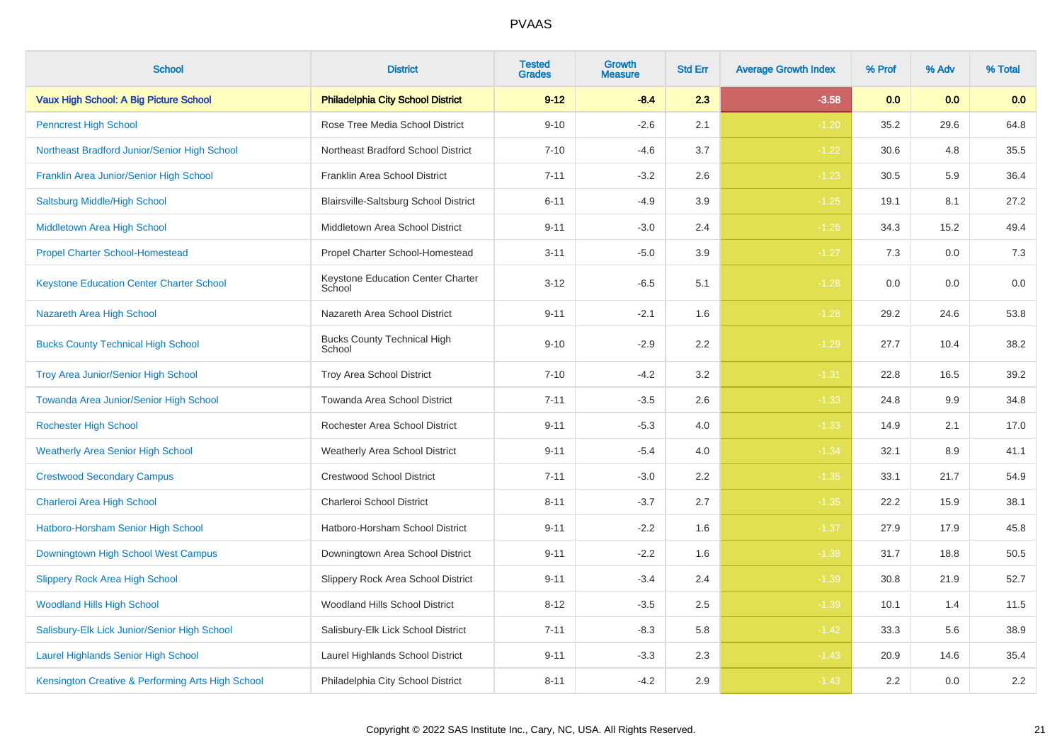# PVAAS

| School | District | Tested Grades | Growth Measure | Std Err | Average Growth Index | % Prof | % Adv | % Total |
|---|---|---|---|---|---|---|---|---|
| **Vaux High School: A Big Picture School** | **Philadelphia City School District** | **9-12** | **-8.4** | **2.3** | **-3.58** | **0.0** | **0.0** | **0.0** |
| Penncrest High School | Rose Tree Media School District | 9-10 | -2.6 | 2.1 | -1.20 | 35.2 | 29.6 | 64.8 |
| Northeast Bradford Junior/Senior High School | Northeast Bradford School District | 7-10 | -4.6 | 3.7 | -1.22 | 30.6 | 4.8 | 35.5 |
| Franklin Area Junior/Senior High School | Franklin Area School District | 7-11 | -3.2 | 2.6 | -1.23 | 30.5 | 5.9 | 36.4 |
| Saltsburg Middle/High School | Blairsville-Saltsburg School District | 6-11 | -4.9 | 3.9 | -1.25 | 19.1 | 8.1 | 27.2 |
| Middletown Area High School | Middletown Area School District | 9-11 | -3.0 | 2.4 | -1.26 | 34.3 | 15.2 | 49.4 |
| Propel Charter School-Homestead | Propel Charter School-Homestead | 3-11 | -5.0 | 3.9 | -1.27 | 7.3 | 0.0 | 7.3 |
| Keystone Education Center Charter School | Keystone Education Center Charter School | 3-12 | -6.5 | 5.1 | -1.28 | 0.0 | 0.0 | 0.0 |
| Nazareth Area High School | Nazareth Area School District | 9-11 | -2.1 | 1.6 | -1.28 | 29.2 | 24.6 | 53.8 |
| Bucks County Technical High School | Bucks County Technical High School | 9-10 | -2.9 | 2.2 | -1.29 | 27.7 | 10.4 | 38.2 |
| Troy Area Junior/Senior High School | Troy Area School District | 7-10 | -4.2 | 3.2 | -1.31 | 22.8 | 16.5 | 39.2 |
| Towanda Area Junior/Senior High School | Towanda Area School District | 7-11 | -3.5 | 2.6 | -1.33 | 24.8 | 9.9 | 34.8 |
| Rochester High School | Rochester Area School District | 9-11 | -5.3 | 4.0 | -1.33 | 14.9 | 2.1 | 17.0 |
| Weatherly Area Senior High School | Weatherly Area School District | 9-11 | -5.4 | 4.0 | -1.34 | 32.1 | 8.9 | 41.1 |
| Crestwood Secondary Campus | Crestwood School District | 7-11 | -3.0 | 2.2 | -1.35 | 33.1 | 21.7 | 54.9 |
| Charleroi Area High School | Charleroi School District | 8-11 | -3.7 | 2.7 | -1.35 | 22.2 | 15.9 | 38.1 |
| Hatboro-Horsham Senior High School | Hatboro-Horsham School District | 9-11 | -2.2 | 1.6 | -1.37 | 27.9 | 17.9 | 45.8 |
| Downingtown High School West Campus | Downingtown Area School District | 9-11 | -2.2 | 1.6 | -1.38 | 31.7 | 18.8 | 50.5 |
| Slippery Rock Area High School | Slippery Rock Area School District | 9-11 | -3.4 | 2.4 | -1.39 | 30.8 | 21.9 | 52.7 |
| Woodland Hills High School | Woodland Hills School District | 8-12 | -3.5 | 2.5 | -1.39 | 10.1 | 1.4 | 11.5 |
| Salisbury-Elk Lick Junior/Senior High School | Salisbury-Elk Lick School District | 7-11 | -8.3 | 5.8 | -1.42 | 33.3 | 5.6 | 38.9 |
| Laurel Highlands Senior High School | Laurel Highlands School District | 9-11 | -3.3 | 2.3 | -1.43 | 20.9 | 14.6 | 35.4 |
| Kensington Creative & Performing Arts High School | Philadelphia City School District | 8-11 | -4.2 | 2.9 | -1.43 | 2.2 | 0.0 | 2.2 |

Copyright © 2022 SAS Institute Inc., Cary, NC, USA. All Rights Reserved.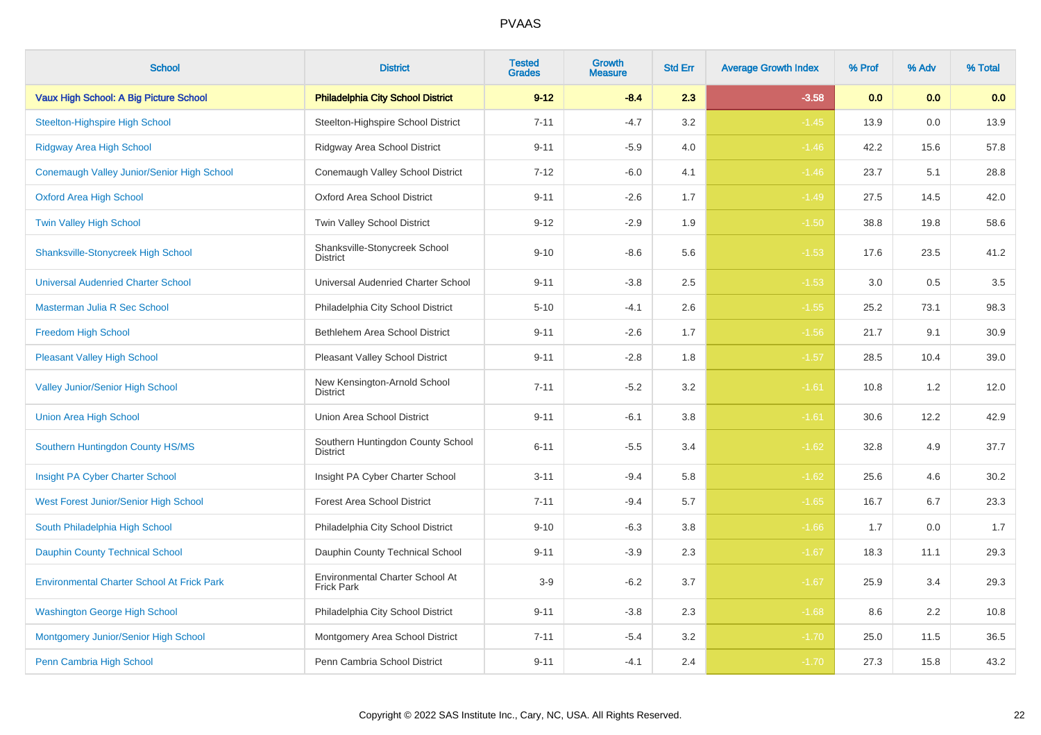# PVAAS

| School | District | Tested Grades | Growth Measure | Std Err | Average Growth Index | % Prof | % Adv | % Total |
|---|---|---|---|---|---|---|---|---|
| **Vaux High School: A Big Picture School** | **Philadelphia City School District** | **9-12** | **-8.4** | **2.3** | **-3.58** | **0.0** | **0.0** | **0.0** |
| Steelton-Highspire High School | Steelton-Highspire School District | 7-11 | -4.7 | 3.2 | -1.45 | 13.9 | 0.0 | 13.9 |
| Ridgway Area High School | Ridgway Area School District | 9-11 | -5.9 | 4.0 | -1.46 | 42.2 | 15.6 | 57.8 |
| Conemaugh Valley Junior/Senior High School | Conemaugh Valley School District | 7-12 | -6.0 | 4.1 | -1.46 | 23.7 | 5.1 | 28.8 |
| Oxford Area High School | Oxford Area School District | 9-11 | -2.6 | 1.7 | -1.49 | 27.5 | 14.5 | 42.0 |
| Twin Valley High School | Twin Valley School District | 9-12 | -2.9 | 1.9 | -1.50 | 38.8 | 19.8 | 58.6 |
| Shanksville-Stonycreek High School | Shanksville-Stonycreek School District | 9-10 | -8.6 | 5.6 | -1.53 | 17.6 | 23.5 | 41.2 |
| Universal Audenried Charter School | Universal Audenried Charter School | 9-11 | -3.8 | 2.5 | -1.53 | 3.0 | 0.5 | 3.5 |
| Masterman Julia R Sec School | Philadelphia City School District | 5-10 | -4.1 | 2.6 | -1.55 | 25.2 | 73.1 | 98.3 |
| Freedom High School | Bethlehem Area School District | 9-11 | -2.6 | 1.7 | -1.56 | 21.7 | 9.1 | 30.9 |
| Pleasant Valley High School | Pleasant Valley School District | 9-11 | -2.8 | 1.8 | -1.57 | 28.5 | 10.4 | 39.0 |
| Valley Junior/Senior High School | New Kensington-Arnold School District | 7-11 | -5.2 | 3.2 | -1.61 | 10.8 | 1.2 | 12.0 |
| Union Area High School | Union Area School District | 9-11 | -6.1 | 3.8 | -1.61 | 30.6 | 12.2 | 42.9 |
| Southern Huntingdon County HS/MS | Southern Huntingdon County School District | 6-11 | -5.5 | 3.4 | -1.62 | 32.8 | 4.9 | 37.7 |
| Insight PA Cyber Charter School | Insight PA Cyber Charter School | 3-11 | -9.4 | 5.8 | -1.62 | 25.6 | 4.6 | 30.2 |
| West Forest Junior/Senior High School | Forest Area School District | 7-11 | -9.4 | 5.7 | -1.65 | 16.7 | 6.7 | 23.3 |
| South Philadelphia High School | Philadelphia City School District | 9-10 | -6.3 | 3.8 | -1.66 | 1.7 | 0.0 | 1.7 |
| Dauphin County Technical School | Dauphin County Technical School | 9-11 | -3.9 | 2.3 | -1.67 | 18.3 | 11.1 | 29.3 |
| Environmental Charter School At Frick Park | Environmental Charter School At Frick Park | 3-9 | -6.2 | 3.7 | -1.67 | 25.9 | 3.4 | 29.3 |
| Washington George High School | Philadelphia City School District | 9-11 | -3.8 | 2.3 | -1.68 | 8.6 | 2.2 | 10.8 |
| Montgomery Junior/Senior High School | Montgomery Area School District | 7-11 | -5.4 | 3.2 | -1.70 | 25.0 | 11.5 | 36.5 |
| Penn Cambria High School | Penn Cambria School District | 9-11 | -4.1 | 2.4 | -1.70 | 27.3 | 15.8 | 43.2 |

Copyright © 2022 SAS Institute Inc., Cary, NC, USA. All Rights Reserved.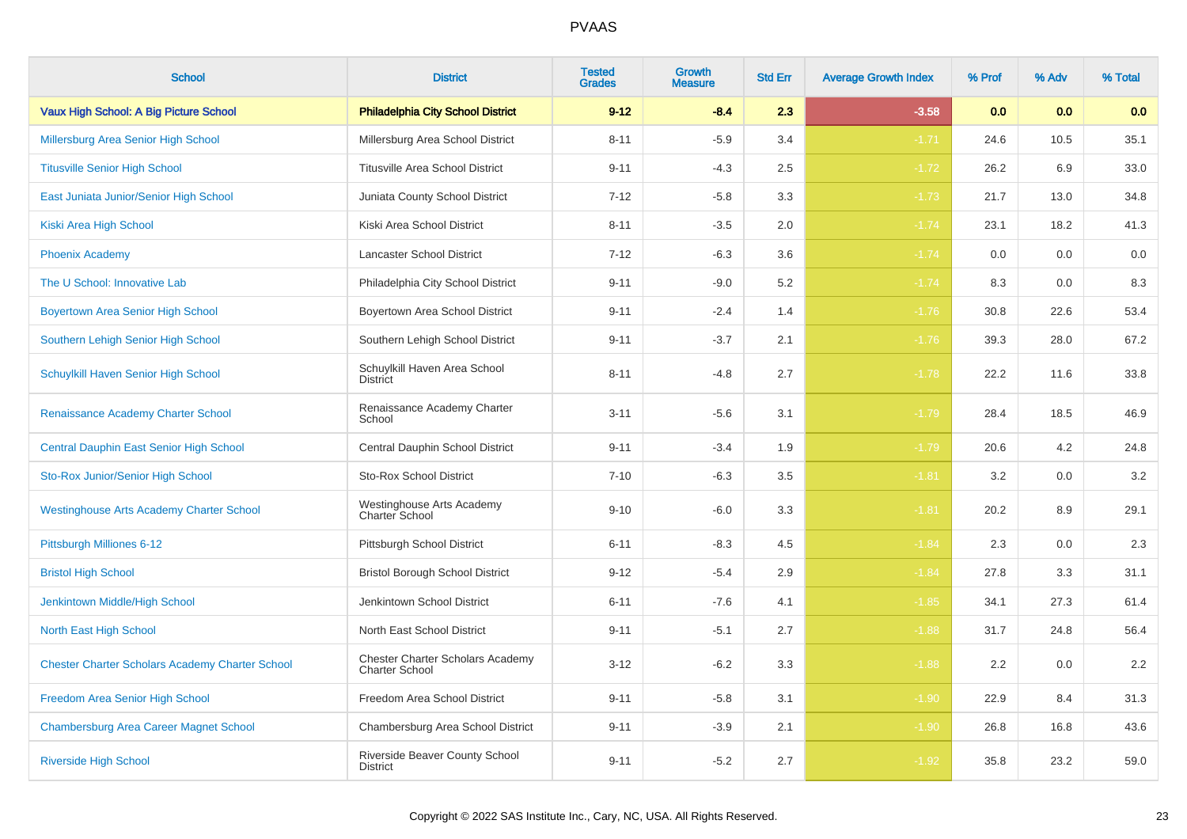# PVAAS

| School | District | Tested Grades | Growth Measure | Std Err | Average Growth Index | % Prof | % Adv | % Total |
|---|---|---|---|---|---|---|---|---|
| **Vaux High School: A Big Picture School** | **Philadelphia City School District** | **9-12** | **-8.4** | **2.3** | **-3.58** | **0.0** | **0.0** | **0.0** |
| Millersburg Area Senior High School | Millersburg Area School District | 8-11 | -5.9 | 3.4 | -1.71 | 24.6 | 10.5 | 35.1 |
| Titusville Senior High School | Titusville Area School District | 9-11 | -4.3 | 2.5 | -1.72 | 26.2 | 6.9 | 33.0 |
| East Juniata Junior/Senior High School | Juniata County School District | 7-12 | -5.8 | 3.3 | -1.73 | 21.7 | 13.0 | 34.8 |
| Kiski Area High School | Kiski Area School District | 8-11 | -3.5 | 2.0 | -1.74 | 23.1 | 18.2 | 41.3 |
| Phoenix Academy | Lancaster School District | 7-12 | -6.3 | 3.6 | -1.74 | 0.0 | 0.0 | 0.0 |
| The U School: Innovative Lab | Philadelphia City School District | 9-11 | -9.0 | 5.2 | -1.74 | 8.3 | 0.0 | 8.3 |
| Boyertown Area Senior High School | Boyertown Area School District | 9-11 | -2.4 | 1.4 | -1.76 | 30.8 | 22.6 | 53.4 |
| Southern Lehigh Senior High School | Southern Lehigh School District | 9-11 | -3.7 | 2.1 | -1.76 | 39.3 | 28.0 | 67.2 |
| Schuylkill Haven Senior High School | Schuylkill Haven Area School District | 8-11 | -4.8 | 2.7 | -1.78 | 22.2 | 11.6 | 33.8 |
| Renaissance Academy Charter School | Renaissance Academy Charter School | 3-11 | -5.6 | 3.1 | -1.79 | 28.4 | 18.5 | 46.9 |
| Central Dauphin East Senior High School | Central Dauphin School District | 9-11 | -3.4 | 1.9 | -1.79 | 20.6 | 4.2 | 24.8 |
| Sto-Rox Junior/Senior High School | Sto-Rox School District | 7-10 | -6.3 | 3.5 | -1.81 | 3.2 | 0.0 | 3.2 |
| Westinghouse Arts Academy Charter School | Westinghouse Arts Academy Charter School | 9-10 | -6.0 | 3.3 | -1.81 | 20.2 | 8.9 | 29.1 |
| Pittsburgh Milliones 6-12 | Pittsburgh School District | 6-11 | -8.3 | 4.5 | -1.84 | 2.3 | 0.0 | 2.3 |
| Bristol High School | Bristol Borough School District | 9-12 | -5.4 | 2.9 | -1.84 | 27.8 | 3.3 | 31.1 |
| Jenkintown Middle/High School | Jenkintown School District | 6-11 | -7.6 | 4.1 | -1.85 | 34.1 | 27.3 | 61.4 |
| North East High School | North East School District | 9-11 | -5.1 | 2.7 | -1.88 | 31.7 | 24.8 | 56.4 |
| Chester Charter Scholars Academy Charter School | Chester Charter Scholars Academy Charter School | 3-12 | -6.2 | 3.3 | -1.88 | 2.2 | 0.0 | 2.2 |
| Freedom Area Senior High School | Freedom Area School District | 9-11 | -5.8 | 3.1 | -1.90 | 22.9 | 8.4 | 31.3 |
| Chambersburg Area Career Magnet School | Chambersburg Area School District | 9-11 | -3.9 | 2.1 | -1.90 | 26.8 | 16.8 | 43.6 |
| Riverside High School | Riverside Beaver County School District | 9-11 | -5.2 | 2.7 | -1.92 | 35.8 | 23.2 | 59.0 |

Copyright © 2022 SAS Institute Inc., Cary, NC, USA. All Rights Reserved.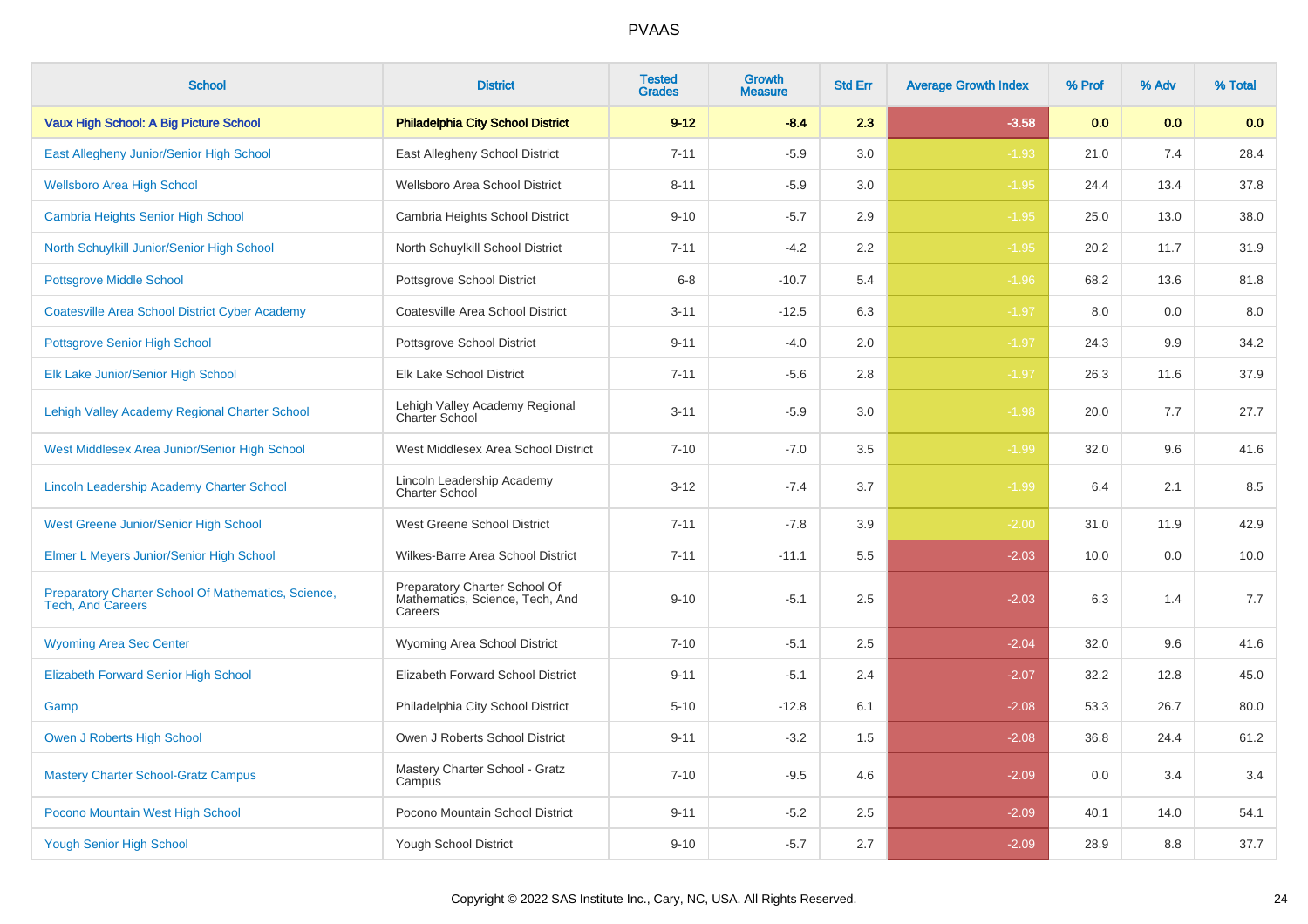# PVAAS

| School | District | Tested Grades | Growth Measure | Std Err | Average Growth Index | % Prof | % Adv | % Total |
|---|---|---|---|---|---|---|---|---|
| **Vaux High School: A Big Picture School** | **Philadelphia City School District** | **9-12** | **-8.4** | **2.3** | **-3.58** | **0.0** | **0.0** | **0.0** |
| East Allegheny Junior/Senior High School | East Allegheny School District | 7-11 | -5.9 | 3.0 | -1.93 | 21.0 | 7.4 | 28.4 |
| Wellsboro Area High School | Wellsboro Area School District | 8-11 | -5.9 | 3.0 | -1.95 | 24.4 | 13.4 | 37.8 |
| Cambria Heights Senior High School | Cambria Heights School District | 9-10 | -5.7 | 2.9 | -1.95 | 25.0 | 13.0 | 38.0 |
| North Schuylkill Junior/Senior High School | North Schuylkill School District | 7-11 | -4.2 | 2.2 | -1.95 | 20.2 | 11.7 | 31.9 |
| Pottsgrove Middle School | Pottsgrove School District | 6-8 | -10.7 | 5.4 | -1.96 | 68.2 | 13.6 | 81.8 |
| Coatesville Area School District Cyber Academy | Coatesville Area School District | 3-11 | -12.5 | 6.3 | -1.97 | 8.0 | 0.0 | 8.0 |
| Pottsgrove Senior High School | Pottsgrove School District | 9-11 | -4.0 | 2.0 | -1.97 | 24.3 | 9.9 | 34.2 |
| Elk Lake Junior/Senior High School | Elk Lake School District | 7-11 | -5.6 | 2.8 | -1.97 | 26.3 | 11.6 | 37.9 |
| Lehigh Valley Academy Regional Charter School | Lehigh Valley Academy Regional Charter School | 3-11 | -5.9 | 3.0 | -1.98 | 20.0 | 7.7 | 27.7 |
| West Middlesex Area Junior/Senior High School | West Middlesex Area School District | 7-10 | -7.0 | 3.5 | -1.99 | 32.0 | 9.6 | 41.6 |
| Lincoln Leadership Academy Charter School | Lincoln Leadership Academy Charter School | 3-12 | -7.4 | 3.7 | -1.99 | 6.4 | 2.1 | 8.5 |
| West Greene Junior/Senior High School | West Greene School District | 7-11 | -7.8 | 3.9 | -2.00 | 31.0 | 11.9 | 42.9 |
| Elmer L Meyers Junior/Senior High School | Wilkes-Barre Area School District | 7-11 | -11.1 | 5.5 | -2.03 | 10.0 | 0.0 | 10.0 |
| Preparatory Charter School Of Mathematics, Science, Tech, And Careers | Preparatory Charter School Of Mathematics, Science, Tech, And Careers | 9-10 | -5.1 | 2.5 | -2.03 | 6.3 | 1.4 | 7.7 |
| Wyoming Area Sec Center | Wyoming Area School District | 7-10 | -5.1 | 2.5 | -2.04 | 32.0 | 9.6 | 41.6 |
| Elizabeth Forward Senior High School | Elizabeth Forward School District | 9-11 | -5.1 | 2.4 | -2.07 | 32.2 | 12.8 | 45.0 |
| Gamp | Philadelphia City School District | 5-10 | -12.8 | 6.1 | -2.08 | 53.3 | 26.7 | 80.0 |
| Owen J Roberts High School | Owen J Roberts School District | 9-11 | -3.2 | 1.5 | -2.08 | 36.8 | 24.4 | 61.2 |
| Mastery Charter School-Gratz Campus | Mastery Charter School - Gratz Campus | 7-10 | -9.5 | 4.6 | -2.09 | 0.0 | 3.4 | 3.4 |
| Pocono Mountain West High School | Pocono Mountain School District | 9-11 | -5.2 | 2.5 | -2.09 | 40.1 | 14.0 | 54.1 |
| Yough Senior High School | Yough School District | 9-10 | -5.7 | 2.7 | -2.09 | 28.9 | 8.8 | 37.7 |

Copyright © 2022 SAS Institute Inc., Cary, NC, USA. All Rights Reserved.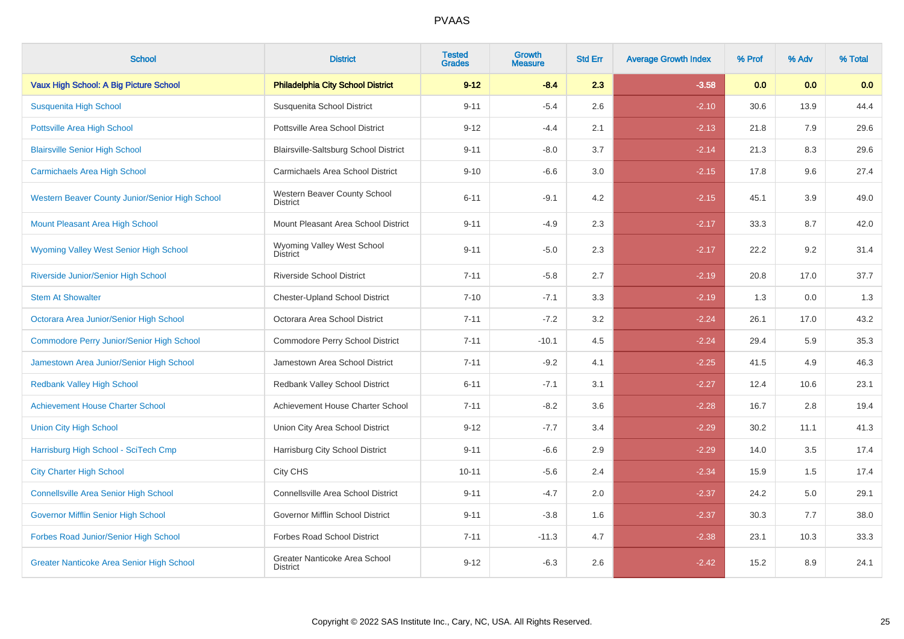# PVAAS

| School | District | Tested Grades | Growth Measure | Std Err | Average Growth Index | % Prof | % Adv | % Total |
|---|---|---|---|---|---|---|---|---|
| **Vaux High School: A Big Picture School** | **Philadelphia City School District** | **9-12** | **-8.4** | **2.3** | **-3.58** | **0.0** | **0.0** | **0.0** |
| Susquenita High School | Susquenita School District | 9-11 | -5.4 | 2.6 | -2.10 | 30.6 | 13.9 | 44.4 |
| Pottsville Area High School | Pottsville Area School District | 9-12 | -4.4 | 2.1 | -2.13 | 21.8 | 7.9 | 29.6 |
| Blairsville Senior High School | Blairsville-Saltsburg School District | 9-11 | -8.0 | 3.7 | -2.14 | 21.3 | 8.3 | 29.6 |
| Carmichaels Area High School | Carmichaels Area School District | 9-10 | -6.6 | 3.0 | -2.15 | 17.8 | 9.6 | 27.4 |
| Western Beaver County Junior/Senior High School | Western Beaver County School District | 6-11 | -9.1 | 4.2 | -2.15 | 45.1 | 3.9 | 49.0 |
| Mount Pleasant Area High School | Mount Pleasant Area School District | 9-11 | -4.9 | 2.3 | -2.17 | 33.3 | 8.7 | 42.0 |
| Wyoming Valley West Senior High School | Wyoming Valley West School District | 9-11 | -5.0 | 2.3 | -2.17 | 22.2 | 9.2 | 31.4 |
| Riverside Junior/Senior High School | Riverside School District | 7-11 | -5.8 | 2.7 | -2.19 | 20.8 | 17.0 | 37.7 |
| Stem At Showalter | Chester-Upland School District | 7-10 | -7.1 | 3.3 | -2.19 | 1.3 | 0.0 | 1.3 |
| Octorara Area Junior/Senior High School | Octorara Area School District | 7-11 | -7.2 | 3.2 | -2.24 | 26.1 | 17.0 | 43.2 |
| Commodore Perry Junior/Senior High School | Commodore Perry School District | 7-11 | -10.1 | 4.5 | -2.24 | 29.4 | 5.9 | 35.3 |
| Jamestown Area Junior/Senior High School | Jamestown Area School District | 7-11 | -9.2 | 4.1 | -2.25 | 41.5 | 4.9 | 46.3 |
| Redbank Valley High School | Redbank Valley School District | 6-11 | -7.1 | 3.1 | -2.27 | 12.4 | 10.6 | 23.1 |
| Achievement House Charter School | Achievement House Charter School | 7-11 | -8.2 | 3.6 | -2.28 | 16.7 | 2.8 | 19.4 |
| Union City High School | Union City Area School District | 9-12 | -7.7 | 3.4 | -2.29 | 30.2 | 11.1 | 41.3 |
| Harrisburg High School - SciTech Cmp | Harrisburg City School District | 9-11 | -6.6 | 2.9 | -2.29 | 14.0 | 3.5 | 17.4 |
| City Charter High School | City CHS | 10-11 | -5.6 | 2.4 | -2.34 | 15.9 | 1.5 | 17.4 |
| Connellsville Area Senior High School | Connellsville Area School District | 9-11 | -4.7 | 2.0 | -2.37 | 24.2 | 5.0 | 29.1 |
| Governor Mifflin Senior High School | Governor Mifflin School District | 9-11 | -3.8 | 1.6 | -2.37 | 30.3 | 7.7 | 38.0 |
| Forbes Road Junior/Senior High School | Forbes Road School District | 7-11 | -11.3 | 4.7 | -2.38 | 23.1 | 10.3 | 33.3 |
| Greater Nanticoke Area Senior High School | Greater Nanticoke Area School District | 9-12 | -6.3 | 2.6 | -2.42 | 15.2 | 8.9 | 24.1 |

Copyright © 2022 SAS Institute Inc., Cary, NC, USA. All Rights Reserved.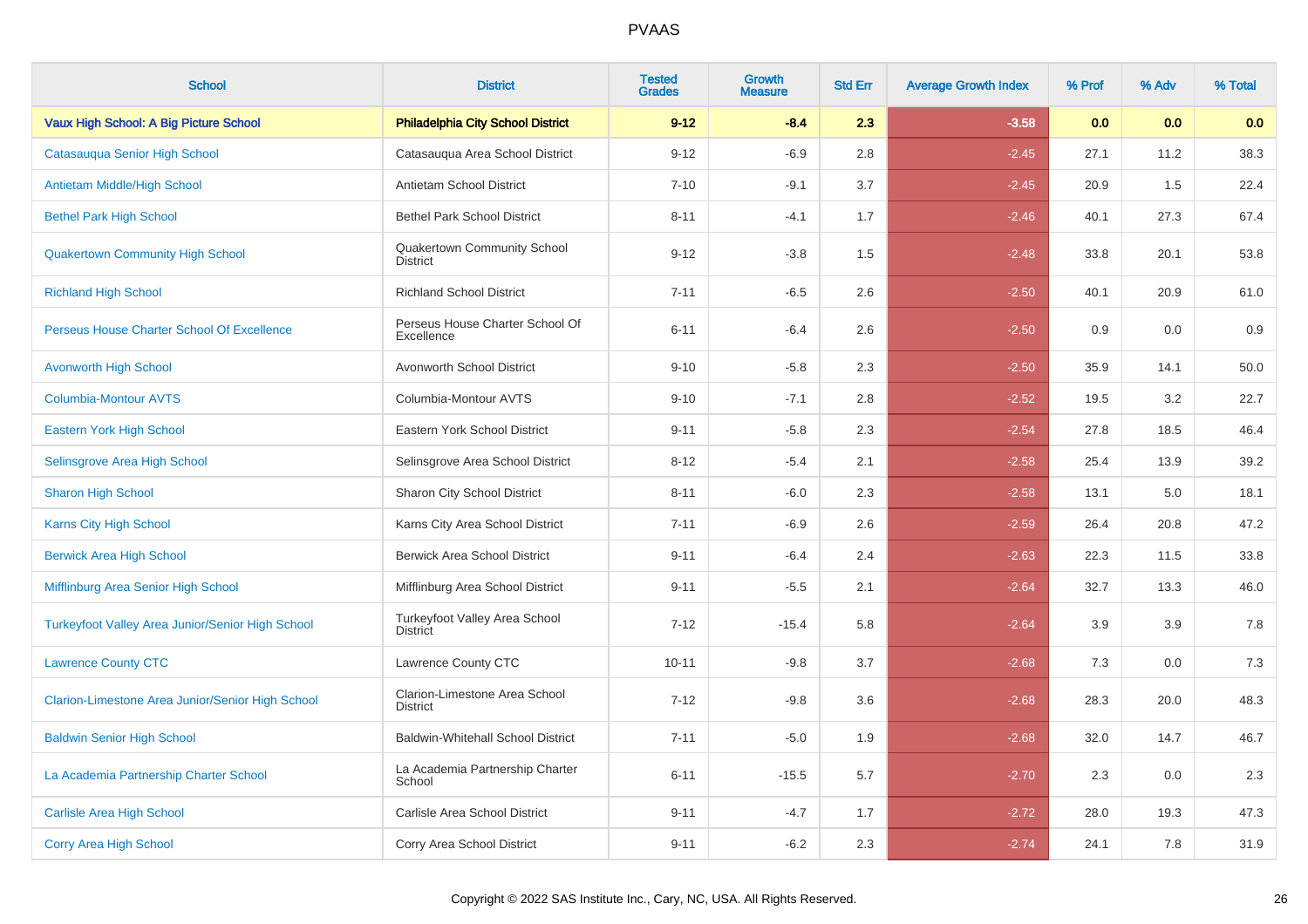# PVAAS

| School | District | Tested Grades | Growth Measure | Std Err | Average Growth Index | % Prof | % Adv | % Total |
|---|---|---|---|---|---|---|---|---|
| **Vaux High School: A Big Picture School** | **Philadelphia City School District** | **9-12** | **-8.4** | **2.3** | **-3.58** | **0.0** | **0.0** | **0.0** |
| Catasauqua Senior High School | Catasauqua Area School District | 9-12 | -6.9 | 2.8 | -2.45 | 27.1 | 11.2 | 38.3 |
| Antietam Middle/High School | Antietam School District | 7-10 | -9.1 | 3.7 | -2.45 | 20.9 | 1.5 | 22.4 |
| Bethel Park High School | Bethel Park School District | 8-11 | -4.1 | 1.7 | -2.46 | 40.1 | 27.3 | 67.4 |
| Quakertown Community High School | Quakertown Community School District | 9-12 | -3.8 | 1.5 | -2.48 | 33.8 | 20.1 | 53.8 |
| Richland High School | Richland School District | 7-11 | -6.5 | 2.6 | -2.50 | 40.1 | 20.9 | 61.0 |
| Perseus House Charter School Of Excellence | Perseus House Charter School Of Excellence | 6-11 | -6.4 | 2.6 | -2.50 | 0.9 | 0.0 | 0.9 |
| Avonworth High School | Avonworth School District | 9-10 | -5.8 | 2.3 | -2.50 | 35.9 | 14.1 | 50.0 |
| Columbia-Montour AVTS | Columbia-Montour AVTS | 9-10 | -7.1 | 2.8 | -2.52 | 19.5 | 3.2 | 22.7 |
| Eastern York High School | Eastern York School District | 9-11 | -5.8 | 2.3 | -2.54 | 27.8 | 18.5 | 46.4 |
| Selinsgrove Area High School | Selinsgrove Area School District | 8-12 | -5.4 | 2.1 | -2.58 | 25.4 | 13.9 | 39.2 |
| Sharon High School | Sharon City School District | 8-11 | -6.0 | 2.3 | -2.58 | 13.1 | 5.0 | 18.1 |
| Karns City High School | Karns City Area School District | 7-11 | -6.9 | 2.6 | -2.59 | 26.4 | 20.8 | 47.2 |
| Berwick Area High School | Berwick Area School District | 9-11 | -6.4 | 2.4 | -2.63 | 22.3 | 11.5 | 33.8 |
| Mifflinburg Area Senior High School | Mifflinburg Area School District | 9-11 | -5.5 | 2.1 | -2.64 | 32.7 | 13.3 | 46.0 |
| Turkeyfoot Valley Area Junior/Senior High School | Turkeyfoot Valley Area School District | 7-12 | -15.4 | 5.8 | -2.64 | 3.9 | 3.9 | 7.8 |
| Lawrence County CTC | Lawrence County CTC | 10-11 | -9.8 | 3.7 | -2.68 | 7.3 | 0.0 | 7.3 |
| Clarion-Limestone Area Junior/Senior High School | Clarion-Limestone Area School District | 7-12 | -9.8 | 3.6 | -2.68 | 28.3 | 20.0 | 48.3 |
| Baldwin Senior High School | Baldwin-Whitehall School District | 7-11 | -5.0 | 1.9 | -2.68 | 32.0 | 14.7 | 46.7 |
| La Academia Partnership Charter School | La Academia Partnership Charter School | 6-11 | -15.5 | 5.7 | -2.70 | 2.3 | 0.0 | 2.3 |
| Carlisle Area High School | Carlisle Area School District | 9-11 | -4.7 | 1.7 | -2.72 | 28.0 | 19.3 | 47.3 |
| Corry Area High School | Corry Area School District | 9-11 | -6.2 | 2.3 | -2.74 | 24.1 | 7.8 | 31.9 |

Copyright © 2022 SAS Institute Inc., Cary, NC, USA. All Rights Reserved.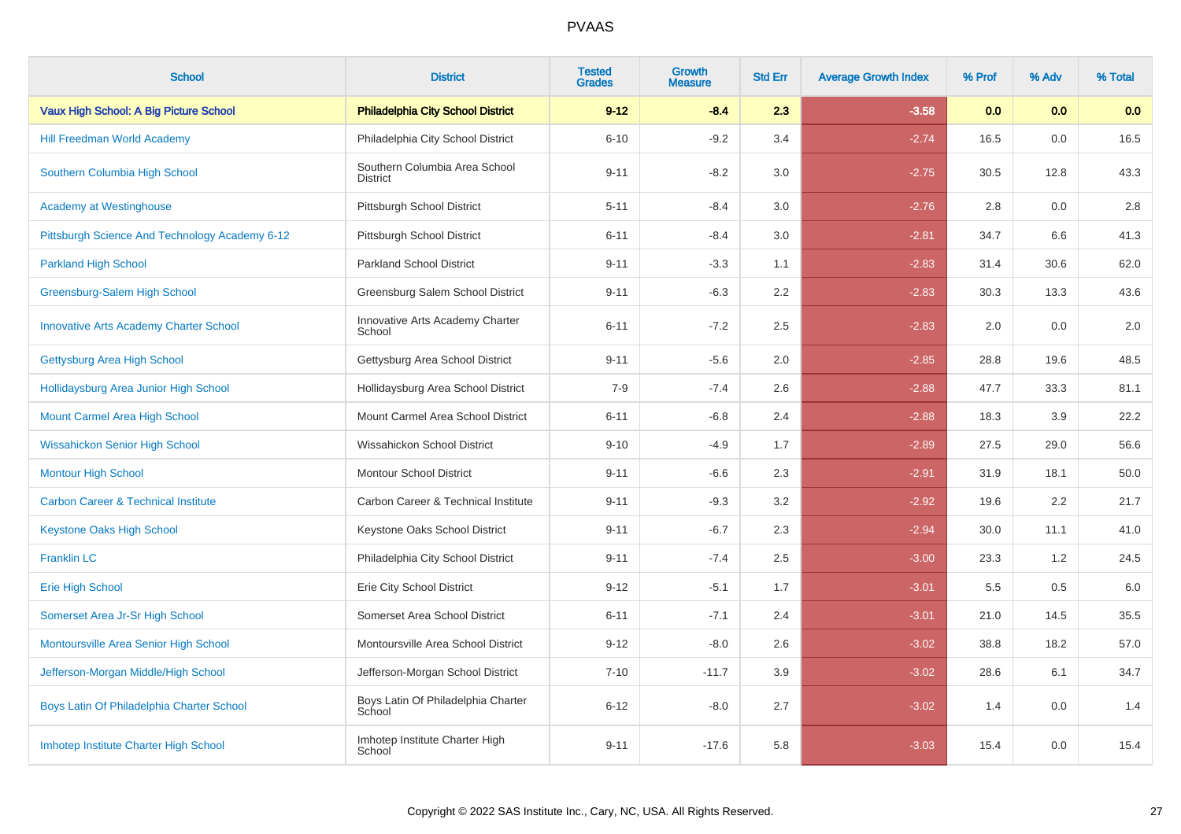| School | District | Tested Grades | Growth Measure | Std Err | Average Growth Index | % Prof | % Adv | % Total |
|---|---|---|---|---|---|---|---|---|
| **Vaux High School: A Big Picture School** | **Philadelphia City School District** | **9-12** | **-8.4** | **2.3** | **-3.58** | **0.0** | **0.0** | **0.0** |
| Hill Freedman World Academy | Philadelphia City School District | 6-10 | -9.2 | 3.4 | -2.74 | 16.5 | 0.0 | 16.5 |
| Southern Columbia High School | Southern Columbia Area School District | 9-11 | -8.2 | 3.0 | -2.75 | 30.5 | 12.8 | 43.3 |
| Academy at Westinghouse | Pittsburgh School District | 5-11 | -8.4 | 3.0 | -2.76 | 2.8 | 0.0 | 2.8 |
| Pittsburgh Science And Technology Academy 6-12 | Pittsburgh School District | 6-11 | -8.4 | 3.0 | -2.81 | 34.7 | 6.6 | 41.3 |
| Parkland High School | Parkland School District | 9-11 | -3.3 | 1.1 | -2.83 | 31.4 | 30.6 | 62.0 |
| Greensburg-Salem High School | Greensburg Salem School District | 9-11 | -6.3 | 2.2 | -2.83 | 30.3 | 13.3 | 43.6 |
| Innovative Arts Academy Charter School | Innovative Arts Academy Charter School | 6-11 | -7.2 | 2.5 | -2.83 | 2.0 | 0.0 | 2.0 |
| Gettysburg Area High School | Gettysburg Area School District | 9-11 | -5.6 | 2.0 | -2.85 | 28.8 | 19.6 | 48.5 |
| Hollidaysburg Area Junior High School | Hollidaysburg Area School District | 7-9 | -7.4 | 2.6 | -2.88 | 47.7 | 33.3 | 81.1 |
| Mount Carmel Area High School | Mount Carmel Area School District | 6-11 | -6.8 | 2.4 | -2.88 | 18.3 | 3.9 | 22.2 |
| Wissahickon Senior High School | Wissahickon School District | 9-10 | -4.9 | 1.7 | -2.89 | 27.5 | 29.0 | 56.6 |
| Montour High School | Montour School District | 9-11 | -6.6 | 2.3 | -2.91 | 31.9 | 18.1 | 50.0 |
| Carbon Career & Technical Institute | Carbon Career & Technical Institute | 9-11 | -9.3 | 3.2 | -2.92 | 19.6 | 2.2 | 21.7 |
| Keystone Oaks High School | Keystone Oaks School District | 9-11 | -6.7 | 2.3 | -2.94 | 30.0 | 11.1 | 41.0 |
| Franklin LC | Philadelphia City School District | 9-11 | -7.4 | 2.5 | -3.00 | 23.3 | 1.2 | 24.5 |
| Erie High School | Erie City School District | 9-12 | -5.1 | 1.7 | -3.01 | 5.5 | 0.5 | 6.0 |
| Somerset Area Jr-Sr High School | Somerset Area School District | 6-11 | -7.1 | 2.4 | -3.01 | 21.0 | 14.5 | 35.5 |
| Montoursville Area Senior High School | Montoursville Area School District | 9-12 | -8.0 | 2.6 | -3.02 | 38.8 | 18.2 | 57.0 |
| Jefferson-Morgan Middle/High School | Jefferson-Morgan School District | 7-10 | -11.7 | 3.9 | -3.02 | 28.6 | 6.1 | 34.7 |
| Boys Latin Of Philadelphia Charter School | Boys Latin Of Philadelphia Charter School | 6-12 | -8.0 | 2.7 | -3.02 | 1.4 | 0.0 | 1.4 |
| Imhotep Institute Charter High School | Imhotep Institute Charter High School | 9-11 | -17.6 | 5.8 | -3.03 | 15.4 | 0.0 | 15.4 |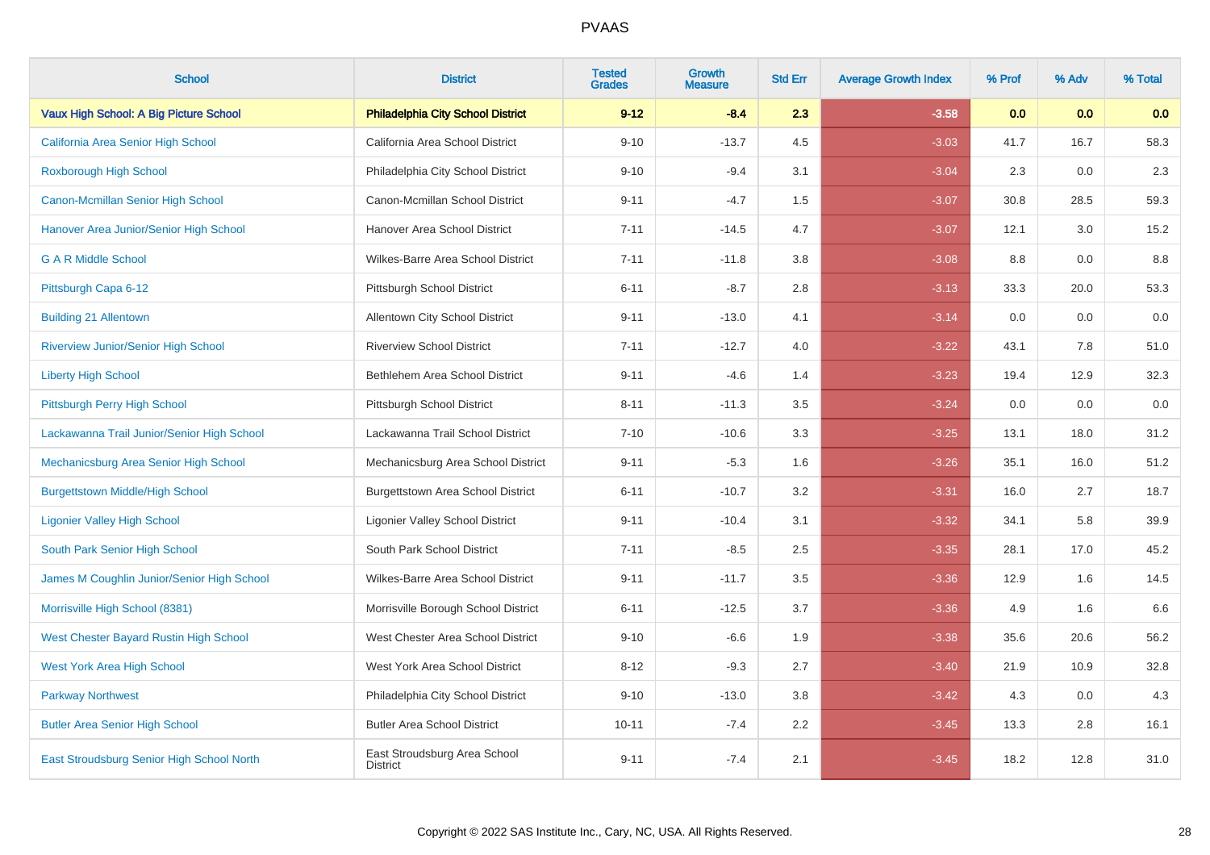# PVAAS

| School | District | Tested Grades | Growth Measure | Std Err | Average Growth Index | % Prof | % Adv | % Total |
|---|---|---|---|---|---|---|---|---|
| **Vaux High School: A Big Picture School** | **Philadelphia City School District** | **9-12** | **-8.4** | **2.3** | **-3.58** | **0.0** | **0.0** | **0.0** |
| California Area Senior High School | California Area School District | 9-10 | -13.7 | 4.5 | -3.03 | 41.7 | 16.7 | 58.3 |
| Roxborough High School | Philadelphia City School District | 9-10 | -9.4 | 3.1 | -3.04 | 2.3 | 0.0 | 2.3 |
| Canon-Mcmillan Senior High School | Canon-Mcmillan School District | 9-11 | -4.7 | 1.5 | -3.07 | 30.8 | 28.5 | 59.3 |
| Hanover Area Junior/Senior High School | Hanover Area School District | 7-11 | -14.5 | 4.7 | -3.07 | 12.1 | 3.0 | 15.2 |
| G A R Middle School | Wilkes-Barre Area School District | 7-11 | -11.8 | 3.8 | -3.08 | 8.8 | 0.0 | 8.8 |
| Pittsburgh Capa 6-12 | Pittsburgh School District | 6-11 | -8.7 | 2.8 | -3.13 | 33.3 | 20.0 | 53.3 |
| Building 21 Allentown | Allentown City School District | 9-11 | -13.0 | 4.1 | -3.14 | 0.0 | 0.0 | 0.0 |
| Riverview Junior/Senior High School | Riverview School District | 7-11 | -12.7 | 4.0 | -3.22 | 43.1 | 7.8 | 51.0 |
| Liberty High School | Bethlehem Area School District | 9-11 | -4.6 | 1.4 | -3.23 | 19.4 | 12.9 | 32.3 |
| Pittsburgh Perry High School | Pittsburgh School District | 8-11 | -11.3 | 3.5 | -3.24 | 0.0 | 0.0 | 0.0 |
| Lackawanna Trail Junior/Senior High School | Lackawanna Trail School District | 7-10 | -10.6 | 3.3 | -3.25 | 13.1 | 18.0 | 31.2 |
| Mechanicsburg Area Senior High School | Mechanicsburg Area School District | 9-11 | -5.3 | 1.6 | -3.26 | 35.1 | 16.0 | 51.2 |
| Burgettstown Middle/High School | Burgettstown Area School District | 6-11 | -10.7 | 3.2 | -3.31 | 16.0 | 2.7 | 18.7 |
| Ligonier Valley High School | Ligonier Valley School District | 9-11 | -10.4 | 3.1 | -3.32 | 34.1 | 5.8 | 39.9 |
| South Park Senior High School | South Park School District | 7-11 | -8.5 | 2.5 | -3.35 | 28.1 | 17.0 | 45.2 |
| James M Coughlin Junior/Senior High School | Wilkes-Barre Area School District | 9-11 | -11.7 | 3.5 | -3.36 | 12.9 | 1.6 | 14.5 |
| Morrisville High School (8381) | Morrisville Borough School District | 6-11 | -12.5 | 3.7 | -3.36 | 4.9 | 1.6 | 6.6 |
| West Chester Bayard Rustin High School | West Chester Area School District | 9-10 | -6.6 | 1.9 | -3.38 | 35.6 | 20.6 | 56.2 |
| West York Area High School | West York Area School District | 8-12 | -9.3 | 2.7 | -3.40 | 21.9 | 10.9 | 32.8 |
| Parkway Northwest | Philadelphia City School District | 9-10 | -13.0 | 3.8 | -3.42 | 4.3 | 0.0 | 4.3 |
| Butler Area Senior High School | Butler Area School District | 10-11 | -7.4 | 2.2 | -3.45 | 13.3 | 2.8 | 16.1 |
| East Stroudsburg Senior High School North | East Stroudsburg Area School District | 9-11 | -7.4 | 2.1 | -3.45 | 18.2 | 12.8 | 31.0 |

Copyright © 2022 SAS Institute Inc., Cary, NC, USA. All Rights Reserved.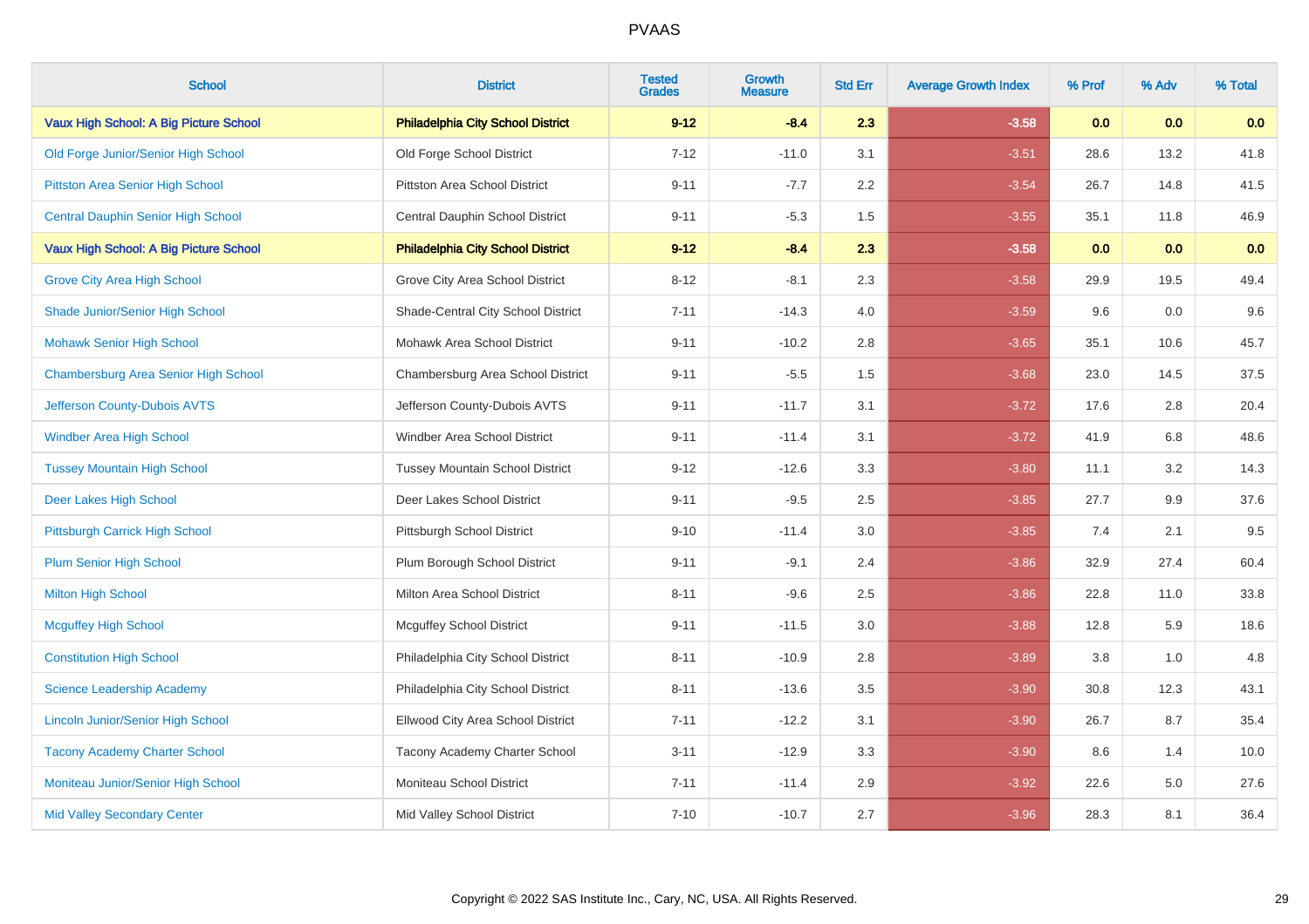# PVAAS

| School | District | Tested Grades | Growth Measure | Std Err | Average Growth Index | % Prof | % Adv | % Total |
|---|---|---|---|---|---|---|---|---|
| **Vaux High School: A Big Picture School** | **Philadelphia City School District** | **9-12** | **-8.4** | **2.3** | **-3.58** | **0.0** | **0.0** | **0.0** |
| Old Forge Junior/Senior High School | Old Forge School District | 7-12 | -11.0 | 3.1 | -3.51 | 28.6 | 13.2 | 41.8 |
| Pittston Area Senior High School | Pittston Area School District | 9-11 | -7.7 | 2.2 | -3.54 | 26.7 | 14.8 | 41.5 |
| Central Dauphin Senior High School | Central Dauphin School District | 9-11 | -5.3 | 1.5 | -3.55 | 35.1 | 11.8 | 46.9 |
| **Vaux High School: A Big Picture School** | **Philadelphia City School District** | **9-12** | **-8.4** | **2.3** | **-3.58** | **0.0** | **0.0** | **0.0** |
| Grove City Area High School | Grove City Area School District | 8-12 | -8.1 | 2.3 | -3.58 | 29.9 | 19.5 | 49.4 |
| Shade Junior/Senior High School | Shade-Central City School District | 7-11 | -14.3 | 4.0 | -3.59 | 9.6 | 0.0 | 9.6 |
| Mohawk Senior High School | Mohawk Area School District | 9-11 | -10.2 | 2.8 | -3.65 | 35.1 | 10.6 | 45.7 |
| Chambersburg Area Senior High School | Chambersburg Area School District | 9-11 | -5.5 | 1.5 | -3.68 | 23.0 | 14.5 | 37.5 |
| Jefferson County-Dubois AVTS | Jefferson County-Dubois AVTS | 9-11 | -11.7 | 3.1 | -3.72 | 17.6 | 2.8 | 20.4 |
| Windber Area High School | Windber Area School District | 9-11 | -11.4 | 3.1 | -3.72 | 41.9 | 6.8 | 48.6 |
| Tussey Mountain High School | Tussey Mountain School District | 9-12 | -12.6 | 3.3 | -3.80 | 11.1 | 3.2 | 14.3 |
| Deer Lakes High School | Deer Lakes School District | 9-11 | -9.5 | 2.5 | -3.85 | 27.7 | 9.9 | 37.6 |
| Pittsburgh Carrick High School | Pittsburgh School District | 9-10 | -11.4 | 3.0 | -3.85 | 7.4 | 2.1 | 9.5 |
| Plum Senior High School | Plum Borough School District | 9-11 | -9.1 | 2.4 | -3.86 | 32.9 | 27.4 | 60.4 |
| Milton High School | Milton Area School District | 8-11 | -9.6 | 2.5 | -3.86 | 22.8 | 11.0 | 33.8 |
| Mcguffey High School | Mcguffey School District | 9-11 | -11.5 | 3.0 | -3.88 | 12.8 | 5.9 | 18.6 |
| Constitution High School | Philadelphia City School District | 8-11 | -10.9 | 2.8 | -3.89 | 3.8 | 1.0 | 4.8 |
| Science Leadership Academy | Philadelphia City School District | 8-11 | -13.6 | 3.5 | -3.90 | 30.8 | 12.3 | 43.1 |
| Lincoln Junior/Senior High School | Ellwood City Area School District | 7-11 | -12.2 | 3.1 | -3.90 | 26.7 | 8.7 | 35.4 |
| Tacony Academy Charter School | Tacony Academy Charter School | 3-11 | -12.9 | 3.3 | -3.90 | 8.6 | 1.4 | 10.0 |
| Moniteau Junior/Senior High School | Moniteau School District | 7-11 | -11.4 | 2.9 | -3.92 | 22.6 | 5.0 | 27.6 |
| Mid Valley Secondary Center | Mid Valley School District | 7-10 | -10.7 | 2.7 | -3.96 | 28.3 | 8.1 | 36.4 |

Copyright © 2022 SAS Institute Inc., Cary, NC, USA. All Rights Reserved.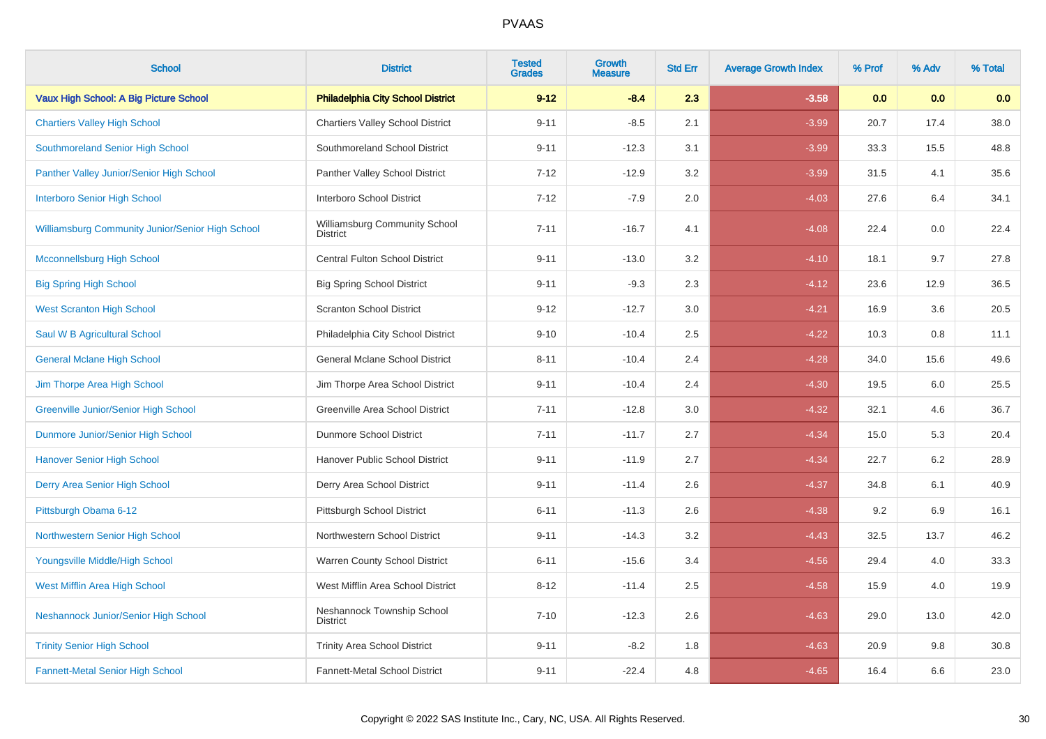# PVAAS

| School | District | Tested Grades | Growth Measure | Std Err | Average Growth Index | % Prof | % Adv | % Total |
|---|---|---|---|---|---|---|---|---|
| **Vaux High School: A Big Picture School** | **Philadelphia City School District** | **9-12** | **-8.4** | **2.3** | **-3.58** | **0.0** | **0.0** | **0.0** |
| Chartiers Valley High School | Chartiers Valley School District | 9-11 | -8.5 | 2.1 | -3.99 | 20.7 | 17.4 | 38.0 |
| Southmoreland Senior High School | Southmoreland School District | 9-11 | -12.3 | 3.1 | -3.99 | 33.3 | 15.5 | 48.8 |
| Panther Valley Junior/Senior High School | Panther Valley School District | 7-12 | -12.9 | 3.2 | -3.99 | 31.5 | 4.1 | 35.6 |
| Interboro Senior High School | Interboro School District | 7-12 | -7.9 | 2.0 | -4.03 | 27.6 | 6.4 | 34.1 |
| Williamsburg Community Junior/Senior High School | Williamsburg Community School District | 7-11 | -16.7 | 4.1 | -4.08 | 22.4 | 0.0 | 22.4 |
| Mcconnellsburg High School | Central Fulton School District | 9-11 | -13.0 | 3.2 | -4.10 | 18.1 | 9.7 | 27.8 |
| Big Spring High School | Big Spring School District | 9-11 | -9.3 | 2.3 | -4.12 | 23.6 | 12.9 | 36.5 |
| West Scranton High School | Scranton School District | 9-12 | -12.7 | 3.0 | -4.21 | 16.9 | 3.6 | 20.5 |
| Saul W B Agricultural School | Philadelphia City School District | 9-10 | -10.4 | 2.5 | -4.22 | 10.3 | 0.8 | 11.1 |
| General Mclane High School | General Mclane School District | 8-11 | -10.4 | 2.4 | -4.28 | 34.0 | 15.6 | 49.6 |
| Jim Thorpe Area High School | Jim Thorpe Area School District | 9-11 | -10.4 | 2.4 | -4.30 | 19.5 | 6.0 | 25.5 |
| Greenville Junior/Senior High School | Greenville Area School District | 7-11 | -12.8 | 3.0 | -4.32 | 32.1 | 4.6 | 36.7 |
| Dunmore Junior/Senior High School | Dunmore School District | 7-11 | -11.7 | 2.7 | -4.34 | 15.0 | 5.3 | 20.4 |
| Hanover Senior High School | Hanover Public School District | 9-11 | -11.9 | 2.7 | -4.34 | 22.7 | 6.2 | 28.9 |
| Derry Area Senior High School | Derry Area School District | 9-11 | -11.4 | 2.6 | -4.37 | 34.8 | 6.1 | 40.9 |
| Pittsburgh Obama 6-12 | Pittsburgh School District | 6-11 | -11.3 | 2.6 | -4.38 | 9.2 | 6.9 | 16.1 |
| Northwestern Senior High School | Northwestern School District | 9-11 | -14.3 | 3.2 | -4.43 | 32.5 | 13.7 | 46.2 |
| Youngsville Middle/High School | Warren County School District | 6-11 | -15.6 | 3.4 | -4.56 | 29.4 | 4.0 | 33.3 |
| West Mifflin Area High School | West Mifflin Area School District | 8-12 | -11.4 | 2.5 | -4.58 | 15.9 | 4.0 | 19.9 |
| Neshannock Junior/Senior High School | Neshannock Township School District | 7-10 | -12.3 | 2.6 | -4.63 | 29.0 | 13.0 | 42.0 |
| Trinity Senior High School | Trinity Area School District | 9-11 | -8.2 | 1.8 | -4.63 | 20.9 | 9.8 | 30.8 |
| Fannett-Metal Senior High School | Fannett-Metal School District | 9-11 | -22.4 | 4.8 | -4.65 | 16.4 | 6.6 | 23.0 |

Copyright © 2022 SAS Institute Inc., Cary, NC, USA. All Rights Reserved.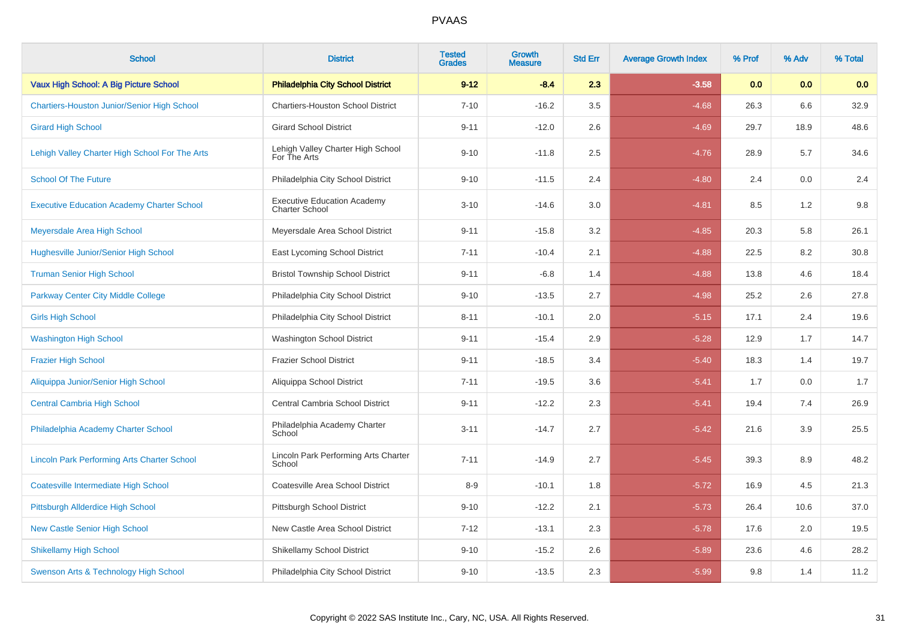| School | District | Tested Grades | Growth Measure | Std Err | Average Growth Index | % Prof | % Adv | % Total |
|---|---|---|---|---|---|---|---|---|
| **Vaux High School: A Big Picture School** | **Philadelphia City School District** | **9-12** | **-8.4** | **2.3** | **-3.58** | **0.0** | **0.0** | **0.0** |
| Chartiers-Houston Junior/Senior High School | Chartiers-Houston School District | 7-10 | -16.2 | 3.5 | -4.68 | 26.3 | 6.6 | 32.9 |
| Girard High School | Girard School District | 9-11 | -12.0 | 2.6 | -4.69 | 29.7 | 18.9 | 48.6 |
| Lehigh Valley Charter High School For The Arts | Lehigh Valley Charter High School For The Arts | 9-10 | -11.8 | 2.5 | -4.76 | 28.9 | 5.7 | 34.6 |
| School Of The Future | Philadelphia City School District | 9-10 | -11.5 | 2.4 | -4.80 | 2.4 | 0.0 | 2.4 |
| Executive Education Academy Charter School | Executive Education Academy Charter School | 3-10 | -14.6 | 3.0 | -4.81 | 8.5 | 1.2 | 9.8 |
| Meyersdale Area High School | Meyersdale Area School District | 9-11 | -15.8 | 3.2 | -4.85 | 20.3 | 5.8 | 26.1 |
| Hughesville Junior/Senior High School | East Lycoming School District | 7-11 | -10.4 | 2.1 | -4.88 | 22.5 | 8.2 | 30.8 |
| Truman Senior High School | Bristol Township School District | 9-11 | -6.8 | 1.4 | -4.88 | 13.8 | 4.6 | 18.4 |
| Parkway Center City Middle College | Philadelphia City School District | 9-10 | -13.5 | 2.7 | -4.98 | 25.2 | 2.6 | 27.8 |
| Girls High School | Philadelphia City School District | 8-11 | -10.1 | 2.0 | -5.15 | 17.1 | 2.4 | 19.6 |
| Washington High School | Washington School District | 9-11 | -15.4 | 2.9 | -5.28 | 12.9 | 1.7 | 14.7 |
| Frazier High School | Frazier School District | 9-11 | -18.5 | 3.4 | -5.40 | 18.3 | 1.4 | 19.7 |
| Aliquippa Junior/Senior High School | Aliquippa School District | 7-11 | -19.5 | 3.6 | -5.41 | 1.7 | 0.0 | 1.7 |
| Central Cambria High School | Central Cambria School District | 9-11 | -12.2 | 2.3 | -5.41 | 19.4 | 7.4 | 26.9 |
| Philadelphia Academy Charter School | Philadelphia Academy Charter School | 3-11 | -14.7 | 2.7 | -5.42 | 21.6 | 3.9 | 25.5 |
| Lincoln Park Performing Arts Charter School | Lincoln Park Performing Arts Charter School | 7-11 | -14.9 | 2.7 | -5.45 | 39.3 | 8.9 | 48.2 |
| Coatesville Intermediate High School | Coatesville Area School District | 8-9 | -10.1 | 1.8 | -5.72 | 16.9 | 4.5 | 21.3 |
| Pittsburgh Allderdice High School | Pittsburgh School District | 9-10 | -12.2 | 2.1 | -5.73 | 26.4 | 10.6 | 37.0 |
| New Castle Senior High School | New Castle Area School District | 7-12 | -13.1 | 2.3 | -5.78 | 17.6 | 2.0 | 19.5 |
| Shikellamy High School | Shikellamy School District | 9-10 | -15.2 | 2.6 | -5.89 | 23.6 | 4.6 | 28.2 |
| Swenson Arts & Technology High School | Philadelphia City School District | 9-10 | -13.5 | 2.3 | -5.99 | 9.8 | 1.4 | 11.2 |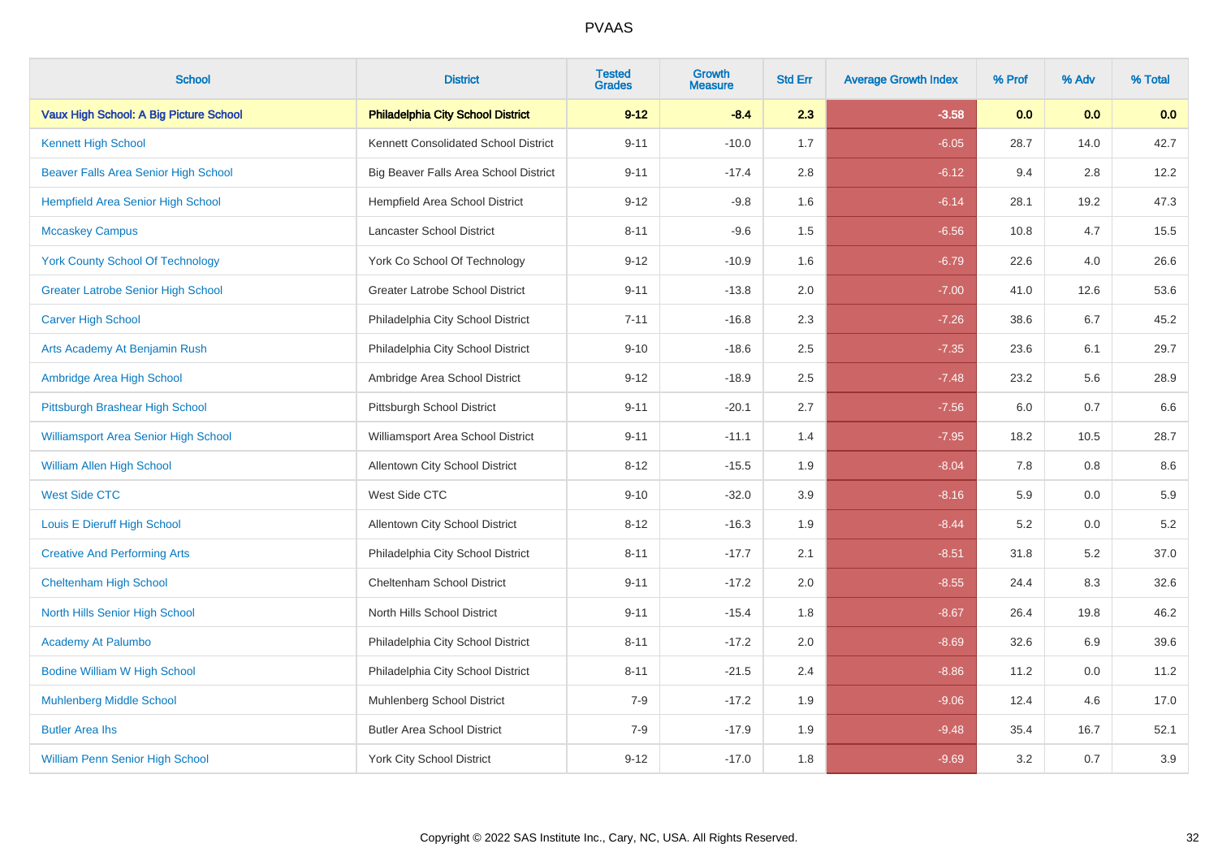# PVAAS

| School | District | Tested Grades | Growth Measure | Std Err | Average Growth Index | % Prof | % Adv | % Total |
|---|---|---|---|---|---|---|---|---|
| **Vaux High School: A Big Picture School** | **Philadelphia City School District** | **9-12** | **-8.4** | **2.3** | **-3.58** | **0.0** | **0.0** | **0.0** |
| Kennett High School | Kennett Consolidated School District | 9-11 | -10.0 | 1.7 | -6.05 | 28.7 | 14.0 | 42.7 |
| Beaver Falls Area Senior High School | Big Beaver Falls Area School District | 9-11 | -17.4 | 2.8 | -6.12 | 9.4 | 2.8 | 12.2 |
| Hempfield Area Senior High School | Hempfield Area School District | 9-12 | -9.8 | 1.6 | -6.14 | 28.1 | 19.2 | 47.3 |
| Mccaskey Campus | Lancaster School District | 8-11 | -9.6 | 1.5 | -6.56 | 10.8 | 4.7 | 15.5 |
| York County School Of Technology | York Co School Of Technology | 9-12 | -10.9 | 1.6 | -6.79 | 22.6 | 4.0 | 26.6 |
| Greater Latrobe Senior High School | Greater Latrobe School District | 9-11 | -13.8 | 2.0 | -7.00 | 41.0 | 12.6 | 53.6 |
| Carver High School | Philadelphia City School District | 7-11 | -16.8 | 2.3 | -7.26 | 38.6 | 6.7 | 45.2 |
| Arts Academy At Benjamin Rush | Philadelphia City School District | 9-10 | -18.6 | 2.5 | -7.35 | 23.6 | 6.1 | 29.7 |
| Ambridge Area High School | Ambridge Area School District | 9-12 | -18.9 | 2.5 | -7.48 | 23.2 | 5.6 | 28.9 |
| Pittsburgh Brashear High School | Pittsburgh School District | 9-11 | -20.1 | 2.7 | -7.56 | 6.0 | 0.7 | 6.6 |
| Williamsport Area Senior High School | Williamsport Area School District | 9-11 | -11.1 | 1.4 | -7.95 | 18.2 | 10.5 | 28.7 |
| William Allen High School | Allentown City School District | 8-12 | -15.5 | 1.9 | -8.04 | 7.8 | 0.8 | 8.6 |
| West Side CTC | West Side CTC | 9-10 | -32.0 | 3.9 | -8.16 | 5.9 | 0.0 | 5.9 |
| Louis E Dieruff High School | Allentown City School District | 8-12 | -16.3 | 1.9 | -8.44 | 5.2 | 0.0 | 5.2 |
| Creative And Performing Arts | Philadelphia City School District | 8-11 | -17.7 | 2.1 | -8.51 | 31.8 | 5.2 | 37.0 |
| Cheltenham High School | Cheltenham School District | 9-11 | -17.2 | 2.0 | -8.55 | 24.4 | 8.3 | 32.6 |
| North Hills Senior High School | North Hills School District | 9-11 | -15.4 | 1.8 | -8.67 | 26.4 | 19.8 | 46.2 |
| Academy At Palumbo | Philadelphia City School District | 8-11 | -17.2 | 2.0 | -8.69 | 32.6 | 6.9 | 39.6 |
| Bodine William W High School | Philadelphia City School District | 8-11 | -21.5 | 2.4 | -8.86 | 11.2 | 0.0 | 11.2 |
| Muhlenberg Middle School | Muhlenberg School District | 7-9 | -17.2 | 1.9 | -9.06 | 12.4 | 4.6 | 17.0 |
| Butler Area Ihs | Butler Area School District | 7-9 | -17.9 | 1.9 | -9.48 | 35.4 | 16.7 | 52.1 |
| William Penn Senior High School | York City School District | 9-12 | -17.0 | 1.8 | -9.69 | 3.2 | 0.7 | 3.9 |

Copyright © 2022 SAS Institute Inc., Cary, NC, USA. All Rights Reserved.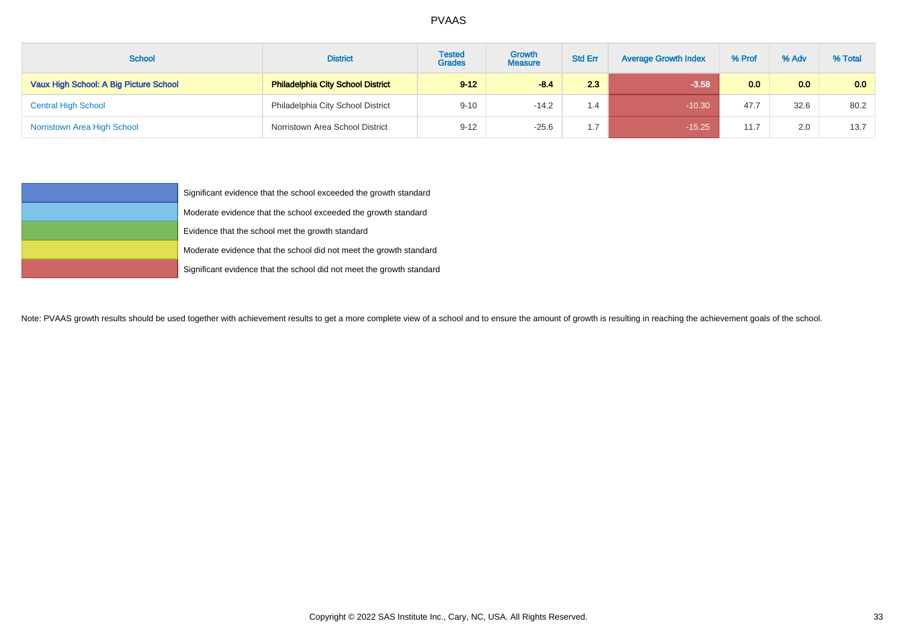# PVAAS

| School | District | Tested Grades | Growth Measure | Std Err | Average Growth Index | % Prof | % Adv | % Total |
|---|---|---|---|---|---|---|---|---|
| **Vaux High School: A Big Picture School** | **Philadelphia City School District** | **9-12** | **-8.4** | **2.3** | **-3.58** | **0.0** | **0.0** | **0.0** |
| Central High School | Philadelphia City School District | 9-10 | -14.2 | 1.4 | -10.30 | 47.7 | 32.6 | 80.2 |
| Norristown Area High School | Norristown Area School District | 9-12 | -25.6 | 1.7 | -15.25 | 11.7 | 2.0 | 13.7 |

Significant evidence that the school exceeded the growth standard

Moderate evidence that the school exceeded the growth standard

Evidence that the school met the growth standard

Moderate evidence that the school did not meet the growth standard

Significant evidence that the school did not meet the growth standard

Note: PVAAS growth results should be used together with achievement results to get a more complete view of a school and to ensure the amount of growth is resulting in reaching the achievement goals of the school.

Copyright © 2022 SAS Institute Inc., Cary, NC, USA. All Rights Reserved.